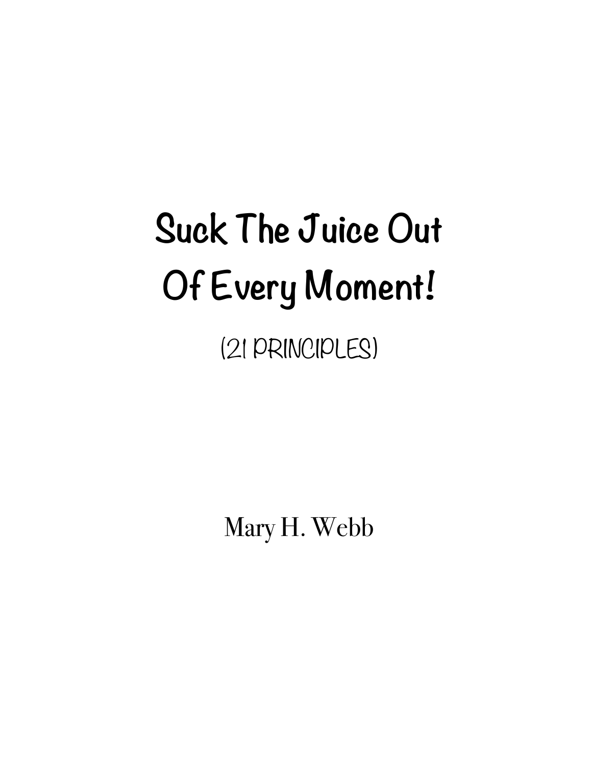# Suck The Juice Out Of Every Moment!

(21 PRINCIPLES)

Mary H. Webb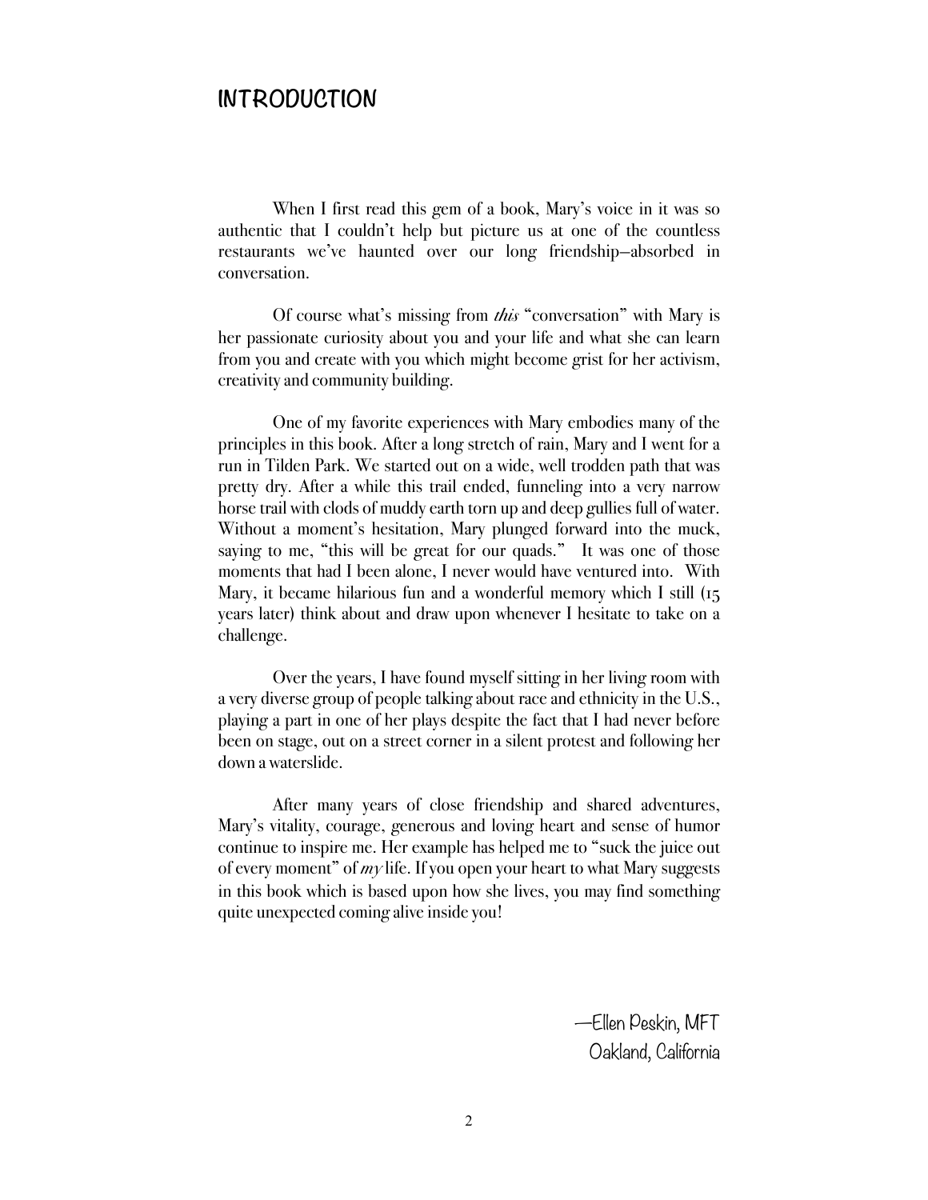# INTRODUCTION

When I first read this gem of a book, Mary's voice in it was so authentic that I couldn't help but picture us at one of the countless restaurants we've haunted over our long friendship—absorbed in conversation.

Of course what's missing from *this* "conversation" with Mary is her passionate curiosity about you and your life and what she can learn from you and create with you which might become grist for her activism, creativity and community building.

One of my favorite experiences with Mary embodies many of the principles in this book. After a long stretch of rain, Mary and I went for a run in Tilden Park. We started out on a wide, well trodden path that was pretty dry. After a while this trail ended, funneling into a very narrow horse trail with clods of muddy earth torn up and deep gullies full of water. Without a moment's hesitation, Mary plunged forward into the muck, saying to me, "this will be great for our quads." It was one of those moments that had I been alone, I never would have ventured into. With Mary, it became hilarious fun and a wonderful memory which I still (15 years later) think about and draw upon whenever I hesitate to take on a challenge.

Over the years, I have found myself sitting in her living room with a very diverse group of people talking about race and ethnicity in the U.S., playing a part in one of her plays despite the fact that I had never before been on stage, out on a street corner in a silent protest and following her down a waterslide.

After many years of close friendship and shared adventures, Mary's vitality, courage, generous and loving heart and sense of humor continue to inspire me. Her example has helped me to "suck the juice out of every moment" of *my* life. If you open your heart to what Mary suggests in this book which is based upon how she lives, you may find something quite unexpected coming alive inside you!

—Ellen Peskin, MFT
Oakland, California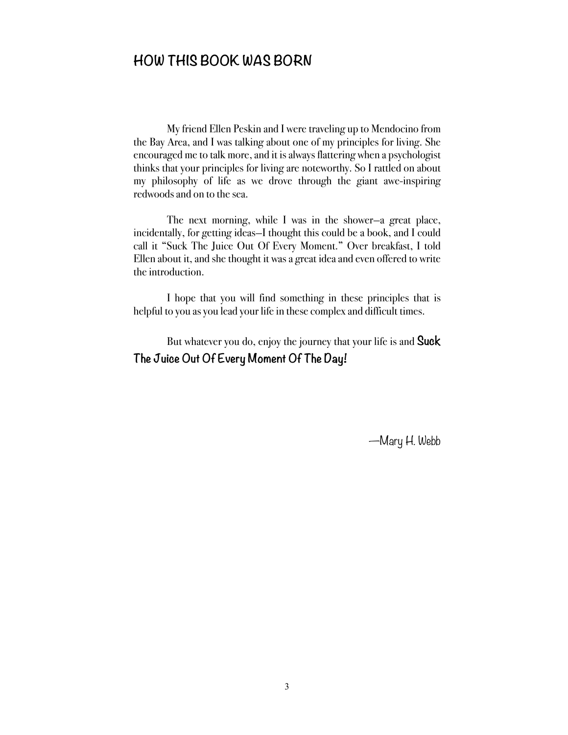# HOW THIS BOOK WAS BORN

My friend Ellen Peskin and I were traveling up to Mendocino from the Bay Area, and I was talking about one of my principles for living. She encouraged me to talk more, and it is always flattering when a psychologist thinks that your principles for living are noteworthy. So I rattled on about my philosophy of life as we drove through the giant awe-inspiring redwoods and on to the sea.

The next morning, while I was in the shower—a great place, incidentally, for getting ideas—I thought this could be a book, and I could call it "Suck The Juice Out Of Every Moment." Over breakfast, I told Ellen about it, and she thought it was a great idea and even offered to write the introduction.

I hope that you will find something in these principles that is helpful to you as you lead your life in these complex and difficult times.

But whatever you do, enjoy the journey that your life is and **Suck The Juice Out Of Every Moment Of The Day!**

—Mary H. Webb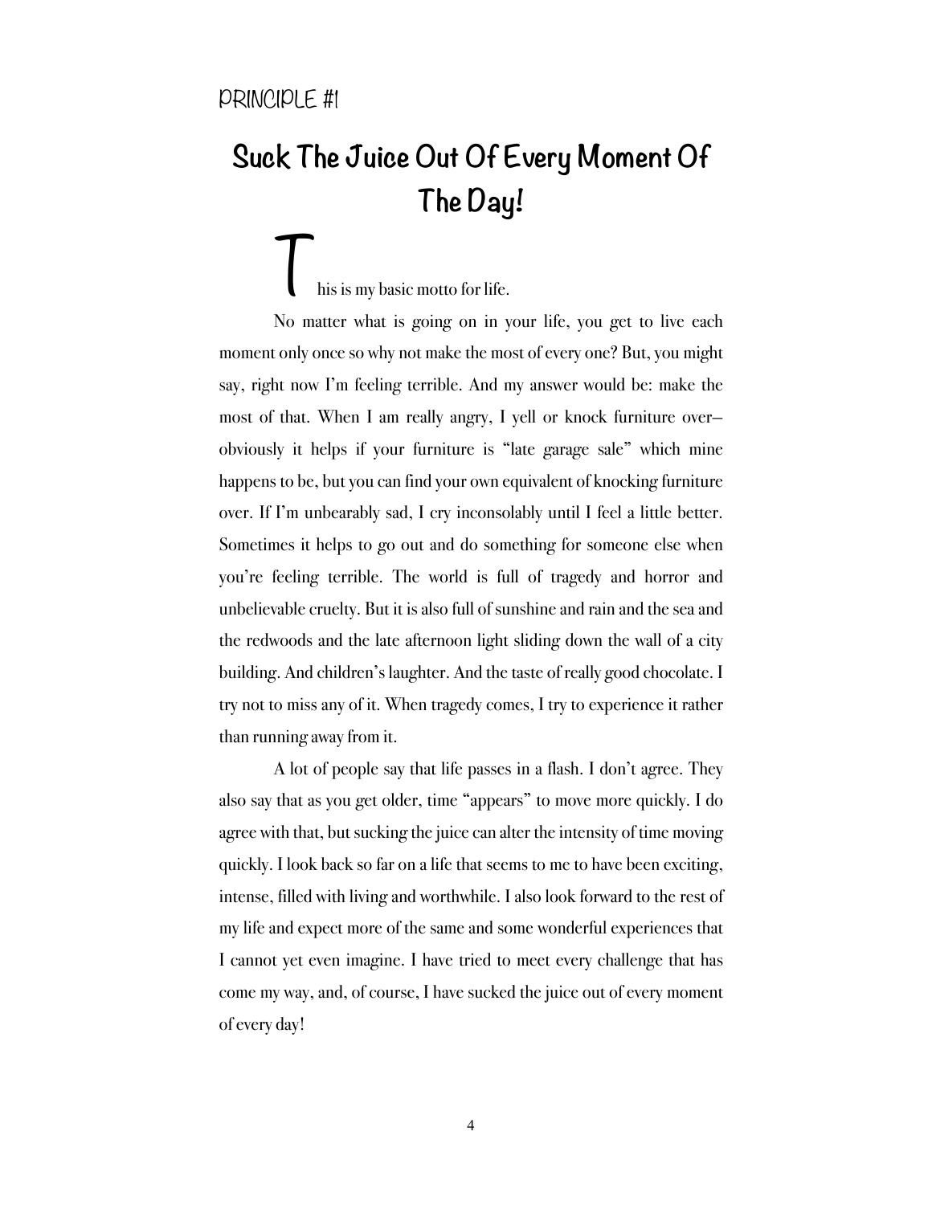PRINCIPLE #1

# Suck The Juice Out Of Every Moment Of The Day!

This is my basic motto for life.

No matter what is going on in your life, you get to live each moment only once so why not make the most of every one? But, you might say, right now I'm feeling terrible. And my answer would be: make the most of that. When I am really angry, I yell or knock furniture over—obviously it helps if your furniture is "late garage sale" which mine happens to be, but you can find your own equivalent of knocking furniture over. If I'm unbearably sad, I cry inconsolably until I feel a little better. Sometimes it helps to go out and do something for someone else when you're feeling terrible. The world is full of tragedy and horror and unbelievable cruelty. But it is also full of sunshine and rain and the sea and the redwoods and the late afternoon light sliding down the wall of a city building. And children's laughter. And the taste of really good chocolate. I try not to miss any of it. When tragedy comes, I try to experience it rather than running away from it.

A lot of people say that life passes in a flash. I don't agree. They also say that as you get older, time "appears" to move more quickly. I do agree with that, but sucking the juice can alter the intensity of time moving quickly. I look back so far on a life that seems to me to have been exciting, intense, filled with living and worthwhile. I also look forward to the rest of my life and expect more of the same and some wonderful experiences that I cannot yet even imagine. I have tried to meet every challenge that has come my way, and, of course, I have sucked the juice out of every moment of every day!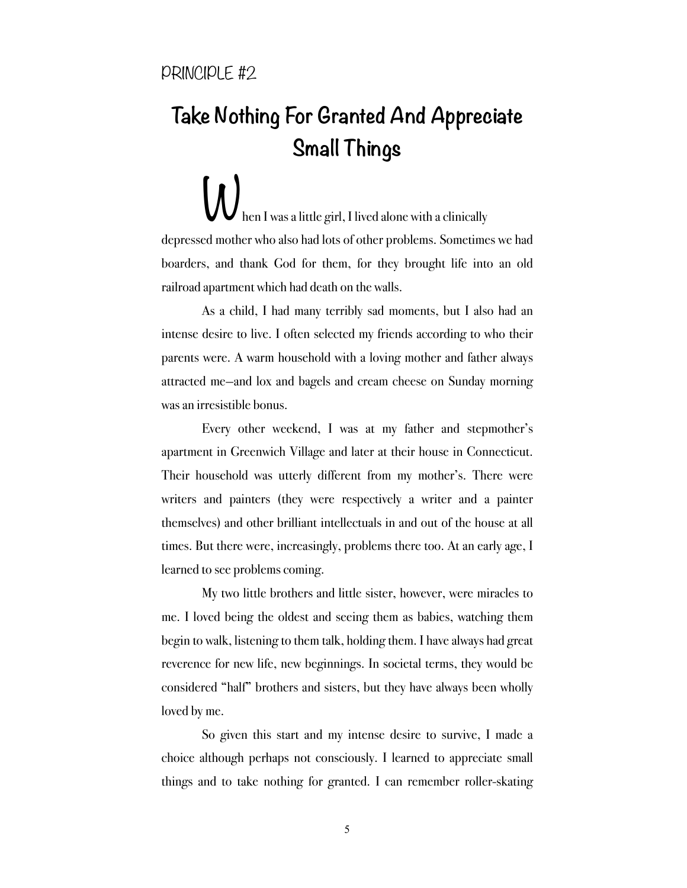PRINCIPLE #2

# Take Nothing For Granted And Appreciate Small Things

When I was a little girl, I lived alone with a clinically depressed mother who also had lots of other problems. Sometimes we had boarders, and thank God for them, for they brought life into an old railroad apartment which had death on the walls.

As a child, I had many terribly sad moments, but I also had an intense desire to live. I often selected my friends according to who their parents were. A warm household with a loving mother and father always attracted me—and lox and bagels and cream cheese on Sunday morning was an irresistible bonus.

Every other weekend, I was at my father and stepmother's apartment in Greenwich Village and later at their house in Connecticut. Their household was utterly different from my mother's. There were writers and painters (they were respectively a writer and a painter themselves) and other brilliant intellectuals in and out of the house at all times. But there were, increasingly, problems there too. At an early age, I learned to see problems coming.

My two little brothers and little sister, however, were miracles to me. I loved being the oldest and seeing them as babies, watching them begin to walk, listening to them talk, holding them. I have always had great reverence for new life, new beginnings. In societal terms, they would be considered "half" brothers and sisters, but they have always been wholly loved by me.

So given this start and my intense desire to survive, I made a choice although perhaps not consciously. I learned to appreciate small things and to take nothing for granted. I can remember roller-skating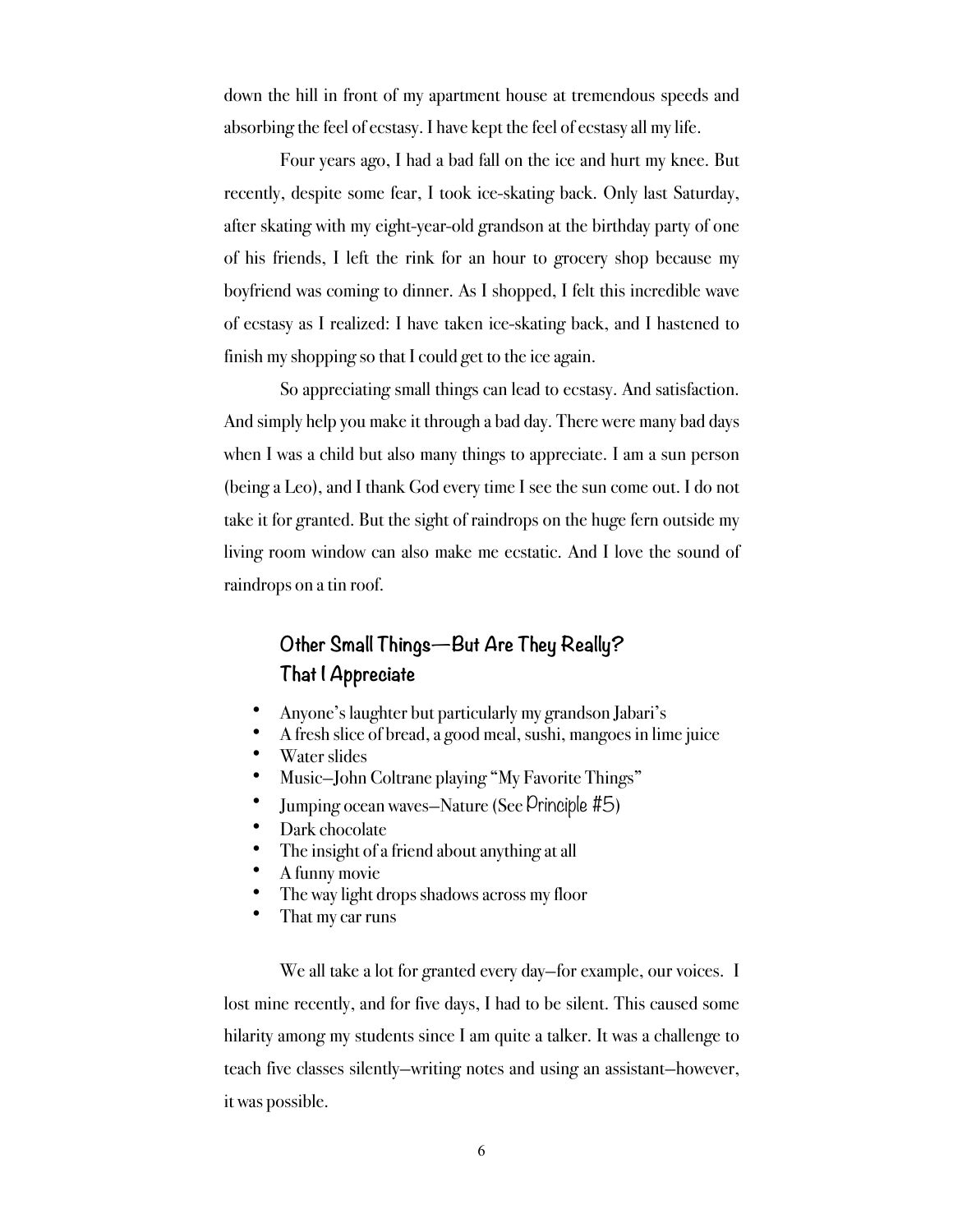down the hill in front of my apartment house at tremendous speeds and absorbing the feel of ecstasy. I have kept the feel of ecstasy all my life.

Four years ago, I had a bad fall on the ice and hurt my knee. But recently, despite some fear, I took ice-skating back. Only last Saturday, after skating with my eight-year-old grandson at the birthday party of one of his friends, I left the rink for an hour to grocery shop because my boyfriend was coming to dinner. As I shopped, I felt this incredible wave of ecstasy as I realized: I have taken ice-skating back, and I hastened to finish my shopping so that I could get to the ice again.

So appreciating small things can lead to ecstasy. And satisfaction. And simply help you make it through a bad day. There were many bad days when I was a child but also many things to appreciate. I am a sun person (being a Leo), and I thank God every time I see the sun come out. I do not take it for granted. But the sight of raindrops on the huge fern outside my living room window can also make me ecstatic. And I love the sound of raindrops on a tin roof.

### Other Small Things—But Are They Really? That I Appreciate

- Anyone's laughter but particularly my grandson Jabari's
- A fresh slice of bread, a good meal, sushi, mangoes in lime juice
- Water slides
- Music—John Coltrane playing "My Favorite Things"
- Jumping ocean waves—Nature (See Principle #5)
- Dark chocolate
- The insight of a friend about anything at all
- A funny movie
- The way light drops shadows across my floor
- That my car runs

We all take a lot for granted every day—for example, our voices. I lost mine recently, and for five days, I had to be silent. This caused some hilarity among my students since I am quite a talker. It was a challenge to teach five classes silently—writing notes and using an assistant—however, it was possible.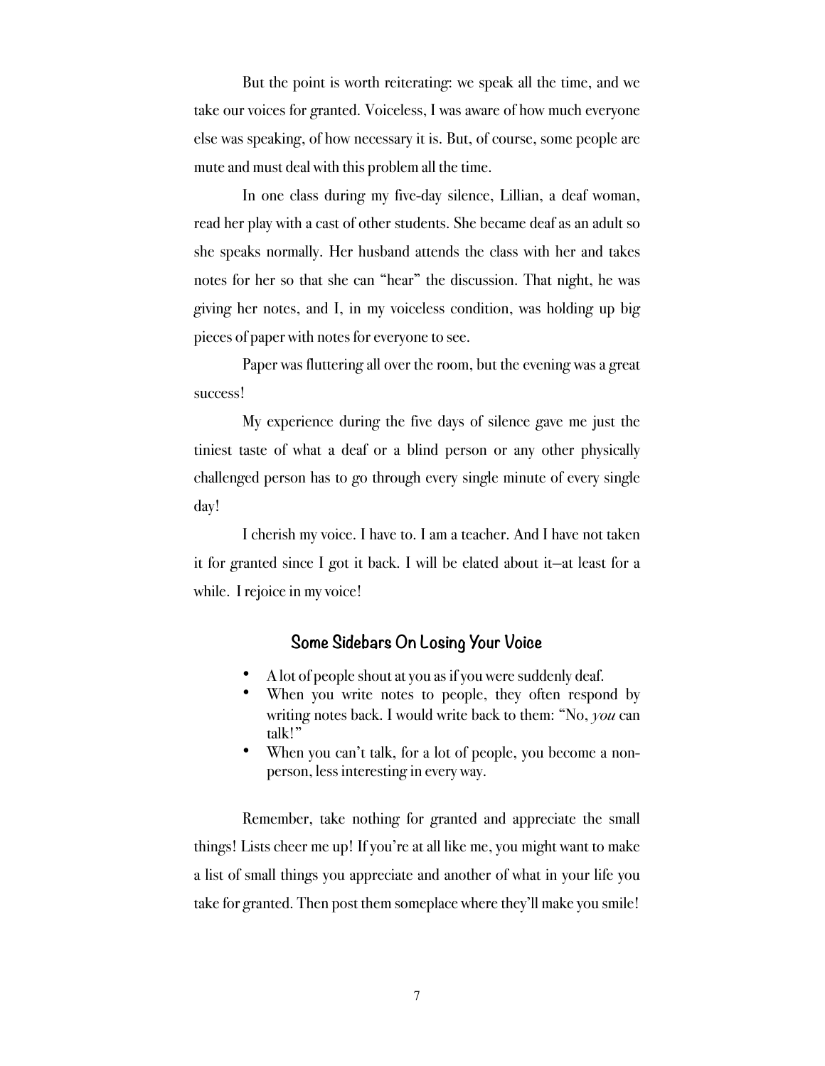But the point is worth reiterating: we speak all the time, and we take our voices for granted. Voiceless, I was aware of how much everyone else was speaking, of how necessary it is. But, of course, some people are mute and must deal with this problem all the time.

In one class during my five-day silence, Lillian, a deaf woman, read her play with a cast of other students. She became deaf as an adult so she speaks normally. Her husband attends the class with her and takes notes for her so that she can "hear" the discussion. That night, he was giving her notes, and I, in my voiceless condition, was holding up big pieces of paper with notes for everyone to see.

Paper was fluttering all over the room, but the evening was a great success!

My experience during the five days of silence gave me just the tiniest taste of what a deaf or a blind person or any other physically challenged person has to go through every single minute of every single day!

I cherish my voice. I have to. I am a teacher. And I have not taken it for granted since I got it back. I will be elated about it—at least for a while. I rejoice in my voice!

### Some Sidebars On Losing Your Voice

- A lot of people shout at you as if you were suddenly deaf.
- When you write notes to people, they often respond by writing notes back. I would write back to them: "No, *you* can talk!"
- When you can't talk, for a lot of people, you become a non-person, less interesting in every way.

Remember, take nothing for granted and appreciate the small things! Lists cheer me up! If you're at all like me, you might want to make a list of small things you appreciate and another of what in your life you take for granted. Then post them someplace where they'll make you smile!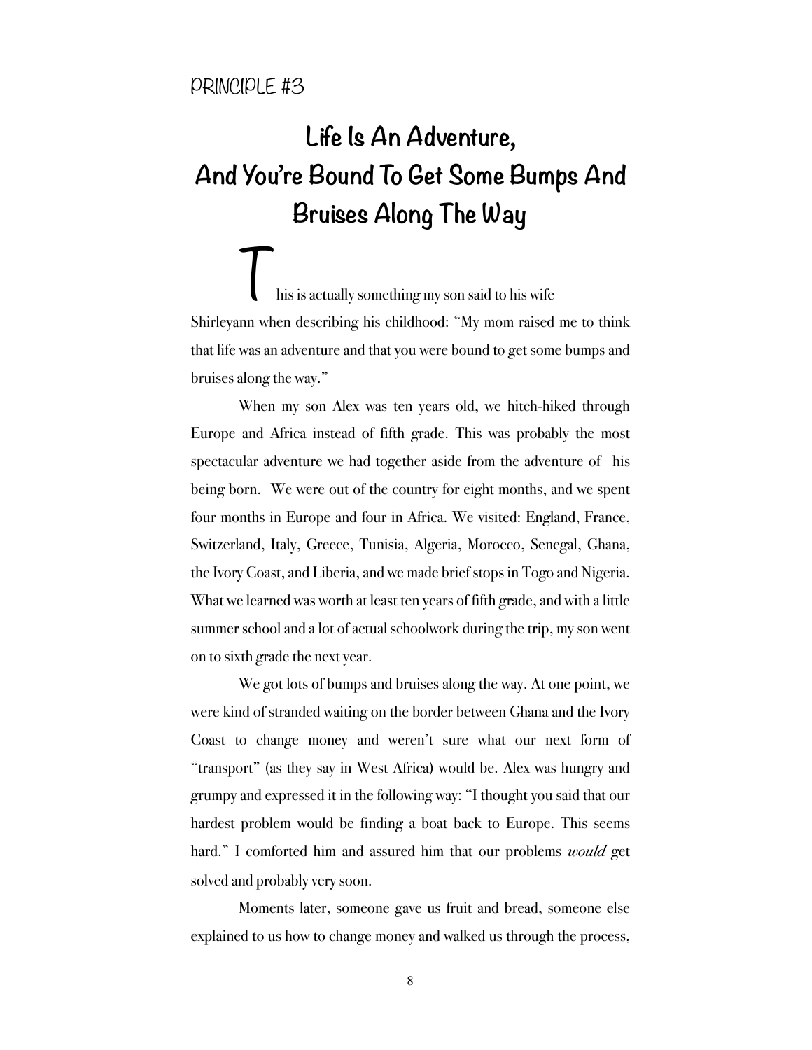PRINCIPLE #3

# Life Is An Adventure, And You're Bound To Get Some Bumps And Bruises Along The Way

This is actually something my son said to his wife Shirleyann when describing his childhood: "My mom raised me to think that life was an adventure and that you were bound to get some bumps and bruises along the way."

When my son Alex was ten years old, we hitch-hiked through Europe and Africa instead of fifth grade. This was probably the most spectacular adventure we had together aside from the adventure of his being born. We were out of the country for eight months, and we spent four months in Europe and four in Africa. We visited: England, France, Switzerland, Italy, Greece, Tunisia, Algeria, Morocco, Senegal, Ghana, the Ivory Coast, and Liberia, and we made brief stops in Togo and Nigeria. What we learned was worth at least ten years of fifth grade, and with a little summer school and a lot of actual schoolwork during the trip, my son went on to sixth grade the next year.

We got lots of bumps and bruises along the way. At one point, we were kind of stranded waiting on the border between Ghana and the Ivory Coast to change money and weren't sure what our next form of "transport" (as they say in West Africa) would be. Alex was hungry and grumpy and expressed it in the following way: "I thought you said that our hardest problem would be finding a boat back to Europe. This seems hard." I comforted him and assured him that our problems *would* get solved and probably very soon.

Moments later, someone gave us fruit and bread, someone else explained to us how to change money and walked us through the process,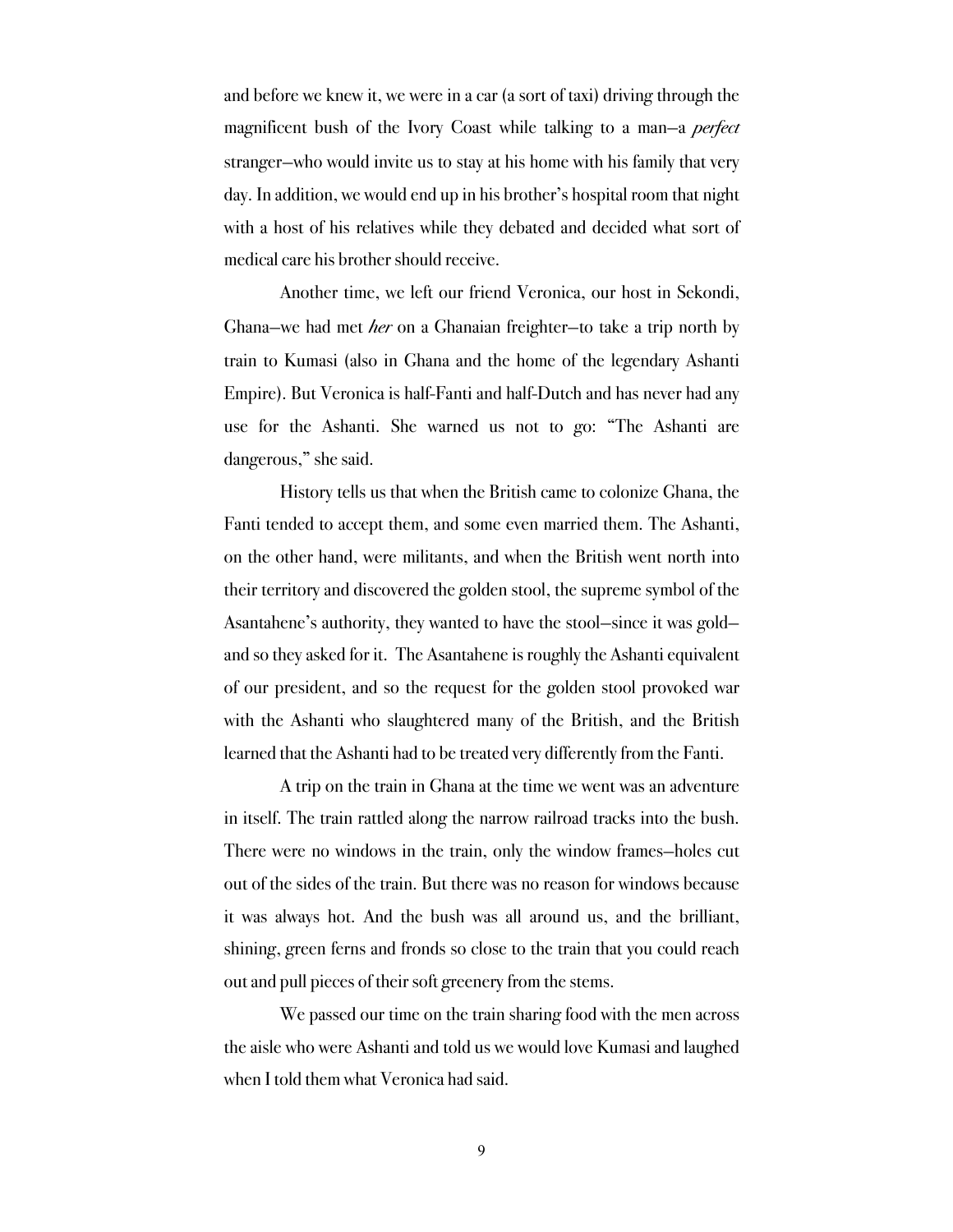and before we knew it, we were in a car (a sort of taxi) driving through the magnificent bush of the Ivory Coast while talking to a man—a *perfect* stranger—who would invite us to stay at his home with his family that very day. In addition, we would end up in his brother's hospital room that night with a host of his relatives while they debated and decided what sort of medical care his brother should receive.

Another time, we left our friend Veronica, our host in Sekondi, Ghana—we had met *her* on a Ghanaian freighter—to take a trip north by train to Kumasi (also in Ghana and the home of the legendary Ashanti Empire). But Veronica is half-Fanti and half-Dutch and has never had any use for the Ashanti. She warned us not to go: "The Ashanti are dangerous," she said.

History tells us that when the British came to colonize Ghana, the Fanti tended to accept them, and some even married them. The Ashanti, on the other hand, were militants, and when the British went north into their territory and discovered the golden stool, the supreme symbol of the Asantahene's authority, they wanted to have the stool—since it was gold—and so they asked for it. The Asantahene is roughly the Ashanti equivalent of our president, and so the request for the golden stool provoked war with the Ashanti who slaughtered many of the British, and the British learned that the Ashanti had to be treated very differently from the Fanti.

A trip on the train in Ghana at the time we went was an adventure in itself. The train rattled along the narrow railroad tracks into the bush. There were no windows in the train, only the window frames—holes cut out of the sides of the train. But there was no reason for windows because it was always hot. And the bush was all around us, and the brilliant, shining, green ferns and fronds so close to the train that you could reach out and pull pieces of their soft greenery from the stems.

We passed our time on the train sharing food with the men across the aisle who were Ashanti and told us we would love Kumasi and laughed when I told them what Veronica had said.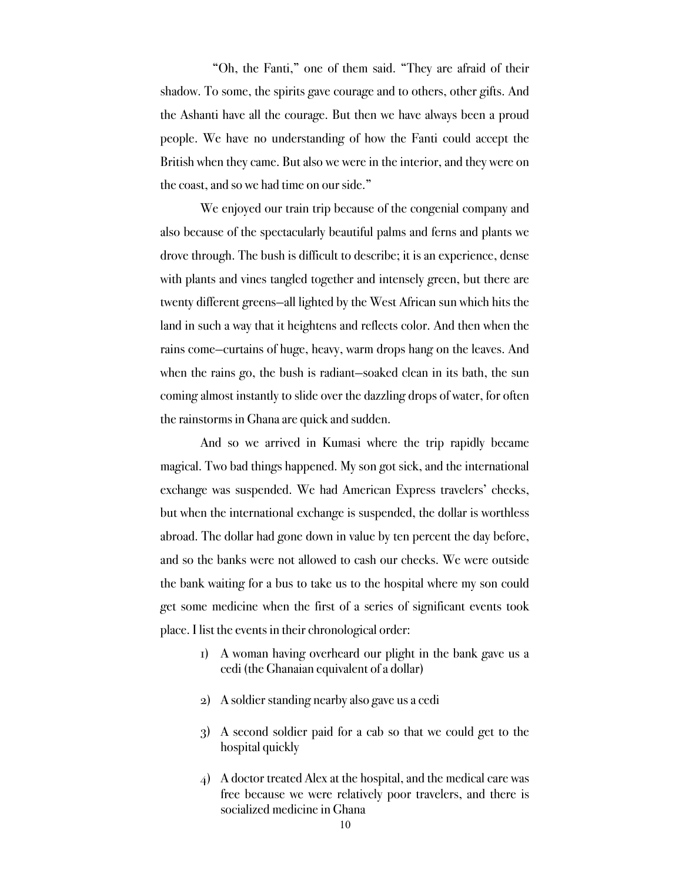"Oh, the Fanti," one of them said. "They are afraid of their shadow. To some, the spirits gave courage and to others, other gifts. And the Ashanti have all the courage. But then we have always been a proud people. We have no understanding of how the Fanti could accept the British when they came. But also we were in the interior, and they were on the coast, and so we had time on our side."

We enjoyed our train trip because of the congenial company and also because of the spectacularly beautiful palms and ferns and plants we drove through. The bush is difficult to describe; it is an experience, dense with plants and vines tangled together and intensely green, but there are twenty different greens—all lighted by the West African sun which hits the land in such a way that it heightens and reflects color. And then when the rains come—curtains of huge, heavy, warm drops hang on the leaves. And when the rains go, the bush is radiant—soaked clean in its bath, the sun coming almost instantly to slide over the dazzling drops of water, for often the rainstorms in Ghana are quick and sudden.

And so we arrived in Kumasi where the trip rapidly became magical. Two bad things happened. My son got sick, and the international exchange was suspended. We had American Express travelers' checks, but when the international exchange is suspended, the dollar is worthless abroad. The dollar had gone down in value by ten percent the day before, and so the banks were not allowed to cash our checks. We were outside the bank waiting for a bus to take us to the hospital where my son could get some medicine when the first of a series of significant events took place. I list the events in their chronological order:

1) A woman having overheard our plight in the bank gave us a cedi (the Ghanaian equivalent of a dollar)

2) A soldier standing nearby also gave us a cedi

3) A second soldier paid for a cab so that we could get to the hospital quickly

4) A doctor treated Alex at the hospital, and the medical care was free because we were relatively poor travelers, and there is socialized medicine in Ghana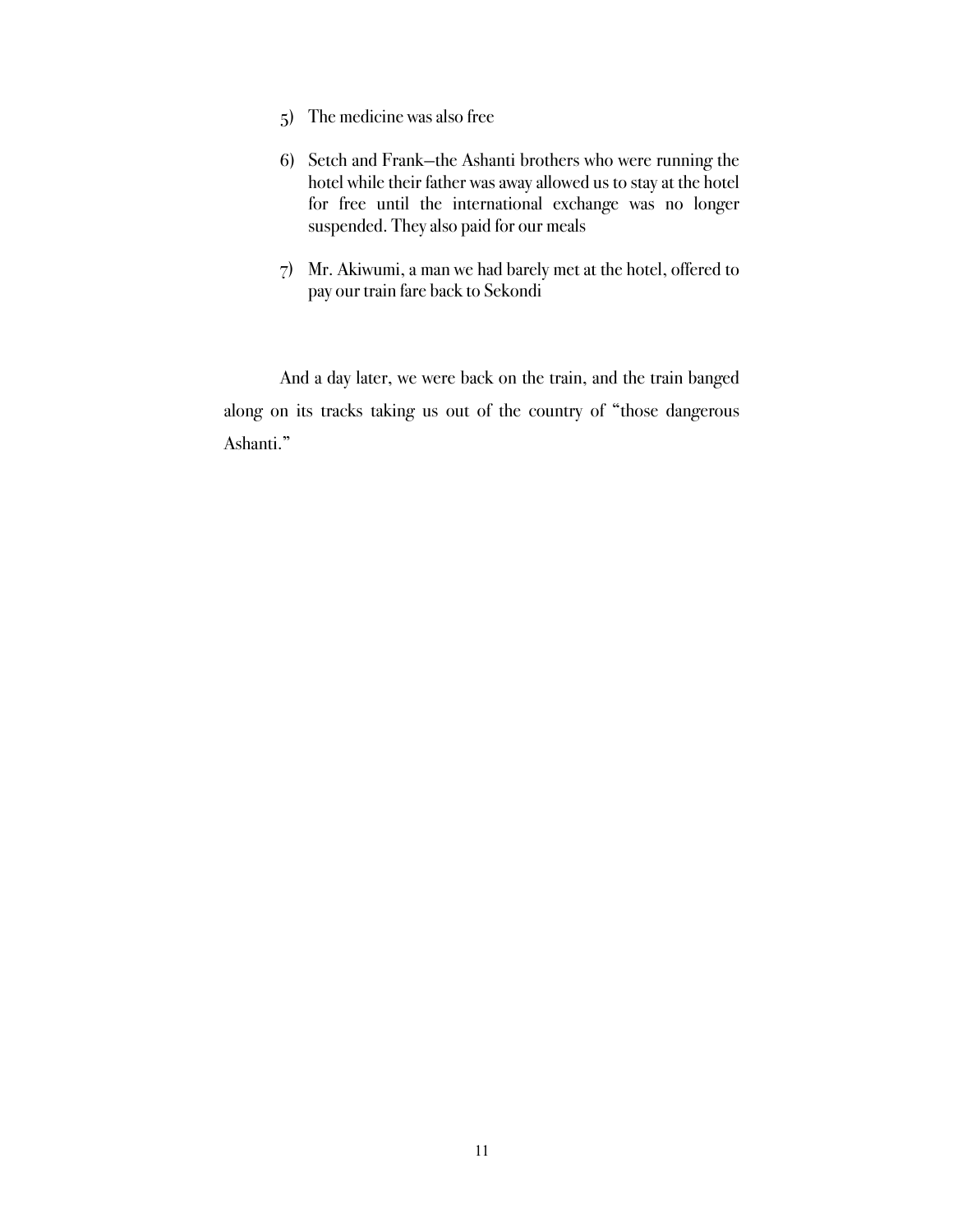5) The medicine was also free

6) Setch and Frank—the Ashanti brothers who were running the hotel while their father was away allowed us to stay at the hotel for free until the international exchange was no longer suspended. They also paid for our meals

7) Mr. Akiwumi, a man we had barely met at the hotel, offered to pay our train fare back to Sekondi

And a day later, we were back on the train, and the train banged along on its tracks taking us out of the country of "those dangerous Ashanti."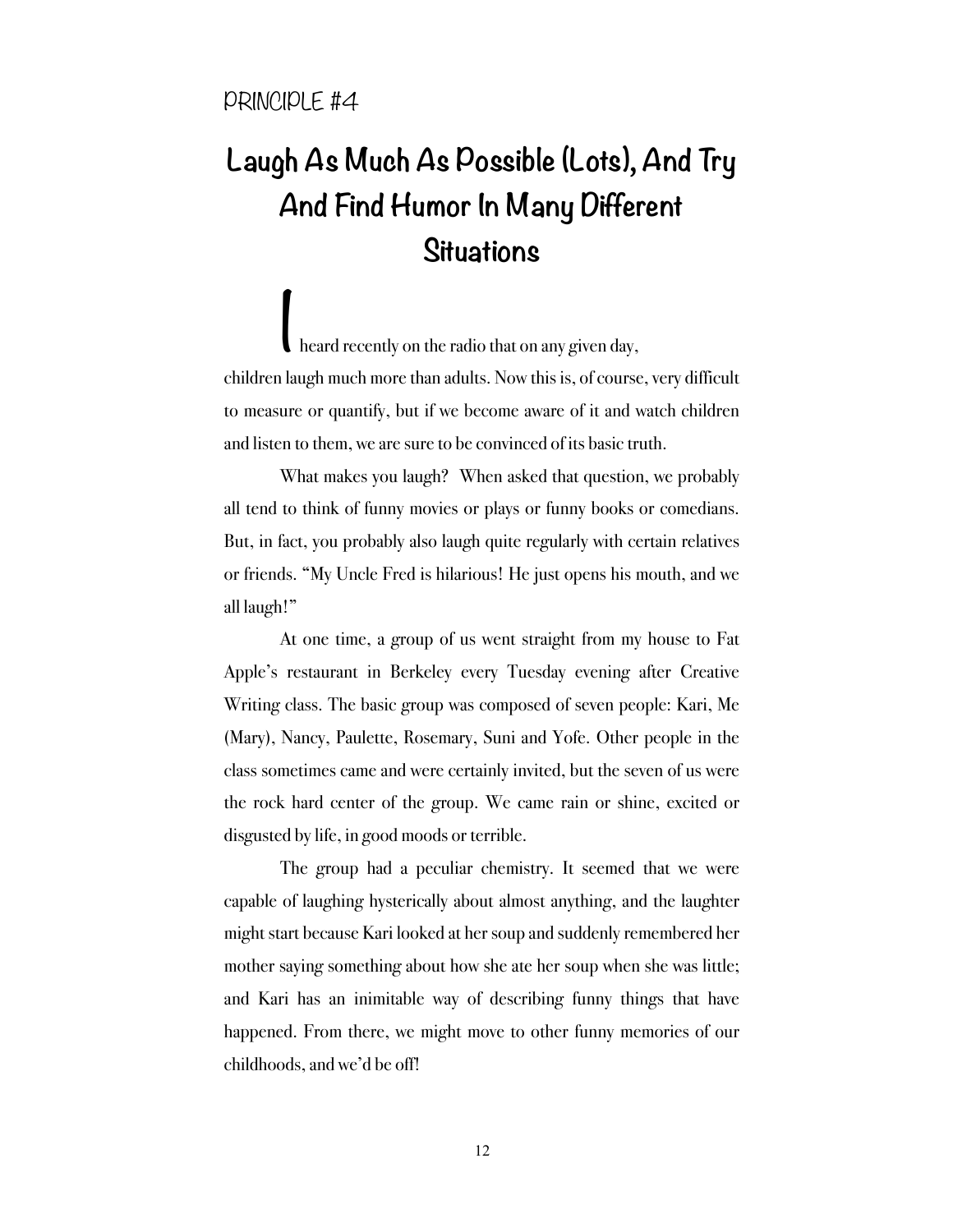PRINCIPLE #4

# Laugh As Much As Possible (Lots), And Try And Find Humor In Many Different Situations

I heard recently on the radio that on any given day, children laugh much more than adults. Now this is, of course, very difficult to measure or quantify, but if we become aware of it and watch children and listen to them, we are sure to be convinced of its basic truth.

What makes you laugh? When asked that question, we probably all tend to think of funny movies or plays or funny books or comedians. But, in fact, you probably also laugh quite regularly with certain relatives or friends. "My Uncle Fred is hilarious! He just opens his mouth, and we all laugh!"

At one time, a group of us went straight from my house to Fat Apple's restaurant in Berkeley every Tuesday evening after Creative Writing class. The basic group was composed of seven people: Kari, Me (Mary), Nancy, Paulette, Rosemary, Suni and Yofe. Other people in the class sometimes came and were certainly invited, but the seven of us were the rock hard center of the group. We came rain or shine, excited or disgusted by life, in good moods or terrible.

The group had a peculiar chemistry. It seemed that we were capable of laughing hysterically about almost anything, and the laughter might start because Kari looked at her soup and suddenly remembered her mother saying something about how she ate her soup when she was little; and Kari has an inimitable way of describing funny things that have happened. From there, we might move to other funny memories of our childhoods, and we'd be off!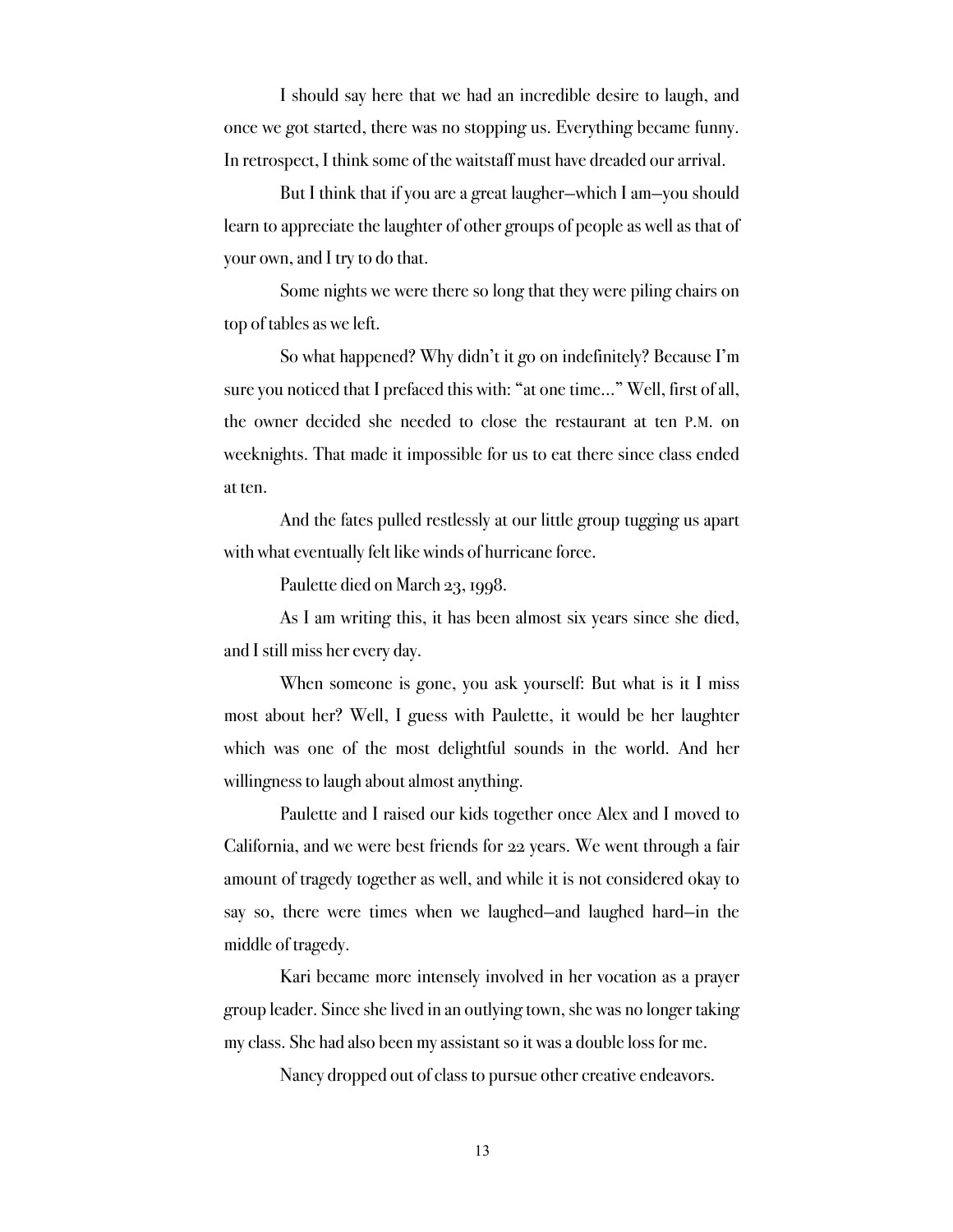I should say here that we had an incredible desire to laugh, and once we got started, there was no stopping us. Everything became funny. In retrospect, I think some of the waitstaff must have dreaded our arrival.

But I think that if you are a great laugher—which I am—you should learn to appreciate the laughter of other groups of people as well as that of your own, and I try to do that.

Some nights we were there so long that they were piling chairs on top of tables as we left.

So what happened? Why didn't it go on indefinitely? Because I'm sure you noticed that I prefaced this with: "at one time…" Well, first of all, the owner decided she needed to close the restaurant at ten P.M. on weeknights. That made it impossible for us to eat there since class ended at ten.

And the fates pulled restlessly at our little group tugging us apart with what eventually felt like winds of hurricane force.

Paulette died on March 23, 1998.

As I am writing this, it has been almost six years since she died, and I still miss her every day.

When someone is gone, you ask yourself: But what is it I miss most about her? Well, I guess with Paulette, it would be her laughter which was one of the most delightful sounds in the world. And her willingness to laugh about almost anything.

Paulette and I raised our kids together once Alex and I moved to California, and we were best friends for 22 years. We went through a fair amount of tragedy together as well, and while it is not considered okay to say so, there were times when we laughed—and laughed hard—in the middle of tragedy.

Kari became more intensely involved in her vocation as a prayer group leader. Since she lived in an outlying town, she was no longer taking my class. She had also been my assistant so it was a double loss for me.

Nancy dropped out of class to pursue other creative endeavors.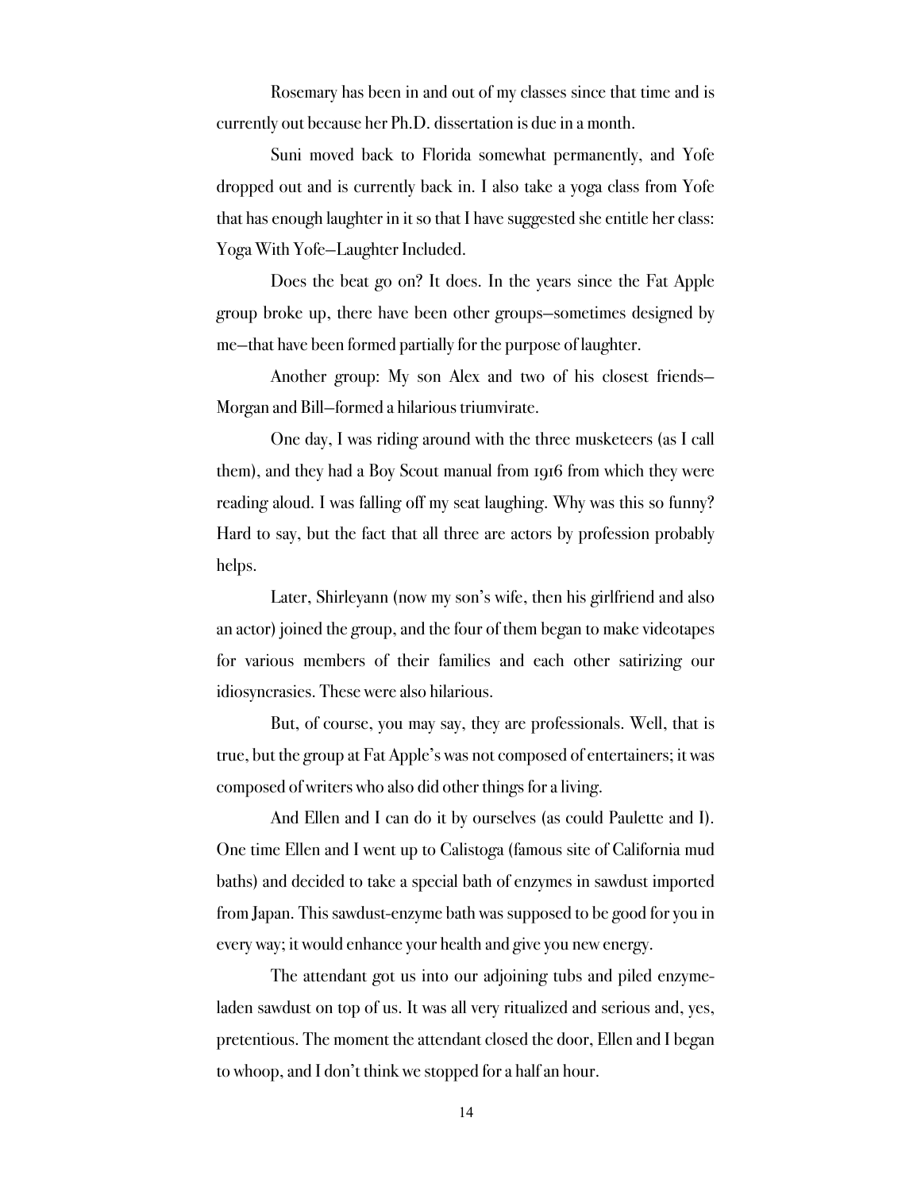Rosemary has been in and out of my classes since that time and is currently out because her Ph.D. dissertation is due in a month.

Suni moved back to Florida somewhat permanently, and Yofe dropped out and is currently back in. I also take a yoga class from Yofe that has enough laughter in it so that I have suggested she entitle her class: Yoga With Yofe—Laughter Included.

Does the beat go on? It does. In the years since the Fat Apple group broke up, there have been other groups—sometimes designed by me—that have been formed partially for the purpose of laughter.

Another group: My son Alex and two of his closest friends—Morgan and Bill—formed a hilarious triumvirate.

One day, I was riding around with the three musketeers (as I call them), and they had a Boy Scout manual from 1916 from which they were reading aloud. I was falling off my seat laughing. Why was this so funny? Hard to say, but the fact that all three are actors by profession probably helps.

Later, Shirleyann (now my son's wife, then his girlfriend and also an actor) joined the group, and the four of them began to make videotapes for various members of their families and each other satirizing our idiosyncrasies. These were also hilarious.

But, of course, you may say, they are professionals. Well, that is true, but the group at Fat Apple's was not composed of entertainers; it was composed of writers who also did other things for a living.

And Ellen and I can do it by ourselves (as could Paulette and I). One time Ellen and I went up to Calistoga (famous site of California mud baths) and decided to take a special bath of enzymes in sawdust imported from Japan. This sawdust-enzyme bath was supposed to be good for you in every way; it would enhance your health and give you new energy.

The attendant got us into our adjoining tubs and piled enzyme-laden sawdust on top of us. It was all very ritualized and serious and, yes, pretentious. The moment the attendant closed the door, Ellen and I began to whoop, and I don't think we stopped for a half an hour.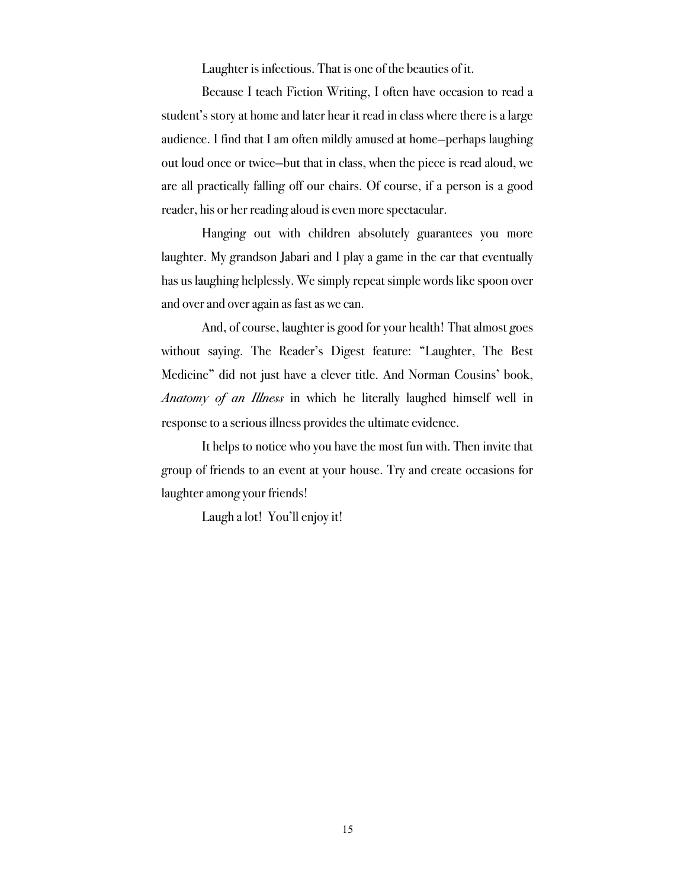Laughter is infectious. That is one of the beauties of it.

Because I teach Fiction Writing, I often have occasion to read a student's story at home and later hear it read in class where there is a large audience. I find that I am often mildly amused at home—perhaps laughing out loud once or twice—but that in class, when the piece is read aloud, we are all practically falling off our chairs. Of course, if a person is a good reader, his or her reading aloud is even more spectacular.

Hanging out with children absolutely guarantees you more laughter. My grandson Jabari and I play a game in the car that eventually has us laughing helplessly. We simply repeat simple words like spoon over and over and over again as fast as we can.

And, of course, laughter is good for your health! That almost goes without saying. The Reader's Digest feature: "Laughter, The Best Medicine" did not just have a clever title. And Norman Cousins' book, *Anatomy of an Illness* in which he literally laughed himself well in response to a serious illness provides the ultimate evidence.

It helps to notice who you have the most fun with. Then invite that group of friends to an event at your house. Try and create occasions for laughter among your friends!

Laugh a lot! You'll enjoy it!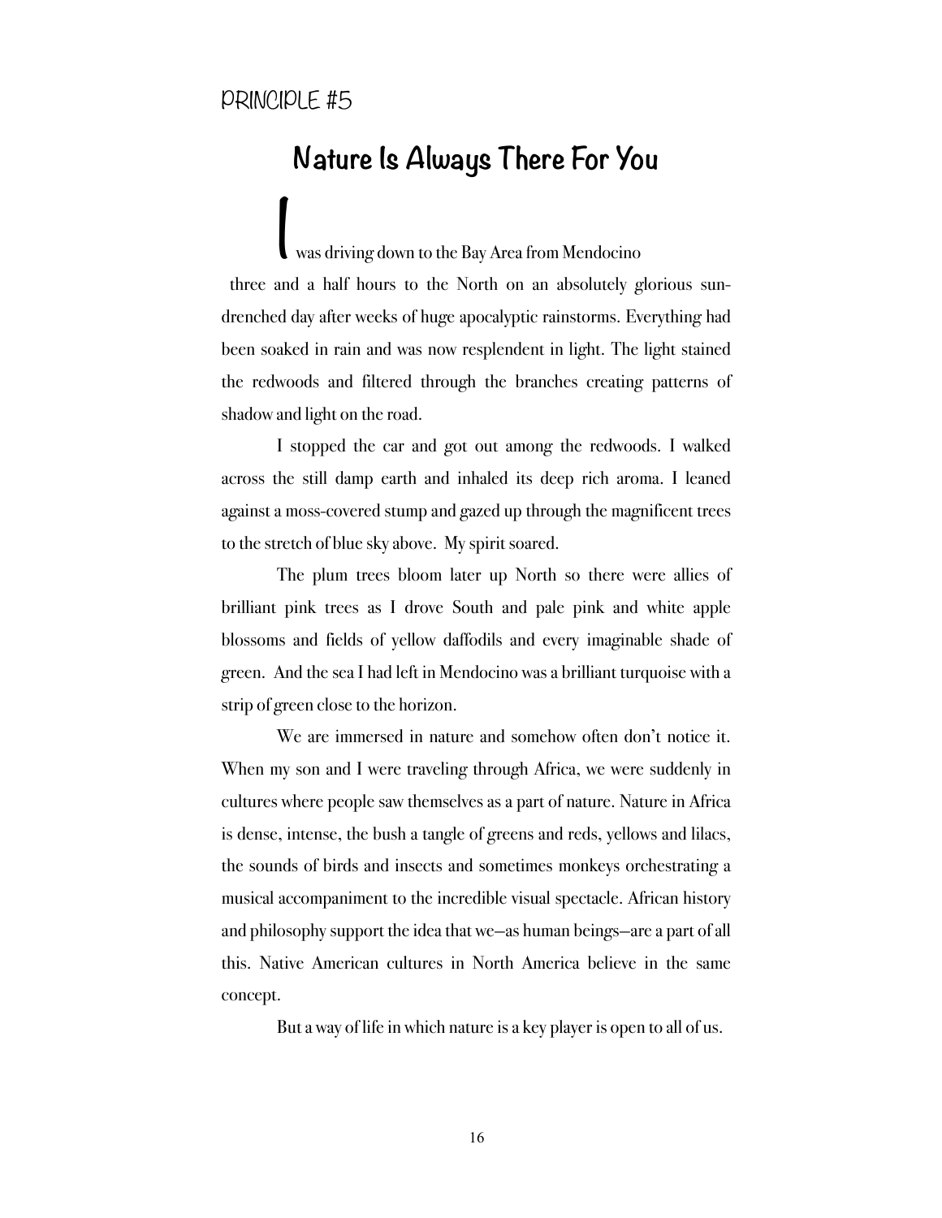PRINCIPLE #5

## Nature Is Always There For You

I was driving down to the Bay Area from Mendocino three and a half hours to the North on an absolutely glorious sun-drenched day after weeks of huge apocalyptic rainstorms. Everything had been soaked in rain and was now resplendent in light. The light stained the redwoods and filtered through the branches creating patterns of shadow and light on the road.

I stopped the car and got out among the redwoods. I walked across the still damp earth and inhaled its deep rich aroma. I leaned against a moss-covered stump and gazed up through the magnificent trees to the stretch of blue sky above. My spirit soared.

The plum trees bloom later up North so there were allies of brilliant pink trees as I drove South and pale pink and white apple blossoms and fields of yellow daffodils and every imaginable shade of green. And the sea I had left in Mendocino was a brilliant turquoise with a strip of green close to the horizon.

We are immersed in nature and somehow often don't notice it. When my son and I were traveling through Africa, we were suddenly in cultures where people saw themselves as a part of nature. Nature in Africa is dense, intense, the bush a tangle of greens and reds, yellows and lilacs, the sounds of birds and insects and sometimes monkeys orchestrating a musical accompaniment to the incredible visual spectacle. African history and philosophy support the idea that we—as human beings—are a part of all this. Native American cultures in North America believe in the same concept.

But a way of life in which nature is a key player is open to all of us.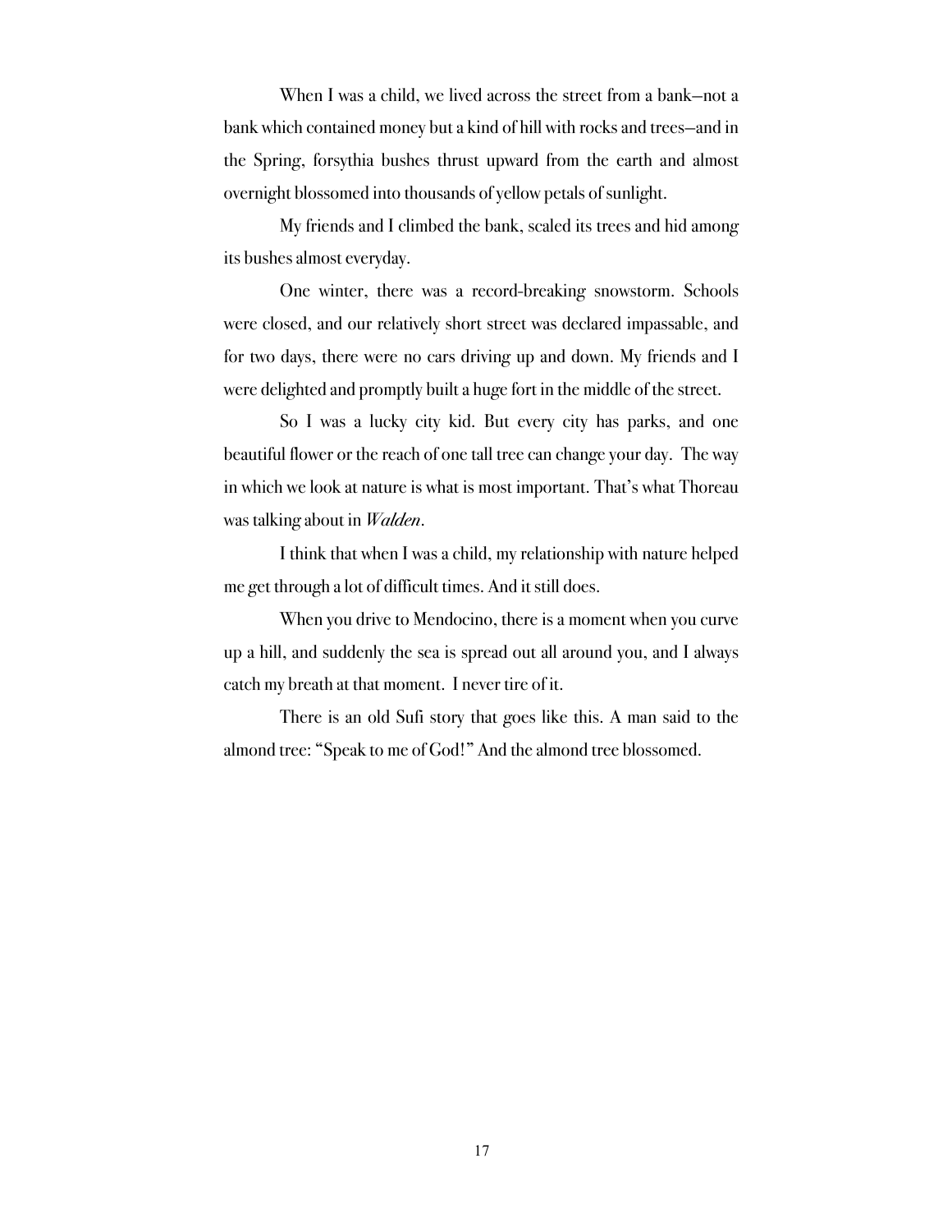When I was a child, we lived across the street from a bank—not a bank which contained money but a kind of hill with rocks and trees—and in the Spring, forsythia bushes thrust upward from the earth and almost overnight blossomed into thousands of yellow petals of sunlight.

My friends and I climbed the bank, scaled its trees and hid among its bushes almost everyday.

One winter, there was a record-breaking snowstorm. Schools were closed, and our relatively short street was declared impassable, and for two days, there were no cars driving up and down. My friends and I were delighted and promptly built a huge fort in the middle of the street.

So I was a lucky city kid. But every city has parks, and one beautiful flower or the reach of one tall tree can change your day. The way in which we look at nature is what is most important. That's what Thoreau was talking about in *Walden*.

I think that when I was a child, my relationship with nature helped me get through a lot of difficult times. And it still does.

When you drive to Mendocino, there is a moment when you curve up a hill, and suddenly the sea is spread out all around you, and I always catch my breath at that moment. I never tire of it.

There is an old Sufi story that goes like this. A man said to the almond tree: "Speak to me of God!" And the almond tree blossomed.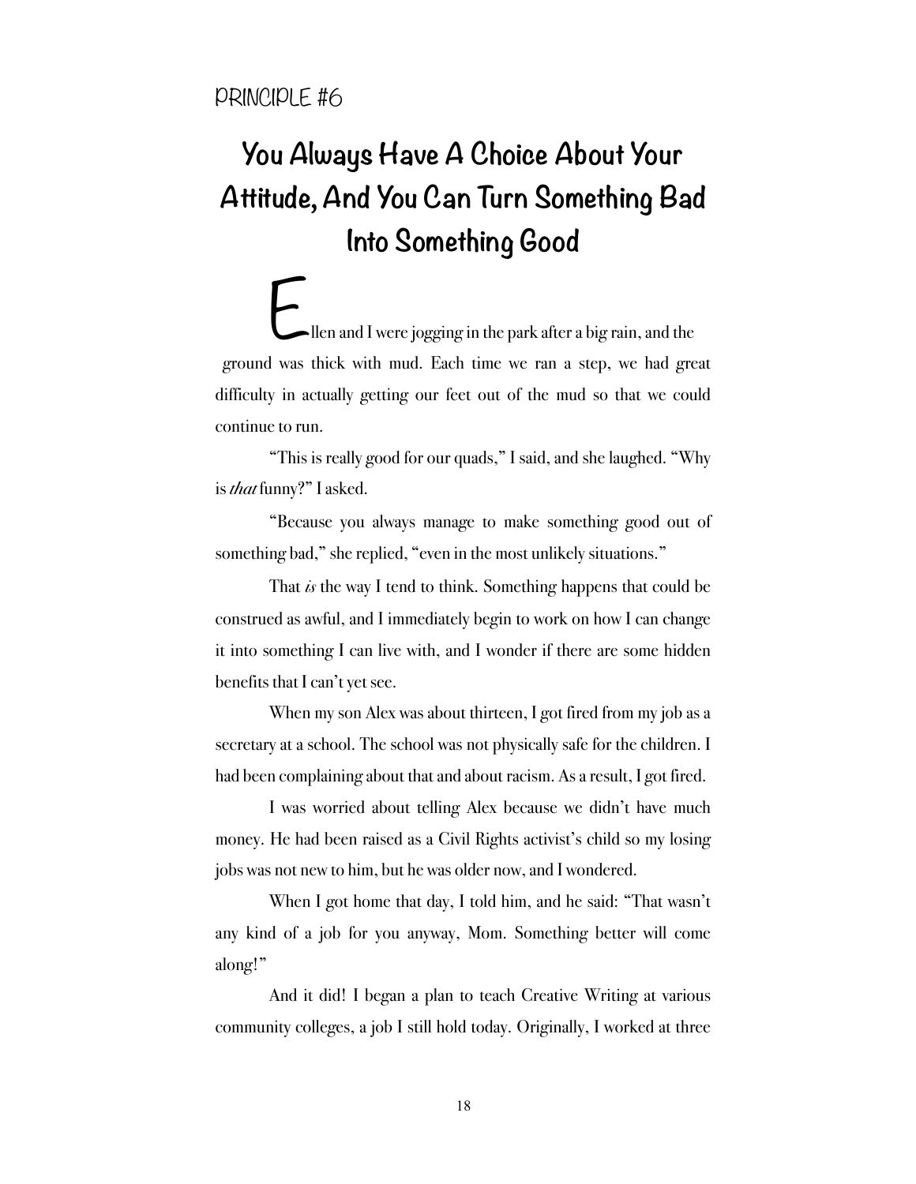PRINCIPLE #6

# You Always Have A Choice About Your Attitude, And You Can Turn Something Bad Into Something Good

Ellen and I were jogging in the park after a big rain, and the ground was thick with mud. Each time we ran a step, we had great difficulty in actually getting our feet out of the mud so that we could continue to run.

"This is really good for our quads," I said, and she laughed. "Why is *that* funny?" I asked.

"Because you always manage to make something good out of something bad," she replied, "even in the most unlikely situations."

That *is* the way I tend to think. Something happens that could be construed as awful, and I immediately begin to work on how I can change it into something I can live with, and I wonder if there are some hidden benefits that I can't yet see.

When my son Alex was about thirteen, I got fired from my job as a secretary at a school. The school was not physically safe for the children. I had been complaining about that and about racism. As a result, I got fired.

I was worried about telling Alex because we didn't have much money. He had been raised as a Civil Rights activist's child so my losing jobs was not new to him, but he was older now, and I wondered.

When I got home that day, I told him, and he said: "That wasn't any kind of a job for you anyway, Mom. Something better will come along!"

And it did! I began a plan to teach Creative Writing at various community colleges, a job I still hold today. Originally, I worked at three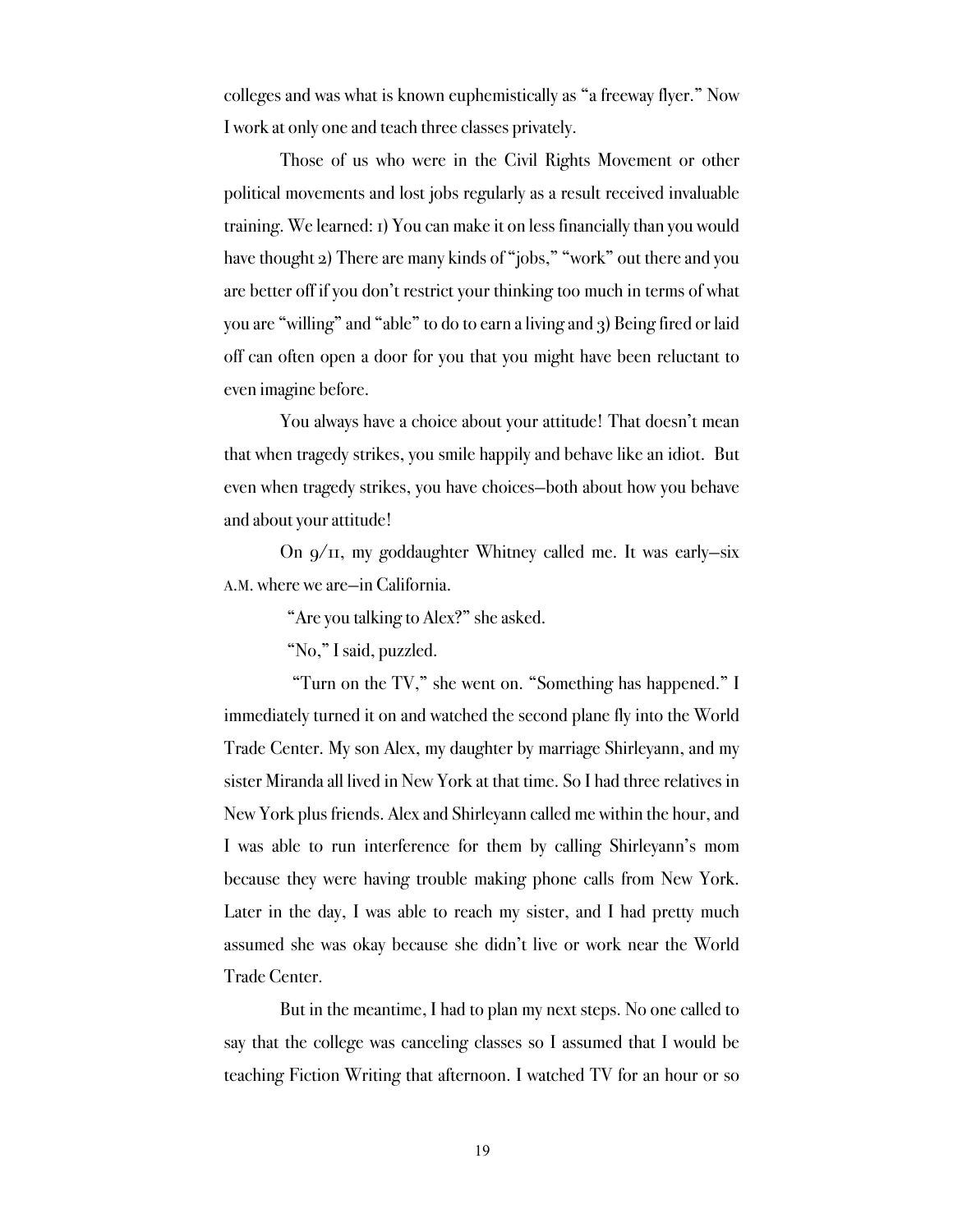colleges and was what is known euphemistically as "a freeway flyer." Now I work at only one and teach three classes privately.

Those of us who were in the Civil Rights Movement or other political movements and lost jobs regularly as a result received invaluable training. We learned: 1) You can make it on less financially than you would have thought 2) There are many kinds of "jobs," "work" out there and you are better off if you don't restrict your thinking too much in terms of what you are "willing" and "able" to do to earn a living and 3) Being fired or laid off can often open a door for you that you might have been reluctant to even imagine before.

You always have a choice about your attitude! That doesn't mean that when tragedy strikes, you smile happily and behave like an idiot. But even when tragedy strikes, you have choices—both about how you behave and about your attitude!

On 9/11, my goddaughter Whitney called me. It was early—six A.M. where we are—in California.

"Are you talking to Alex?" she asked.

"No," I said, puzzled.

"Turn on the TV," she went on. "Something has happened." I immediately turned it on and watched the second plane fly into the World Trade Center. My son Alex, my daughter by marriage Shirleyann, and my sister Miranda all lived in New York at that time. So I had three relatives in New York plus friends. Alex and Shirleyann called me within the hour, and I was able to run interference for them by calling Shirleyann's mom because they were having trouble making phone calls from New York. Later in the day, I was able to reach my sister, and I had pretty much assumed she was okay because she didn't live or work near the World Trade Center.

But in the meantime, I had to plan my next steps. No one called to say that the college was canceling classes so I assumed that I would be teaching Fiction Writing that afternoon. I watched TV for an hour or so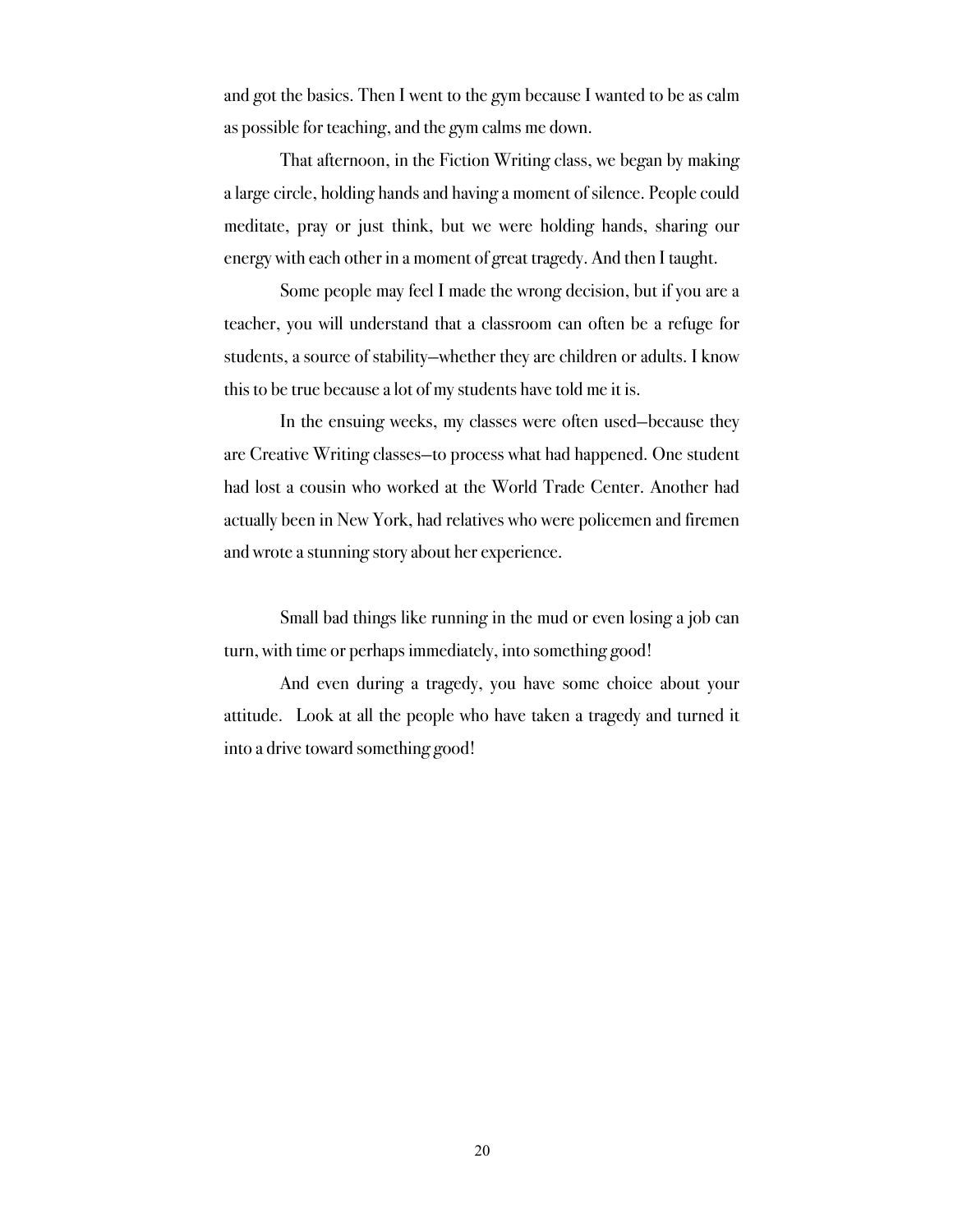and got the basics. Then I went to the gym because I wanted to be as calm as possible for teaching, and the gym calms me down.

That afternoon, in the Fiction Writing class, we began by making a large circle, holding hands and having a moment of silence. People could meditate, pray or just think, but we were holding hands, sharing our energy with each other in a moment of great tragedy. And then I taught.

Some people may feel I made the wrong decision, but if you are a teacher, you will understand that a classroom can often be a refuge for students, a source of stability—whether they are children or adults. I know this to be true because a lot of my students have told me it is.

In the ensuing weeks, my classes were often used—because they are Creative Writing classes—to process what had happened. One student had lost a cousin who worked at the World Trade Center. Another had actually been in New York, had relatives who were policemen and firemen and wrote a stunning story about her experience.

Small bad things like running in the mud or even losing a job can turn, with time or perhaps immediately, into something good!

And even during a tragedy, you have some choice about your attitude. Look at all the people who have taken a tragedy and turned it into a drive toward something good!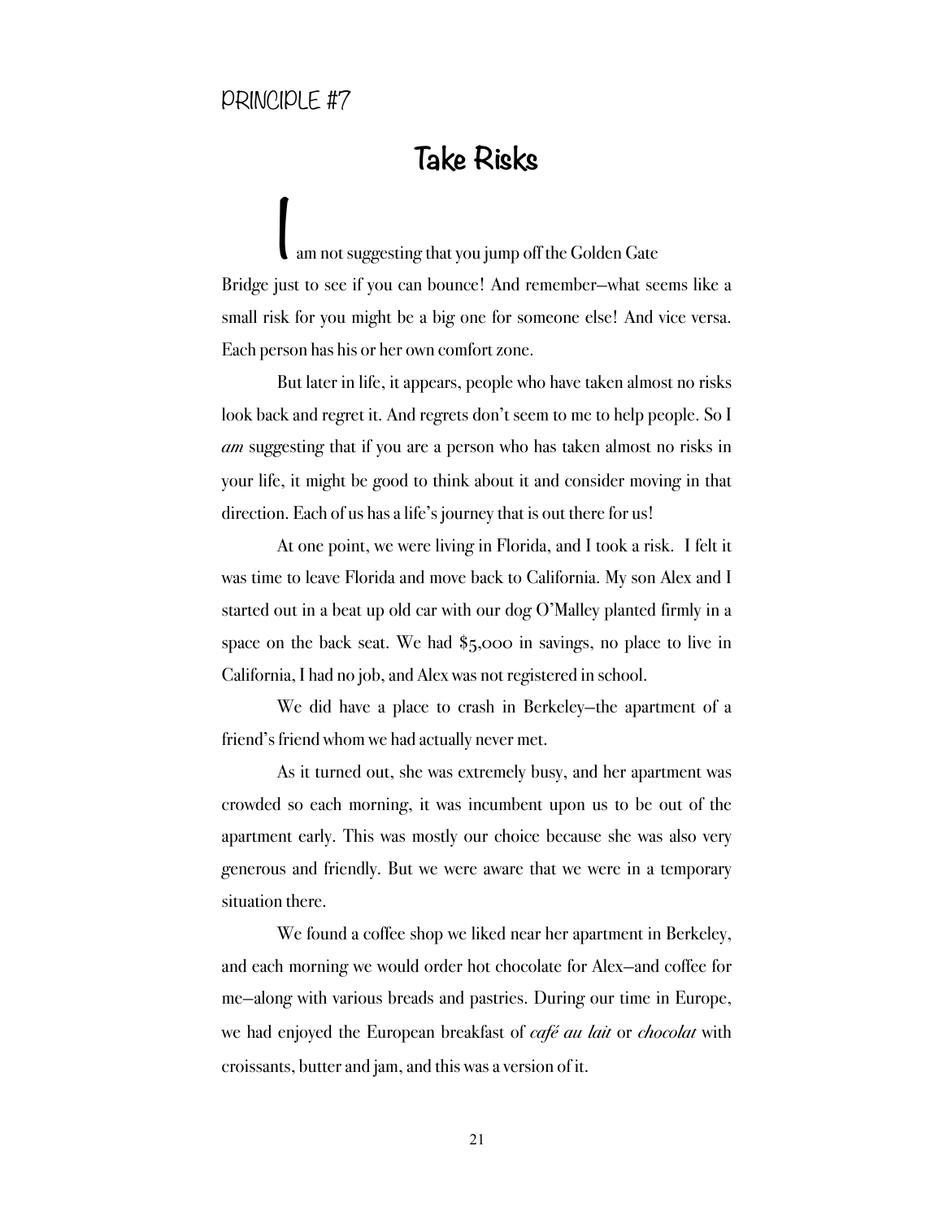PRINCIPLE #7

# Take Risks

I am not suggesting that you jump off the Golden Gate Bridge just to see if you can bounce! And remember—what seems like a small risk for you might be a big one for someone else! And vice versa. Each person has his or her own comfort zone.

But later in life, it appears, people who have taken almost no risks look back and regret it. And regrets don't seem to me to help people. So I *am* suggesting that if you are a person who has taken almost no risks in your life, it might be good to think about it and consider moving in that direction. Each of us has a life's journey that is out there for us!

At one point, we were living in Florida, and I took a risk. I felt it was time to leave Florida and move back to California. My son Alex and I started out in a beat up old car with our dog O'Malley planted firmly in a space on the back seat. We had $5,000 in savings, no place to live in California, I had no job, and Alex was not registered in school.

We did have a place to crash in Berkeley—the apartment of a friend's friend whom we had actually never met.

As it turned out, she was extremely busy, and her apartment was crowded so each morning, it was incumbent upon us to be out of the apartment early. This was mostly our choice because she was also very generous and friendly. But we were aware that we were in a temporary situation there.

We found a coffee shop we liked near her apartment in Berkeley, and each morning we would order hot chocolate for Alex—and coffee for me—along with various breads and pastries. During our time in Europe, we had enjoyed the European breakfast of *café au lait* or *chocolat* with croissants, butter and jam, and this was a version of it.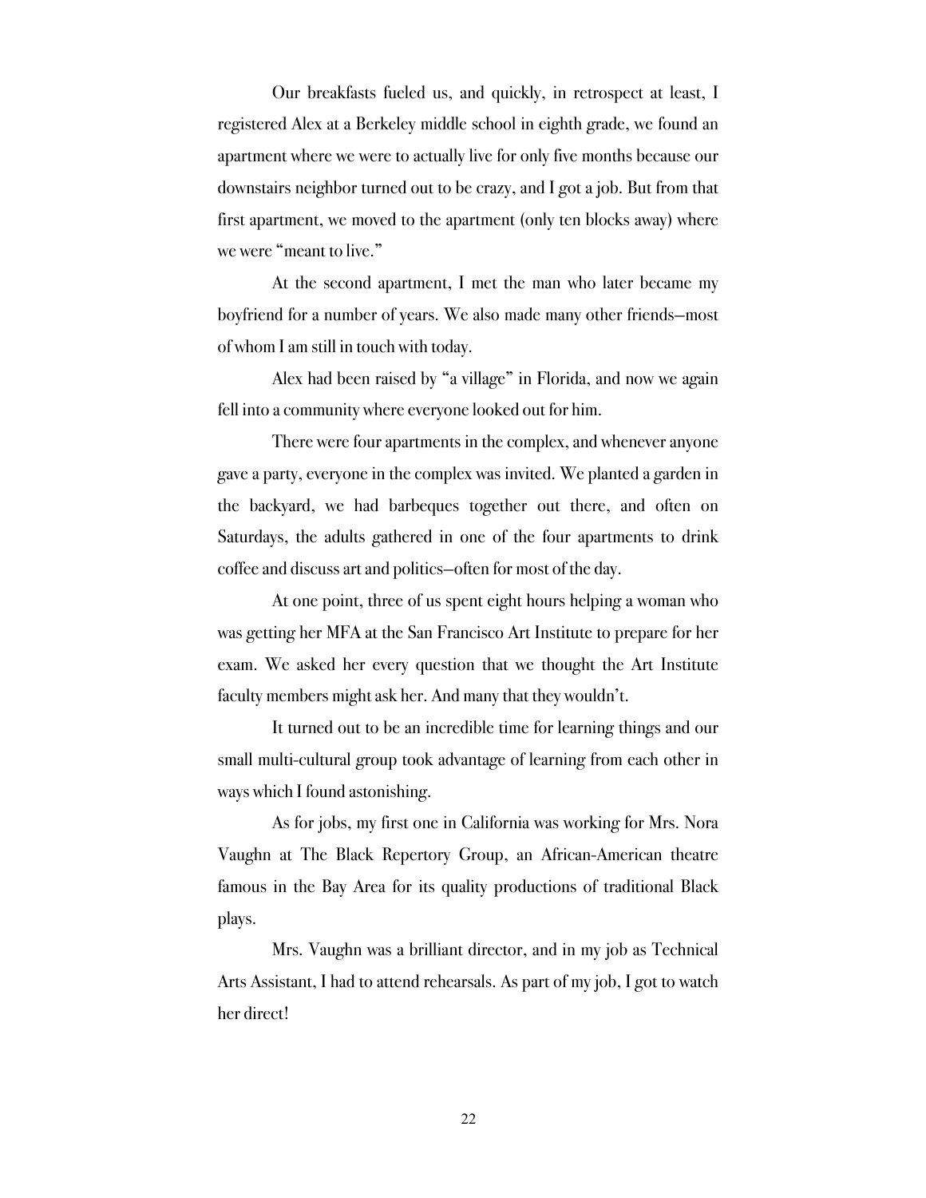Our breakfasts fueled us, and quickly, in retrospect at least, I registered Alex at a Berkeley middle school in eighth grade, we found an apartment where we were to actually live for only five months because our downstairs neighbor turned out to be crazy, and I got a job. But from that first apartment, we moved to the apartment (only ten blocks away) where we were "meant to live."

At the second apartment, I met the man who later became my boyfriend for a number of years. We also made many other friends—most of whom I am still in touch with today.

Alex had been raised by "a village" in Florida, and now we again fell into a community where everyone looked out for him.

There were four apartments in the complex, and whenever anyone gave a party, everyone in the complex was invited. We planted a garden in the backyard, we had barbeques together out there, and often on Saturdays, the adults gathered in one of the four apartments to drink coffee and discuss art and politics—often for most of the day.

At one point, three of us spent eight hours helping a woman who was getting her MFA at the San Francisco Art Institute to prepare for her exam. We asked her every question that we thought the Art Institute faculty members might ask her. And many that they wouldn't.

It turned out to be an incredible time for learning things and our small multi-cultural group took advantage of learning from each other in ways which I found astonishing.

As for jobs, my first one in California was working for Mrs. Nora Vaughn at The Black Repertory Group, an African-American theatre famous in the Bay Area for its quality productions of traditional Black plays.

Mrs. Vaughn was a brilliant director, and in my job as Technical Arts Assistant, I had to attend rehearsals. As part of my job, I got to watch her direct!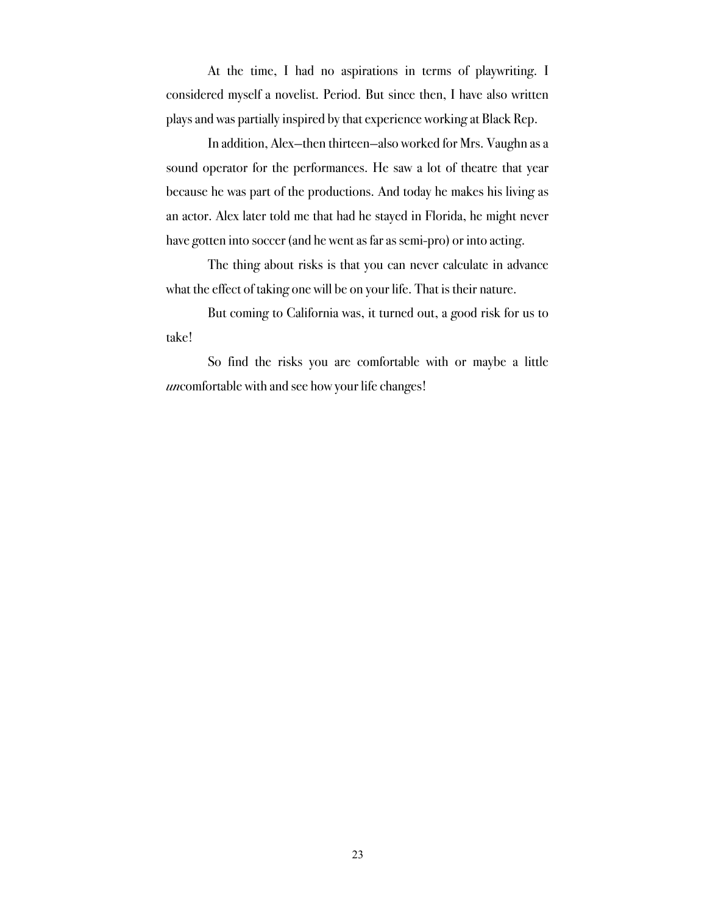At the time, I had no aspirations in terms of playwriting. I considered myself a novelist. Period. But since then, I have also written plays and was partially inspired by that experience working at Black Rep.

In addition, Alex—then thirteen—also worked for Mrs. Vaughn as a sound operator for the performances. He saw a lot of theatre that year because he was part of the productions. And today he makes his living as an actor. Alex later told me that had he stayed in Florida, he might never have gotten into soccer (and he went as far as semi-pro) or into acting.

The thing about risks is that you can never calculate in advance what the effect of taking one will be on your life. That is their nature.

But coming to California was, it turned out, a good risk for us to take!

So find the risks you are comfortable with or maybe a little *un*comfortable with and see how your life changes!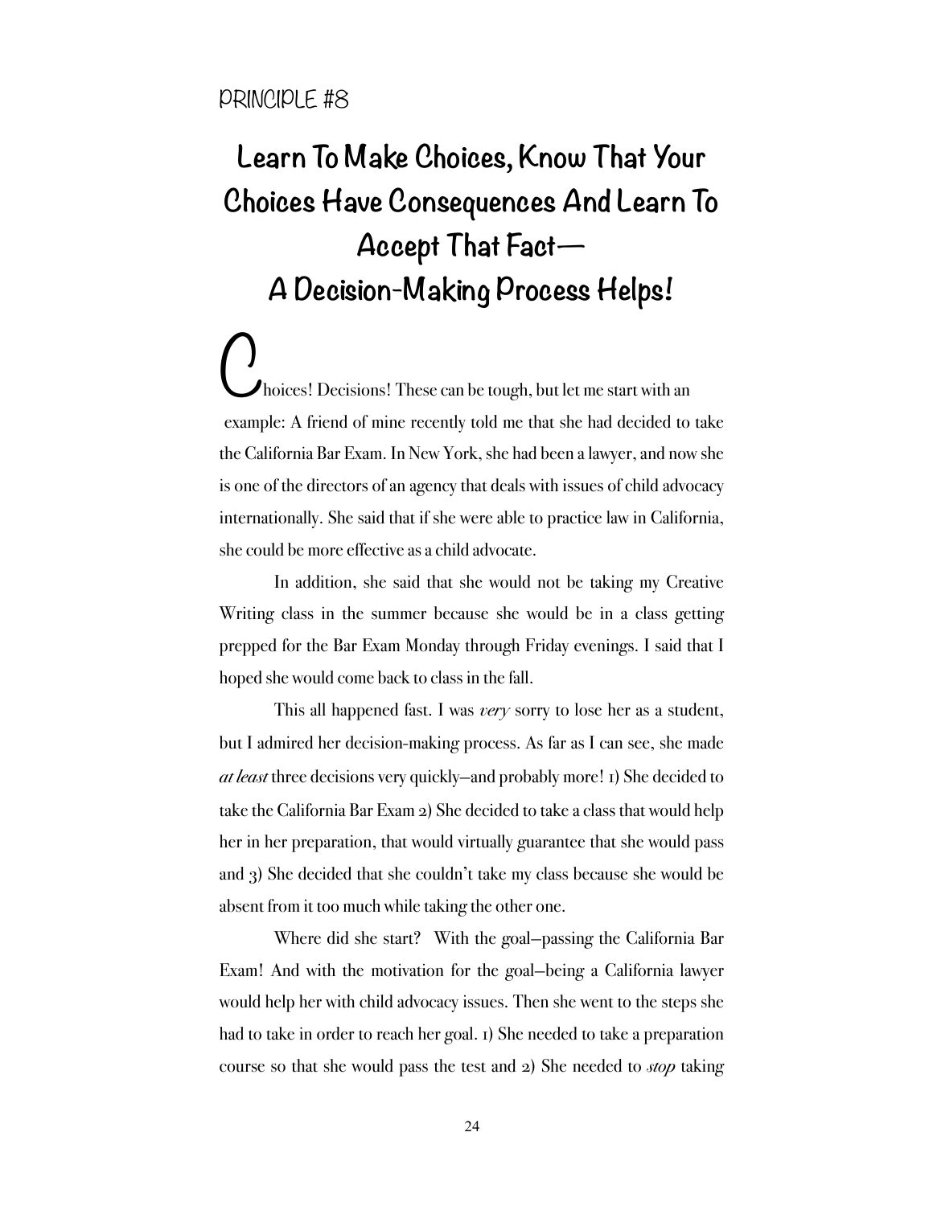PRINCIPLE #8

# Learn To Make Choices, Know That Your Choices Have Consequences And Learn To Accept That Fact— A Decision-Making Process Helps!

Choices! Decisions! These can be tough, but let me start with an example: A friend of mine recently told me that she had decided to take the California Bar Exam. In New York, she had been a lawyer, and now she is one of the directors of an agency that deals with issues of child advocacy internationally. She said that if she were able to practice law in California, she could be more effective as a child advocate.

In addition, she said that she would not be taking my Creative Writing class in the summer because she would be in a class getting prepped for the Bar Exam Monday through Friday evenings. I said that I hoped she would come back to class in the fall.

This all happened fast. I was *very* sorry to lose her as a student, but I admired her decision-making process. As far as I can see, she made *at least* three decisions very quickly–and probably more! 1) She decided to take the California Bar Exam 2) She decided to take a class that would help her in her preparation, that would virtually guarantee that she would pass and 3) She decided that she couldn't take my class because she would be absent from it too much while taking the other one.

Where did she start? With the goal–passing the California Bar Exam! And with the motivation for the goal–being a California lawyer would help her with child advocacy issues. Then she went to the steps she had to take in order to reach her goal. 1) She needed to take a preparation course so that she would pass the test and 2) She needed to *stop* taking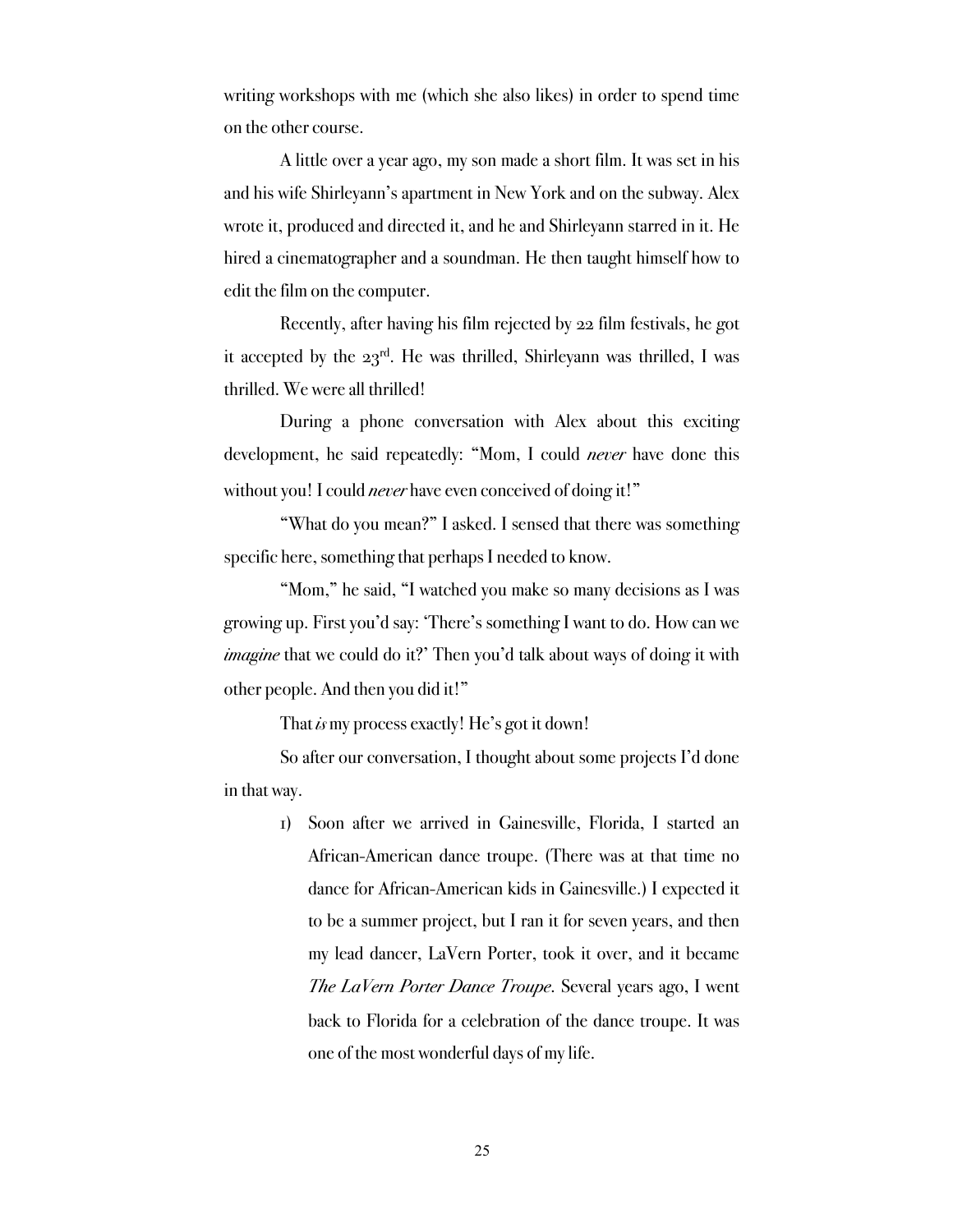writing workshops with me (which she also likes) in order to spend time on the other course.

A little over a year ago, my son made a short film. It was set in his and his wife Shirleyann's apartment in New York and on the subway. Alex wrote it, produced and directed it, and he and Shirleyann starred in it. He hired a cinematographer and a soundman. He then taught himself how to edit the film on the computer.

Recently, after having his film rejected by 22 film festivals, he got it accepted by the 23rd. He was thrilled, Shirleyann was thrilled, I was thrilled. We were all thrilled!

During a phone conversation with Alex about this exciting development, he said repeatedly: "Mom, I could *never* have done this without you! I could *never* have even conceived of doing it!"

"What do you mean?" I asked. I sensed that there was something specific here, something that perhaps I needed to know.

"Mom," he said, "I watched you make so many decisions as I was growing up. First you'd say: 'There's something I want to do. How can we *imagine* that we could do it?' Then you'd talk about ways of doing it with other people. And then you did it!"

That *is* my process exactly! He's got it down!

So after our conversation, I thought about some projects I'd done in that way.

1) Soon after we arrived in Gainesville, Florida, I started an African-American dance troupe. (There was at that time no dance for African-American kids in Gainesville.) I expected it to be a summer project, but I ran it for seven years, and then my lead dancer, LaVern Porter, took it over, and it became *The LaVern Porter Dance Troupe*. Several years ago, I went back to Florida for a celebration of the dance troupe. It was one of the most wonderful days of my life.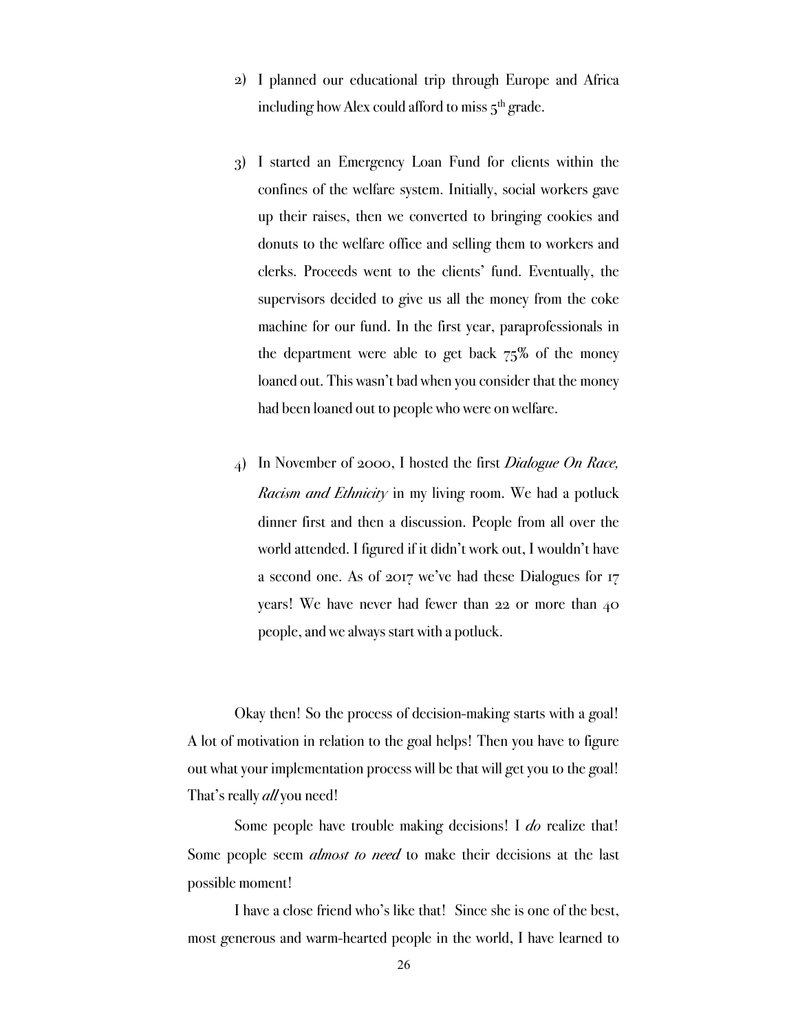2) I planned our educational trip through Europe and Africa including how Alex could afford to miss 5th grade.

3) I started an Emergency Loan Fund for clients within the confines of the welfare system. Initially, social workers gave up their raises, then we converted to bringing cookies and donuts to the welfare office and selling them to workers and clerks. Proceeds went to the clients' fund. Eventually, the supervisors decided to give us all the money from the coke machine for our fund. In the first year, paraprofessionals in the department were able to get back 75% of the money loaned out. This wasn't bad when you consider that the money had been loaned out to people who were on welfare.

4) In November of 2000, I hosted the first *Dialogue On Race, Racism and Ethnicity* in my living room. We had a potluck dinner first and then a discussion. People from all over the world attended. I figured if it didn't work out, I wouldn't have a second one. As of 2017 we've had these Dialogues for 17 years! We have never had fewer than 22 or more than 40 people, and we always start with a potluck.

Okay then! So the process of decision-making starts with a goal! A lot of motivation in relation to the goal helps! Then you have to figure out what your implementation process will be that will get you to the goal! That's really *all* you need!

Some people have trouble making decisions! I *do* realize that! Some people seem *almost to need* to make their decisions at the last possible moment!

I have a close friend who's like that! Since she is one of the best, most generous and warm-hearted people in the world, I have learned to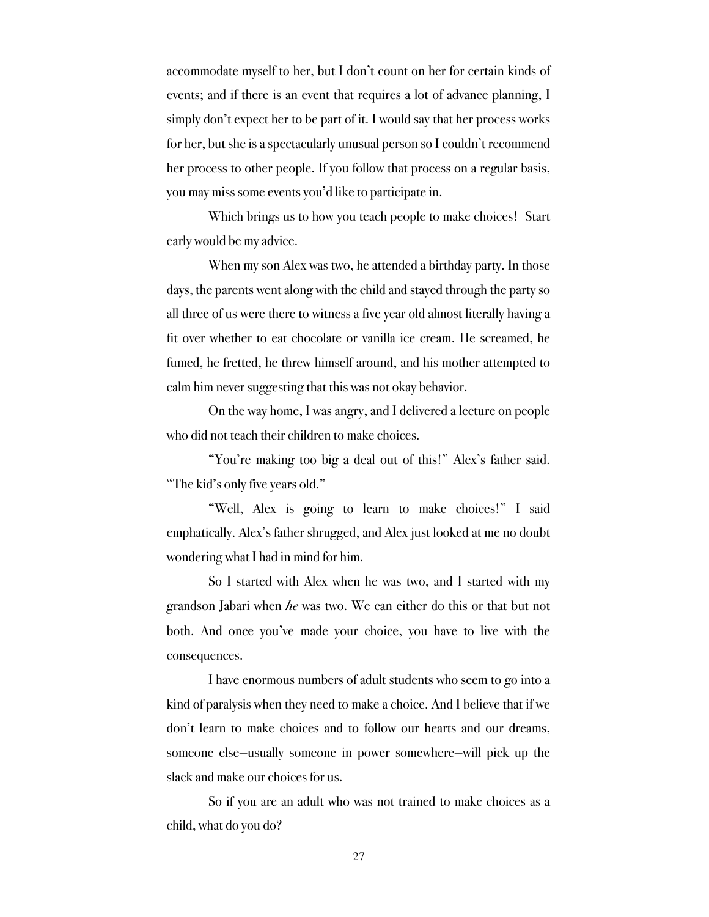accommodate myself to her, but I don't count on her for certain kinds of events; and if there is an event that requires a lot of advance planning, I simply don't expect her to be part of it. I would say that her process works for her, but she is a spectacularly unusual person so I couldn't recommend her process to other people. If you follow that process on a regular basis, you may miss some events you'd like to participate in.

Which brings us to how you teach people to make choices! Start early would be my advice.

When my son Alex was two, he attended a birthday party. In those days, the parents went along with the child and stayed through the party so all three of us were there to witness a five year old almost literally having a fit over whether to eat chocolate or vanilla ice cream. He screamed, he fumed, he fretted, he threw himself around, and his mother attempted to calm him never suggesting that this was not okay behavior.

On the way home, I was angry, and I delivered a lecture on people who did not teach their children to make choices.

"You're making too big a deal out of this!" Alex's father said. "The kid's only five years old."

"Well, Alex is going to learn to make choices!" I said emphatically. Alex's father shrugged, and Alex just looked at me no doubt wondering what I had in mind for him.

So I started with Alex when he was two, and I started with my grandson Jabari when *he* was two. We can either do this or that but not both. And once you've made your choice, you have to live with the consequences.

I have enormous numbers of adult students who seem to go into a kind of paralysis when they need to make a choice. And I believe that if we don't learn to make choices and to follow our hearts and our dreams, someone else—usually someone in power somewhere—will pick up the slack and make our choices for us.

So if you are an adult who was not trained to make choices as a child, what do you do?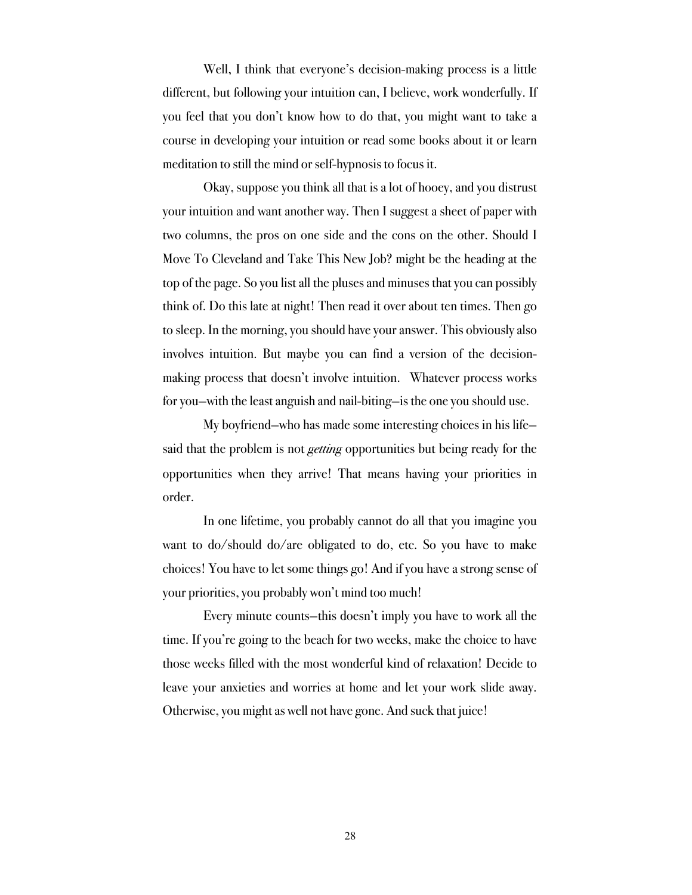Well, I think that everyone's decision-making process is a little different, but following your intuition can, I believe, work wonderfully. If you feel that you don't know how to do that, you might want to take a course in developing your intuition or read some books about it or learn meditation to still the mind or self-hypnosis to focus it.

Okay, suppose you think all that is a lot of hooey, and you distrust your intuition and want another way. Then I suggest a sheet of paper with two columns, the pros on one side and the cons on the other. Should I Move To Cleveland and Take This New Job? might be the heading at the top of the page. So you list all the pluses and minuses that you can possibly think of. Do this late at night! Then read it over about ten times. Then go to sleep. In the morning, you should have your answer. This obviously also involves intuition. But maybe you can find a version of the decision-making process that doesn't involve intuition. Whatever process works for you—with the least anguish and nail-biting—is the one you should use.

My boyfriend—who has made some interesting choices in his life—said that the problem is not *getting* opportunities but being ready for the opportunities when they arrive! That means having your priorities in order.

In one lifetime, you probably cannot do all that you imagine you want to do/should do/are obligated to do, etc. So you have to make choices! You have to let some things go! And if you have a strong sense of your priorities, you probably won't mind too much!

Every minute counts—this doesn't imply you have to work all the time. If you're going to the beach for two weeks, make the choice to have those weeks filled with the most wonderful kind of relaxation! Decide to leave your anxieties and worries at home and let your work slide away. Otherwise, you might as well not have gone. And suck that juice!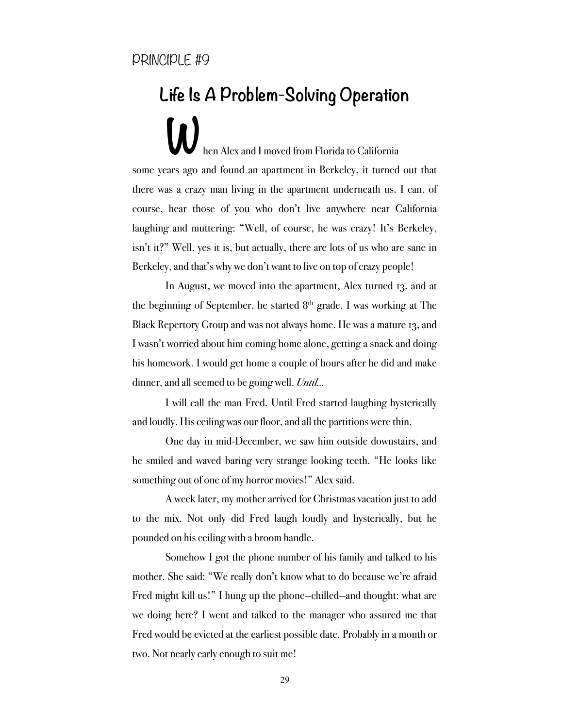PRINCIPLE #9

## Life Is A Problem-Solving Operation

When Alex and I moved from Florida to California some years ago and found an apartment in Berkeley, it turned out that there was a crazy man living in the apartment underneath us. I can, of course, hear those of you who don't live anywhere near California laughing and muttering: "Well, of course, he was crazy! It's Berkeley, isn't it?" Well, yes it is, but actually, there are lots of us who are sane in Berkeley, and that's why we don't want to live on top of crazy people!

In August, we moved into the apartment, Alex turned 13, and at the beginning of September, he started 8th grade. I was working at The Black Repertory Group and was not always home. He was a mature 13, and I wasn't worried about him coming home alone, getting a snack and doing his homework. I would get home a couple of hours after he did and make dinner, and all seemed to be going well. *Until...*

I will call the man Fred. Until Fred started laughing hysterically and loudly. His ceiling was our floor, and all the partitions were thin.

One day in mid-December, we saw him outside downstairs, and he smiled and waved baring very strange looking teeth. "He looks like something out of one of my horror movies!" Alex said.

A week later, my mother arrived for Christmas vacation just to add to the mix. Not only did Fred laugh loudly and hysterically, but he pounded on his ceiling with a broom handle.

Somehow I got the phone number of his family and talked to his mother. She said: "We really don't know what to do because we're afraid Fred might kill us!" I hung up the phone—chilled—and thought: what are we doing here? I went and talked to the manager who assured me that Fred would be evicted at the earliest possible date. Probably in a month or two. Not nearly early enough to suit me!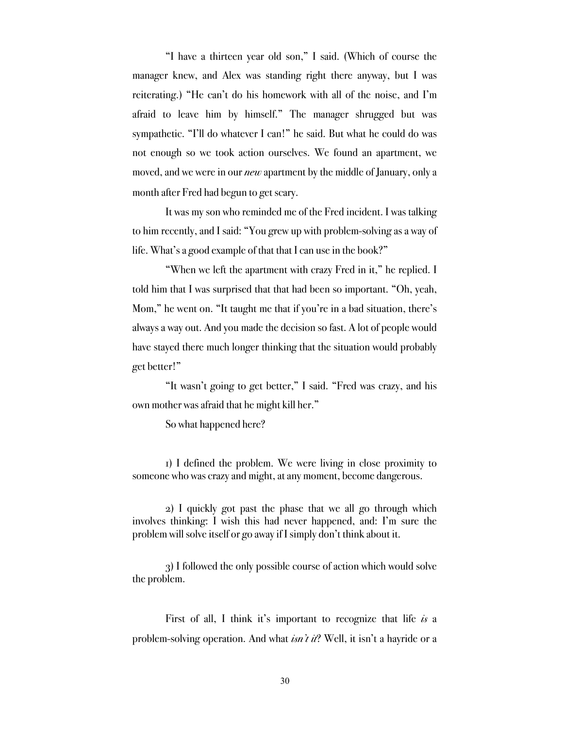"I have a thirteen year old son," I said. (Which of course the manager knew, and Alex was standing right there anyway, but I was reiterating.) "He can't do his homework with all of the noise, and I'm afraid to leave him by himself." The manager shrugged but was sympathetic. "I'll do whatever I can!" he said. But what he could do was not enough so we took action ourselves. We found an apartment, we moved, and we were in our *new* apartment by the middle of January, only a month after Fred had begun to get scary.

It was my son who reminded me of the Fred incident. I was talking to him recently, and I said: "You grew up with problem-solving as a way of life. What's a good example of that that I can use in the book?"

"When we left the apartment with crazy Fred in it," he replied. I told him that I was surprised that that had been so important. "Oh, yeah, Mom," he went on. "It taught me that if you're in a bad situation, there's always a way out. And you made the decision so fast. A lot of people would have stayed there much longer thinking that the situation would probably get better!"

"It wasn't going to get better," I said. "Fred was crazy, and his own mother was afraid that he might kill her."

So what happened here?

1) I defined the problem. We were living in close proximity to someone who was crazy and might, at any moment, become dangerous.

2) I quickly got past the phase that we all go through which involves thinking: I wish this had never happened, and: I'm sure the problem will solve itself or go away if I simply don't think about it.

3) I followed the only possible course of action which would solve the problem.

First of all, I think it's important to recognize that life *is* a problem-solving operation. And what *isn't it*? Well, it isn't a hayride or a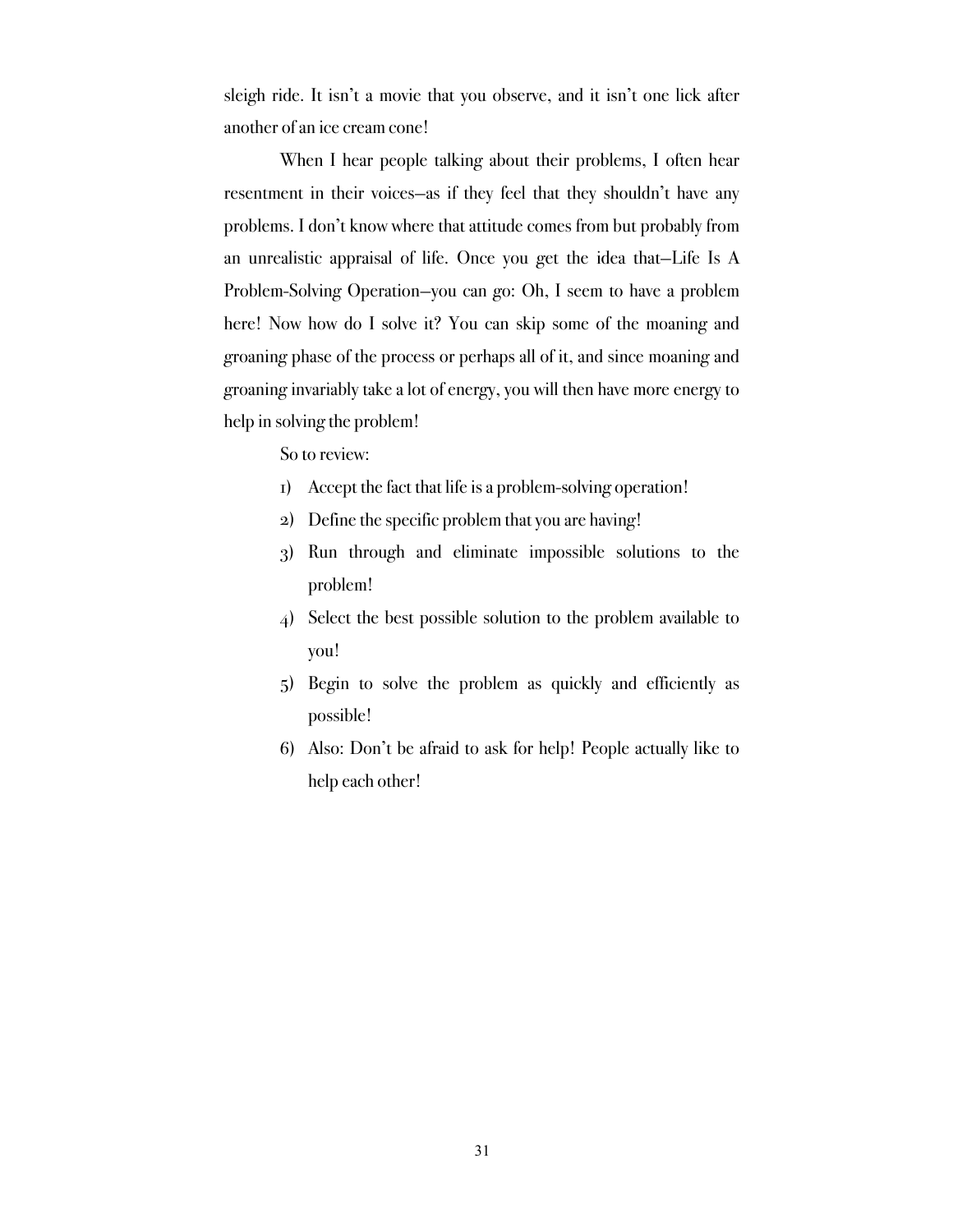sleigh ride. It isn't a movie that you observe, and it isn't one lick after another of an ice cream cone!

When I hear people talking about their problems, I often hear resentment in their voices—as if they feel that they shouldn't have any problems. I don't know where that attitude comes from but probably from an unrealistic appraisal of life. Once you get the idea that—Life Is A Problem-Solving Operation—you can go: Oh, I seem to have a problem here! Now how do I solve it? You can skip some of the moaning and groaning phase of the process or perhaps all of it, and since moaning and groaning invariably take a lot of energy, you will then have more energy to help in solving the problem!

So to review:

1) Accept the fact that life is a problem-solving operation!
2) Define the specific problem that you are having!
3) Run through and eliminate impossible solutions to the problem!
4) Select the best possible solution to the problem available to you!
5) Begin to solve the problem as quickly and efficiently as possible!
6) Also: Don't be afraid to ask for help! People actually like to help each other!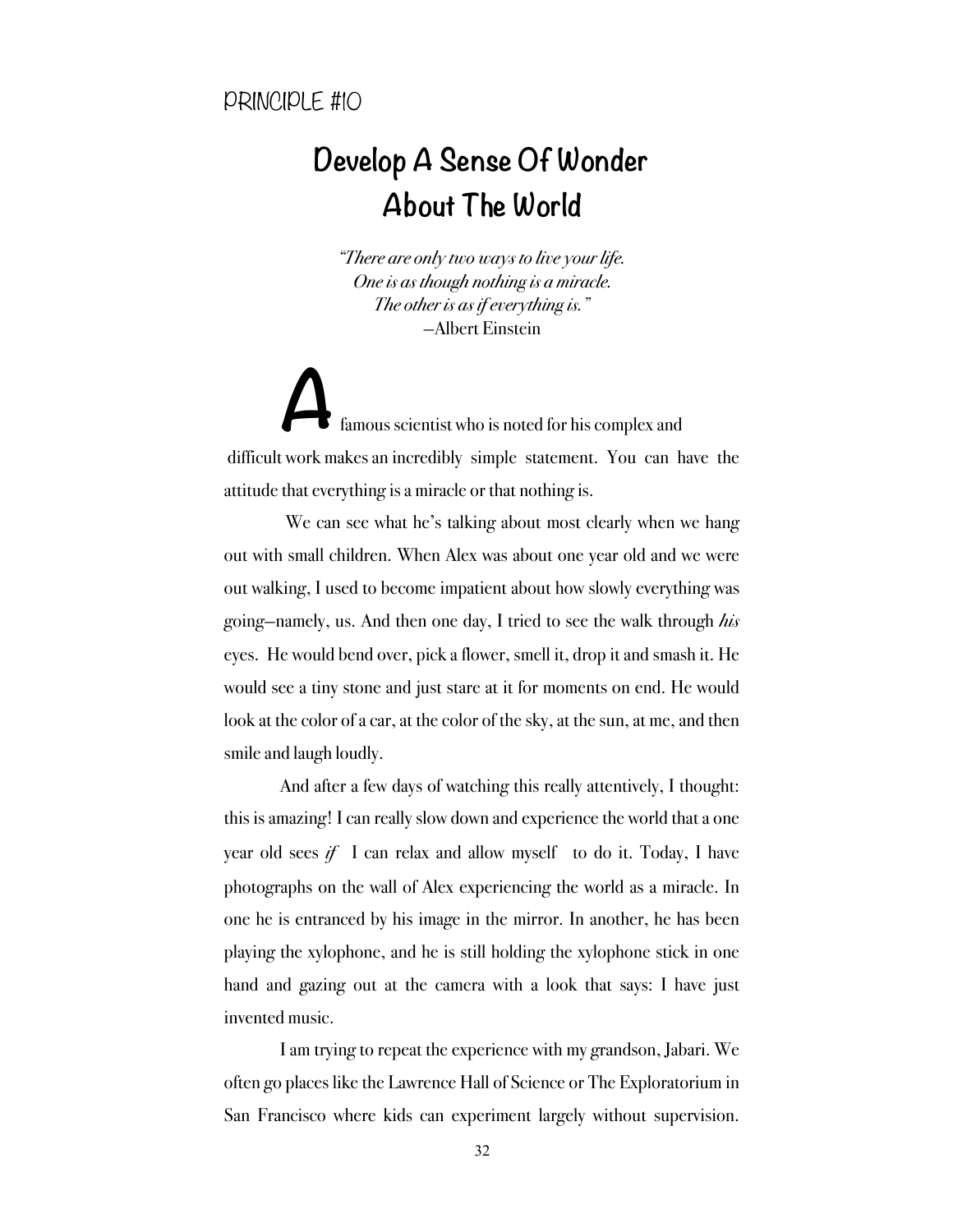PRINCIPLE #10

# Develop A Sense Of Wonder About The World

*"There are only two ways to live your life.*
*One is as though nothing is a miracle.*
*The other is as if everything is."*
—Albert Einstein

A famous scientist who is noted for his complex and difficult work makes an incredibly simple statement. You can have the attitude that everything is a miracle or that nothing is.

We can see what he's talking about most clearly when we hang out with small children. When Alex was about one year old and we were out walking, I used to become impatient about how slowly everything was going—namely, us. And then one day, I tried to see the walk through *his* eyes. He would bend over, pick a flower, smell it, drop it and smash it. He would see a tiny stone and just stare at it for moments on end. He would look at the color of a car, at the color of the sky, at the sun, at me, and then smile and laugh loudly.

And after a few days of watching this really attentively, I thought: this is amazing! I can really slow down and experience the world that a one year old sees *if* I can relax and allow myself to do it. Today, I have photographs on the wall of Alex experiencing the world as a miracle. In one he is entranced by his image in the mirror. In another, he has been playing the xylophone, and he is still holding the xylophone stick in one hand and gazing out at the camera with a look that says: I have just invented music.

I am trying to repeat the experience with my grandson, Jabari. We often go places like the Lawrence Hall of Science or The Exploratorium in San Francisco where kids can experiment largely without supervision.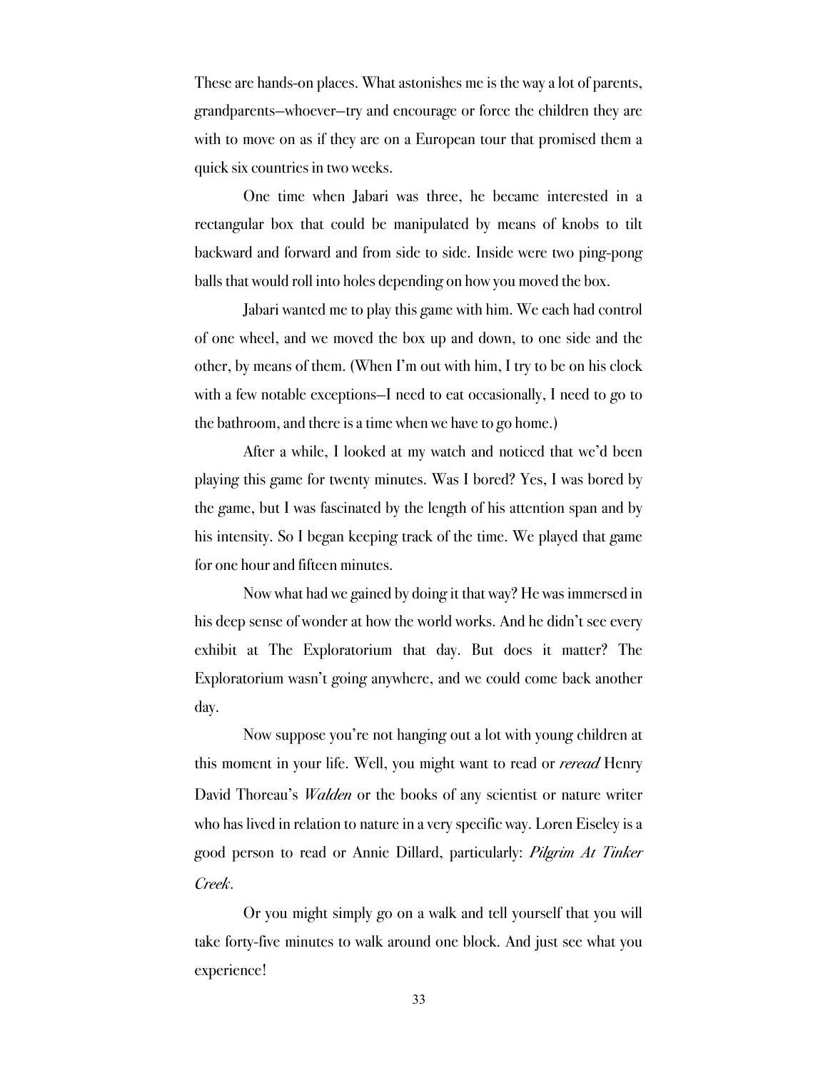These are hands-on places. What astonishes me is the way a lot of parents, grandparents—whoever—try and encourage or force the children they are with to move on as if they are on a European tour that promised them a quick six countries in two weeks.

One time when Jabari was three, he became interested in a rectangular box that could be manipulated by means of knobs to tilt backward and forward and from side to side. Inside were two ping-pong balls that would roll into holes depending on how you moved the box.

Jabari wanted me to play this game with him. We each had control of one wheel, and we moved the box up and down, to one side and the other, by means of them. (When I'm out with him, I try to be on his clock with a few notable exceptions—I need to eat occasionally, I need to go to the bathroom, and there is a time when we have to go home.)

After a while, I looked at my watch and noticed that we'd been playing this game for twenty minutes. Was I bored? Yes, I was bored by the game, but I was fascinated by the length of his attention span and by his intensity. So I began keeping track of the time. We played that game for one hour and fifteen minutes.

Now what had we gained by doing it that way? He was immersed in his deep sense of wonder at how the world works. And he didn't see every exhibit at The Exploratorium that day. But does it matter? The Exploratorium wasn't going anywhere, and we could come back another day.

Now suppose you're not hanging out a lot with young children at this moment in your life. Well, you might want to read or *reread* Henry David Thoreau's *Walden* or the books of any scientist or nature writer who has lived in relation to nature in a very specific way. Loren Eiseley is a good person to read or Annie Dillard, particularly: *Pilgrim At Tinker Creek*.

Or you might simply go on a walk and tell yourself that you will take forty-five minutes to walk around one block. And just see what you experience!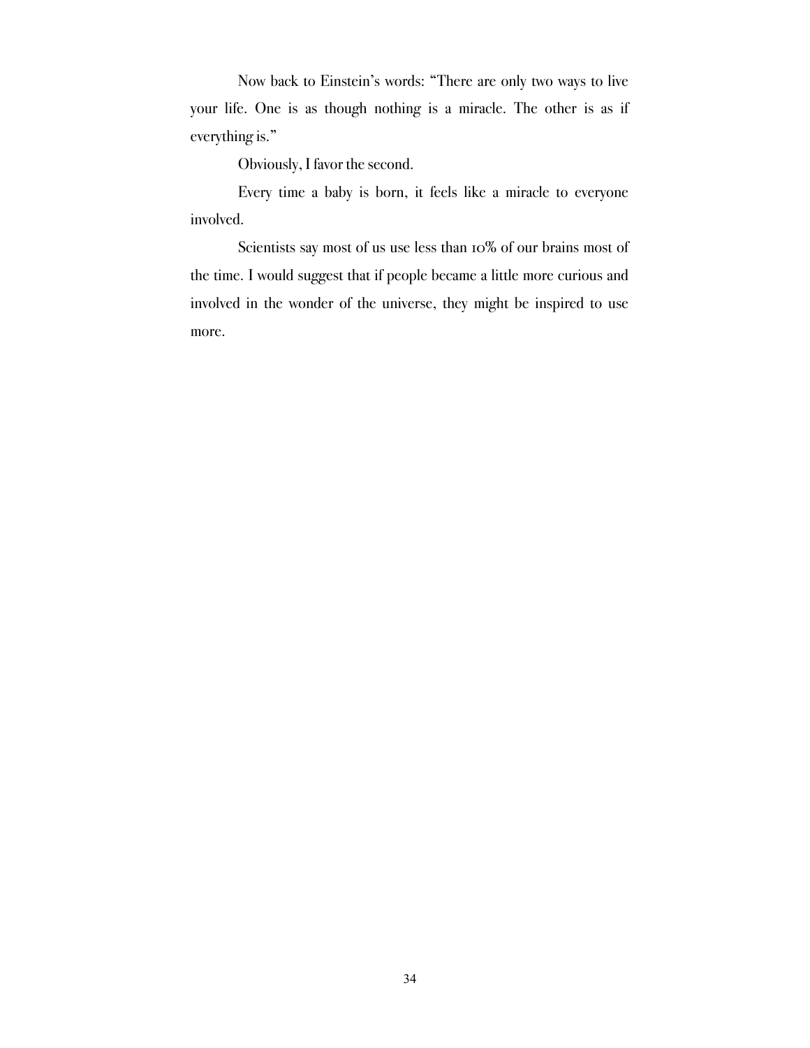Now back to Einstein's words: "There are only two ways to live your life. One is as though nothing is a miracle. The other is as if everything is."

Obviously, I favor the second.

Every time a baby is born, it feels like a miracle to everyone involved.

Scientists say most of us use less than 10% of our brains most of the time. I would suggest that if people became a little more curious and involved in the wonder of the universe, they might be inspired to use more.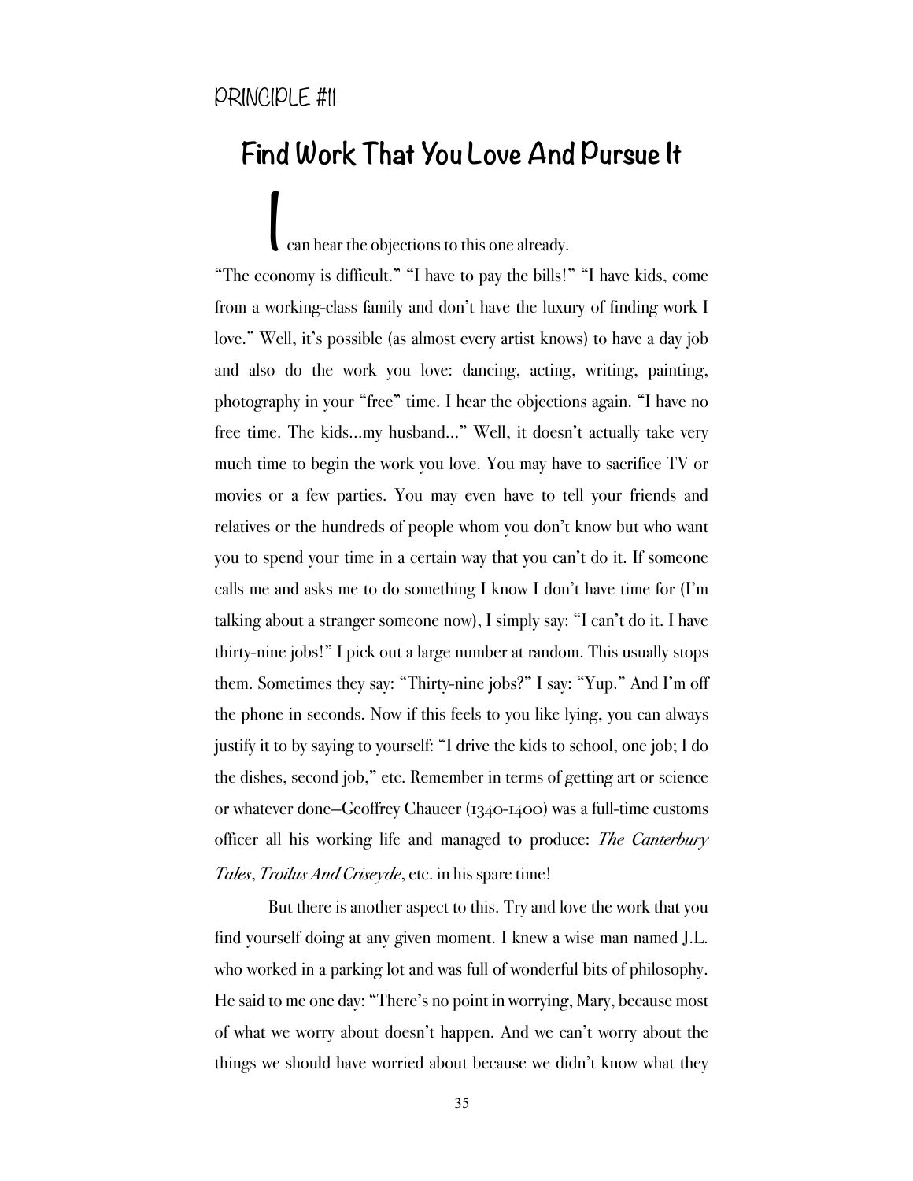PRINCIPLE #11

## Find Work That You Love And Pursue It

I can hear the objections to this one already.

"The economy is difficult." "I have to pay the bills!" "I have kids, come from a working-class family and don't have the luxury of finding work I love." Well, it's possible (as almost every artist knows) to have a day job and also do the work you love: dancing, acting, writing, painting, photography in your "free" time. I hear the objections again. "I have no free time. The kids...my husband..." Well, it doesn't actually take very much time to begin the work you love. You may have to sacrifice TV or movies or a few parties. You may even have to tell your friends and relatives or the hundreds of people whom you don't know but who want you to spend your time in a certain way that you can't do it. If someone calls me and asks me to do something I know I don't have time for (I'm talking about a stranger someone now), I simply say: "I can't do it. I have thirty-nine jobs!" I pick out a large number at random. This usually stops them. Sometimes they say: "Thirty-nine jobs?" I say: "Yup." And I'm off the phone in seconds. Now if this feels to you like lying, you can always justify it to by saying to yourself: "I drive the kids to school, one job; I do the dishes, second job," etc. Remember in terms of getting art or science or whatever done—Geoffrey Chaucer (1340-1400) was a full-time customs officer all his working life and managed to produce: *The Canterbury Tales*, *Troilus And Criseyde*, etc. in his spare time!

But there is another aspect to this. Try and love the work that you find yourself doing at any given moment. I knew a wise man named J.L. who worked in a parking lot and was full of wonderful bits of philosophy. He said to me one day: "There's no point in worrying, Mary, because most of what we worry about doesn't happen. And we can't worry about the things we should have worried about because we didn't know what they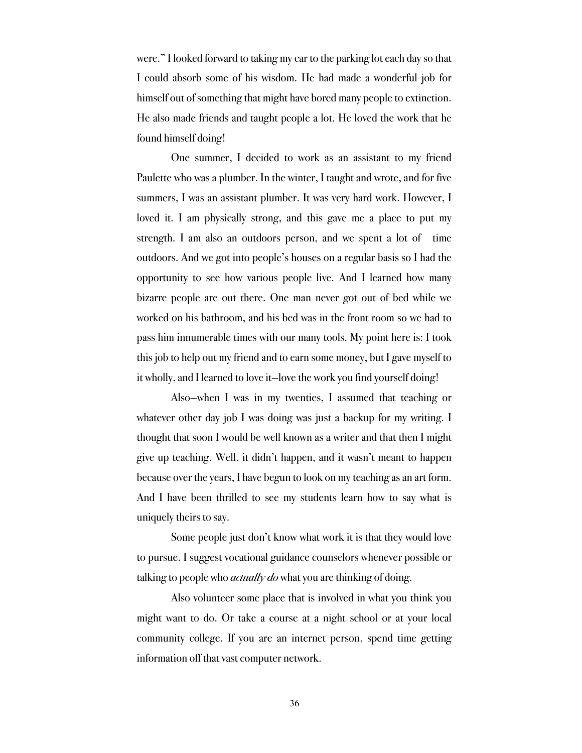were." I looked forward to taking my car to the parking lot each day so that I could absorb some of his wisdom. He had made a wonderful job for himself out of something that might have bored many people to extinction. He also made friends and taught people a lot. He loved the work that he found himself doing!

One summer, I decided to work as an assistant to my friend Paulette who was a plumber. In the winter, I taught and wrote, and for five summers, I was an assistant plumber. It was very hard work. However, I loved it. I am physically strong, and this gave me a place to put my strength. I am also an outdoors person, and we spent a lot of time outdoors. And we got into people's houses on a regular basis so I had the opportunity to see how various people live. And I learned how many bizarre people are out there. One man never got out of bed while we worked on his bathroom, and his bed was in the front room so we had to pass him innumerable times with our many tools. My point here is: I took this job to help out my friend and to earn some money, but I gave myself to it wholly, and I learned to love it—love the work you find yourself doing!

Also—when I was in my twenties, I assumed that teaching or whatever other day job I was doing was just a backup for my writing. I thought that soon I would be well known as a writer and that then I might give up teaching. Well, it didn't happen, and it wasn't meant to happen because over the years, I have begun to look on my teaching as an art form. And I have been thrilled to see my students learn how to say what is uniquely theirs to say.

Some people just don't know what work it is that they would love to pursue. I suggest vocational guidance counselors whenever possible or talking to people who *actually do* what you are thinking of doing.

Also volunteer some place that is involved in what you think you might want to do. Or take a course at a night school or at your local community college. If you are an internet person, spend time getting information off that vast computer network.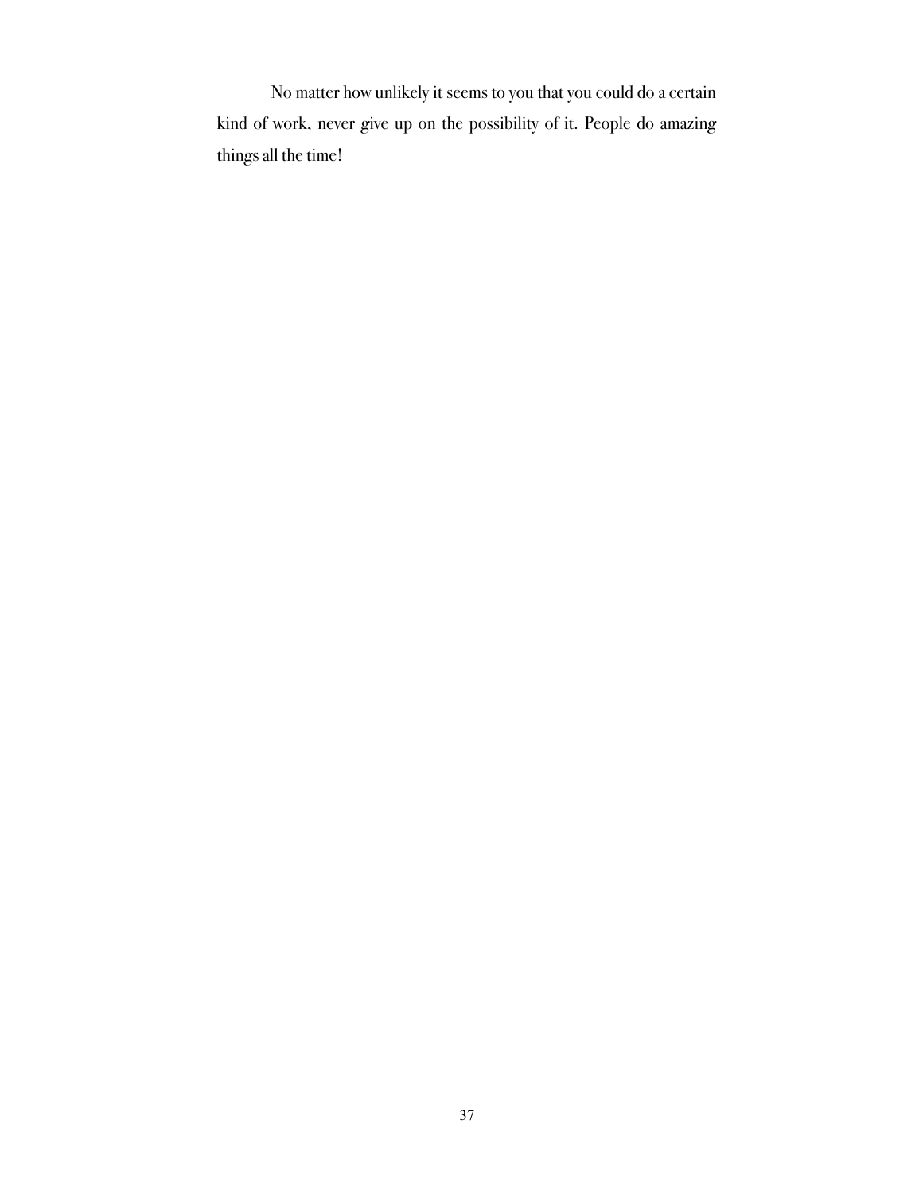No matter how unlikely it seems to you that you could do a certain kind of work, never give up on the possibility of it. People do amazing things all the time!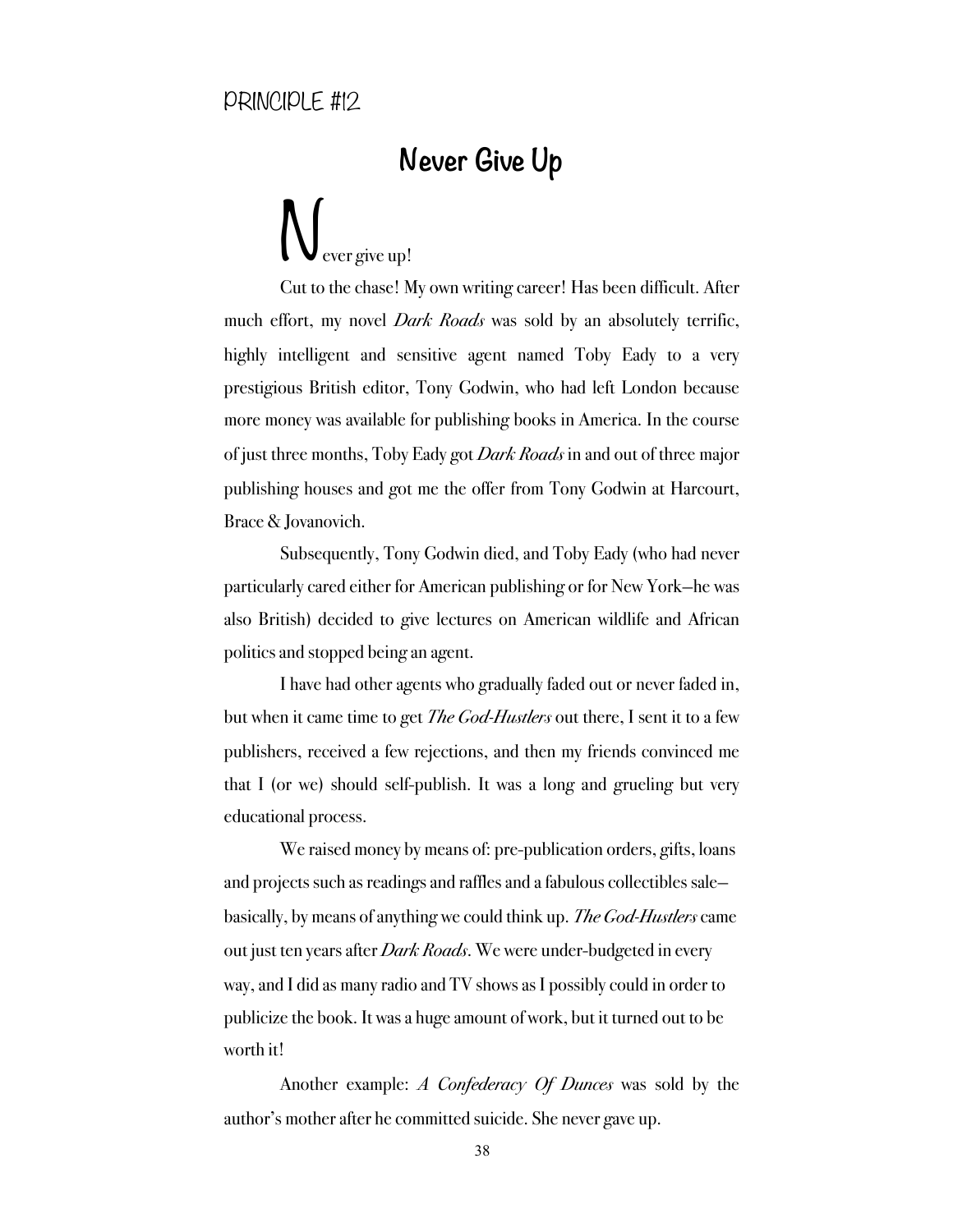PRINCIPLE #12

# Never Give Up

Never give up!

Cut to the chase! My own writing career! Has been difficult. After much effort, my novel *Dark Roads* was sold by an absolutely terrific, highly intelligent and sensitive agent named Toby Eady to a very prestigious British editor, Tony Godwin, who had left London because more money was available for publishing books in America. In the course of just three months, Toby Eady got *Dark Roads* in and out of three major publishing houses and got me the offer from Tony Godwin at Harcourt, Brace & Jovanovich.

Subsequently, Tony Godwin died, and Toby Eady (who had never particularly cared either for American publishing or for New York—he was also British) decided to give lectures on American wildlife and African politics and stopped being an agent.

I have had other agents who gradually faded out or never faded in, but when it came time to get *The God-Hustlers* out there, I sent it to a few publishers, received a few rejections, and then my friends convinced me that I (or we) should self-publish. It was a long and grueling but very educational process.

We raised money by means of: pre-publication orders, gifts, loans and projects such as readings and raffles and a fabulous collectibles sale—basically, by means of anything we could think up. *The God-Hustlers* came out just ten years after *Dark Roads*. We were under-budgeted in every way, and I did as many radio and TV shows as I possibly could in order to publicize the book. It was a huge amount of work, but it turned out to be worth it!

Another example: *A Confederacy Of Dunces* was sold by the author's mother after he committed suicide. She never gave up.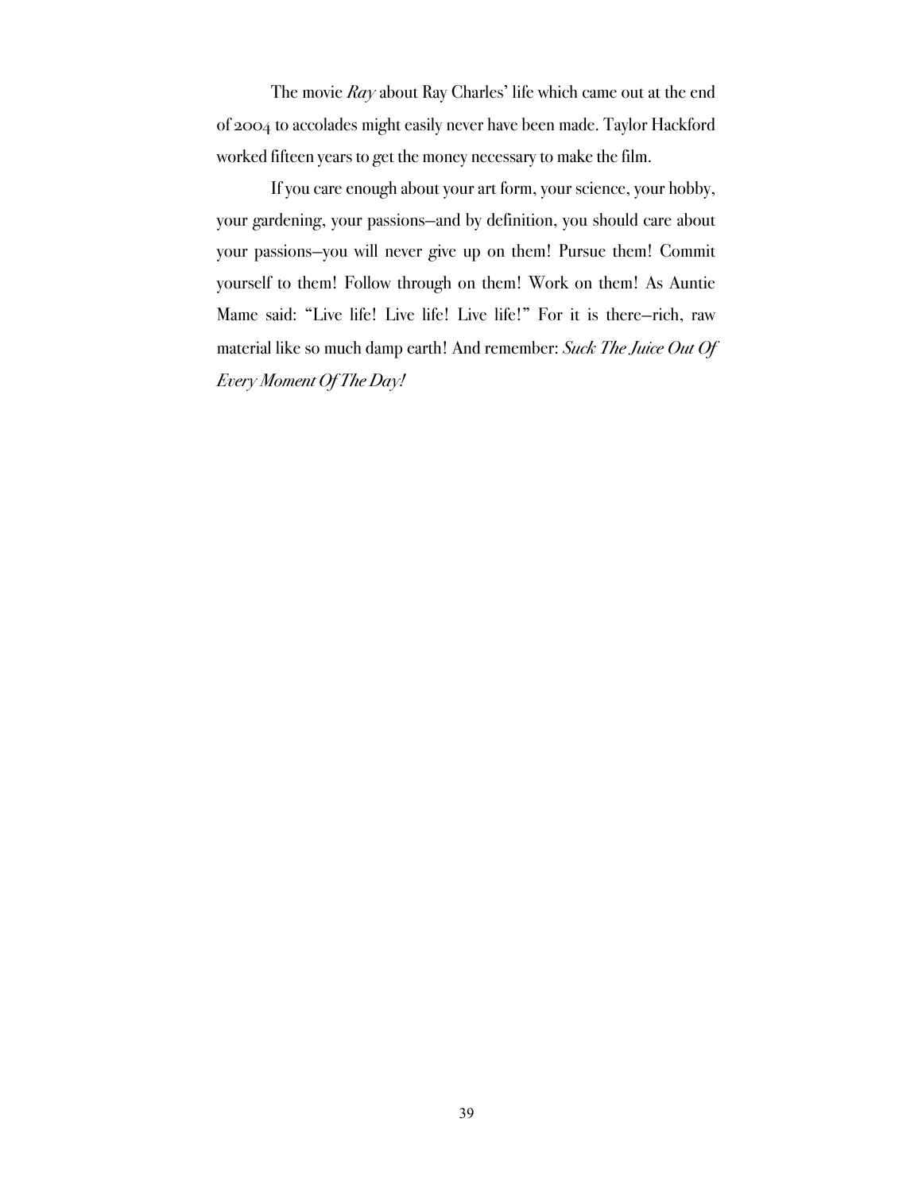The movie *Ray* about Ray Charles' life which came out at the end of 2004 to accolades might easily never have been made. Taylor Hackford worked fifteen years to get the money necessary to make the film.

If you care enough about your art form, your science, your hobby, your gardening, your passions—and by definition, you should care about your passions—you will never give up on them! Pursue them! Commit yourself to them! Follow through on them! Work on them! As Auntie Mame said: "Live life! Live life! Live life!" For it is there—rich, raw material like so much damp earth! And remember: *Suck The Juice Out Of Every Moment Of The Day!*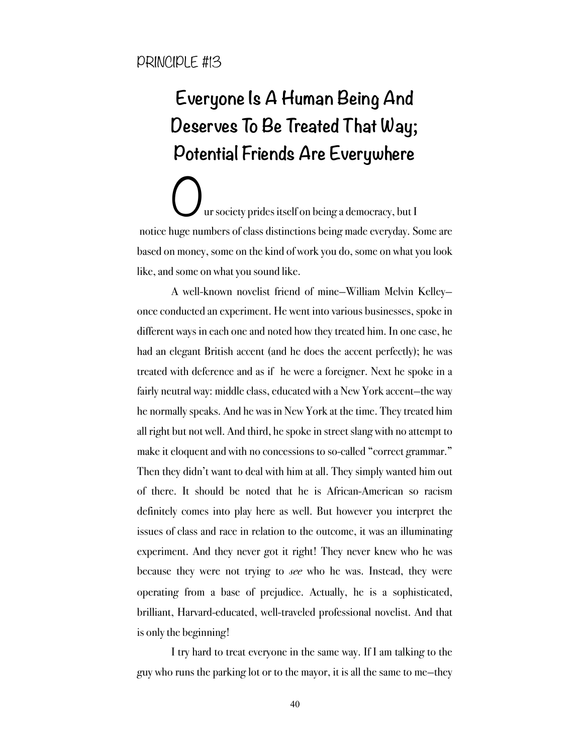PRINCIPLE #13

# Everyone Is A Human Being And Deserves To Be Treated That Way; Potential Friends Are Everywhere

Our society prides itself on being a democracy, but I notice huge numbers of class distinctions being made everyday. Some are based on money, some on the kind of work you do, some on what you look like, and some on what you sound like.

A well-known novelist friend of mine—William Melvin Kelley—once conducted an experiment. He went into various businesses, spoke in different ways in each one and noted how they treated him. In one case, he had an elegant British accent (and he does the accent perfectly); he was treated with deference and as if he were a foreigner. Next he spoke in a fairly neutral way: middle class, educated with a New York accent—the way he normally speaks. And he was in New York at the time. They treated him all right but not well. And third, he spoke in street slang with no attempt to make it eloquent and with no concessions to so-called "correct grammar." Then they didn't want to deal with him at all. They simply wanted him out of there. It should be noted that he is African-American so racism definitely comes into play here as well. But however you interpret the issues of class and race in relation to the outcome, it was an illuminating experiment. And they never got it right! They never knew who he was because they were not trying to *see* who he was. Instead, they were operating from a base of prejudice. Actually, he is a sophisticated, brilliant, Harvard-educated, well-traveled professional novelist. And that is only the beginning!

I try hard to treat everyone in the same way. If I am talking to the guy who runs the parking lot or to the mayor, it is all the same to me—they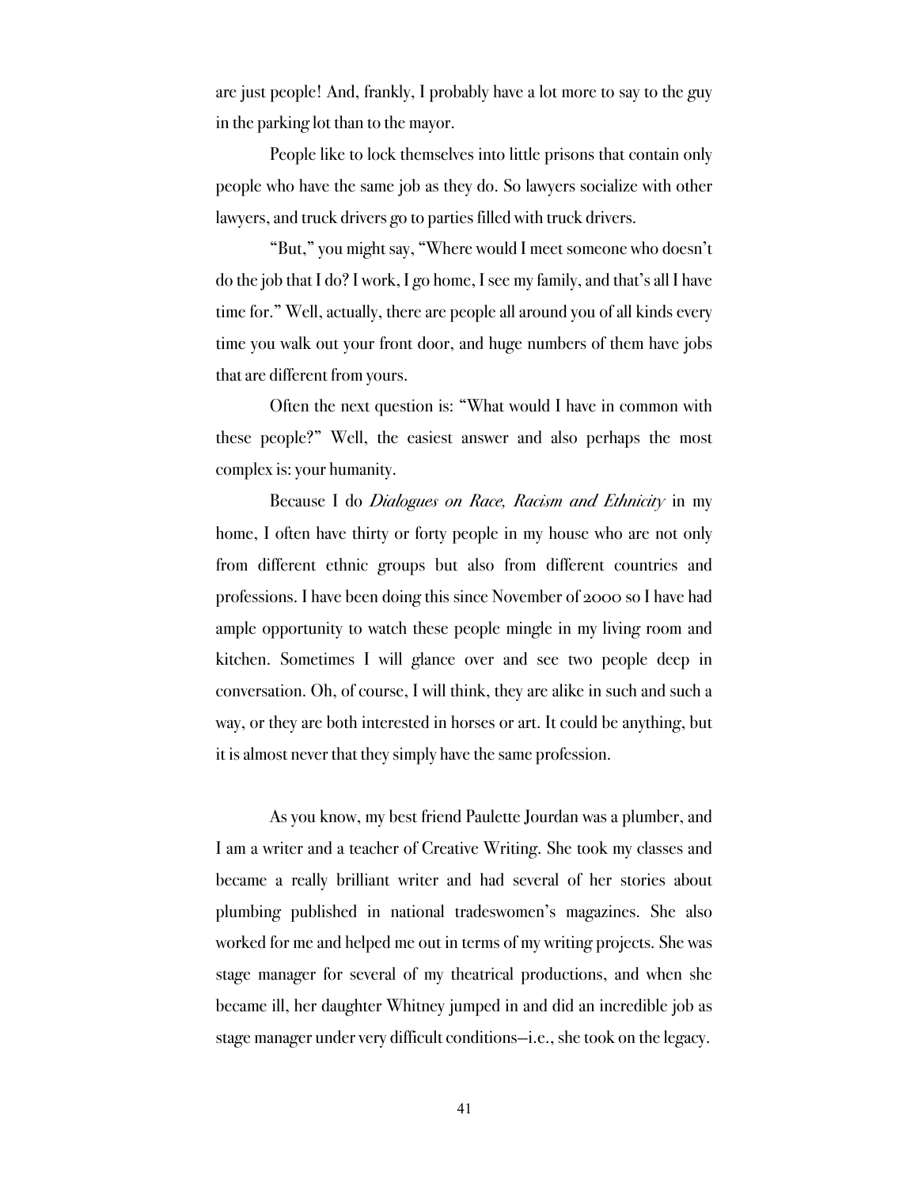are just people! And, frankly, I probably have a lot more to say to the guy in the parking lot than to the mayor.

People like to lock themselves into little prisons that contain only people who have the same job as they do. So lawyers socialize with other lawyers, and truck drivers go to parties filled with truck drivers.

"But," you might say, "Where would I meet someone who doesn't do the job that I do? I work, I go home, I see my family, and that's all I have time for." Well, actually, there are people all around you of all kinds every time you walk out your front door, and huge numbers of them have jobs that are different from yours.

Often the next question is: "What would I have in common with these people?" Well, the easiest answer and also perhaps the most complex is: your humanity.

Because I do *Dialogues on Race, Racism and Ethnicity* in my home, I often have thirty or forty people in my house who are not only from different ethnic groups but also from different countries and professions. I have been doing this since November of 2000 so I have had ample opportunity to watch these people mingle in my living room and kitchen. Sometimes I will glance over and see two people deep in conversation. Oh, of course, I will think, they are alike in such and such a way, or they are both interested in horses or art. It could be anything, but it is almost never that they simply have the same profession.

As you know, my best friend Paulette Jourdan was a plumber, and I am a writer and a teacher of Creative Writing. She took my classes and became a really brilliant writer and had several of her stories about plumbing published in national tradeswomen's magazines. She also worked for me and helped me out in terms of my writing projects. She was stage manager for several of my theatrical productions, and when she became ill, her daughter Whitney jumped in and did an incredible job as stage manager under very difficult conditions—i.e., she took on the legacy.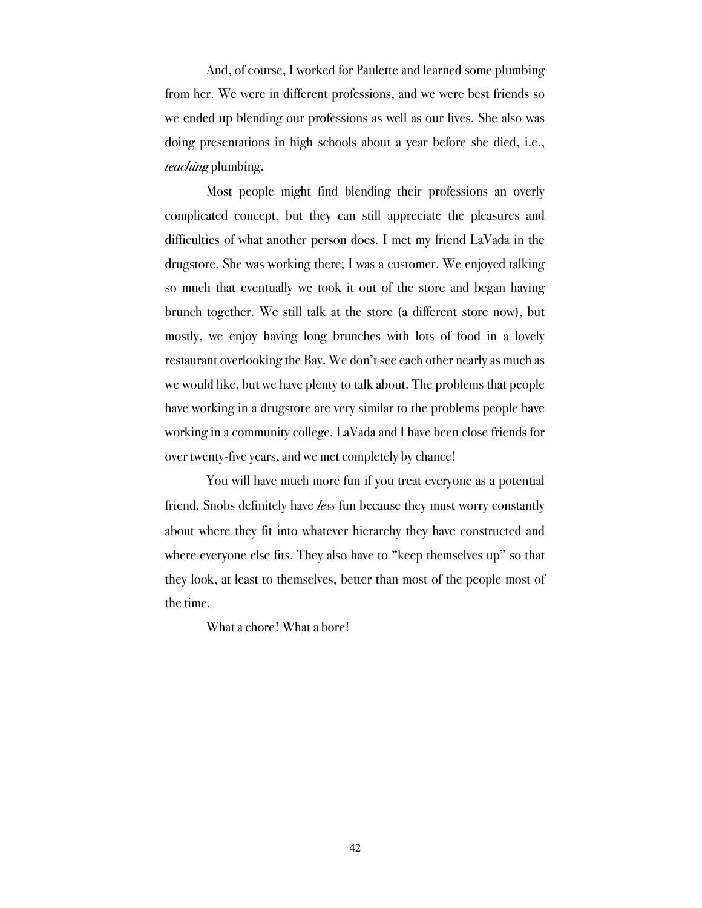And, of course, I worked for Paulette and learned some plumbing from her. We were in different professions, and we were best friends so we ended up blending our professions as well as our lives. She also was doing presentations in high schools about a year before she died, i.e., *teaching* plumbing.

Most people might find blending their professions an overly complicated concept, but they can still appreciate the pleasures and difficulties of what another person does. I met my friend LaVada in the drugstore. She was working there; I was a customer. We enjoyed talking so much that eventually we took it out of the store and began having brunch together. We still talk at the store (a different store now), but mostly, we enjoy having long brunches with lots of food in a lovely restaurant overlooking the Bay. We don't see each other nearly as much as we would like, but we have plenty to talk about. The problems that people have working in a drugstore are very similar to the problems people have working in a community college. LaVada and I have been close friends for over twenty-five years, and we met completely by chance!

You will have much more fun if you treat everyone as a potential friend. Snobs definitely have *less* fun because they must worry constantly about where they fit into whatever hierarchy they have constructed and where everyone else fits. They also have to "keep themselves up" so that they look, at least to themselves, better than most of the people most of the time.

What a chore! What a bore!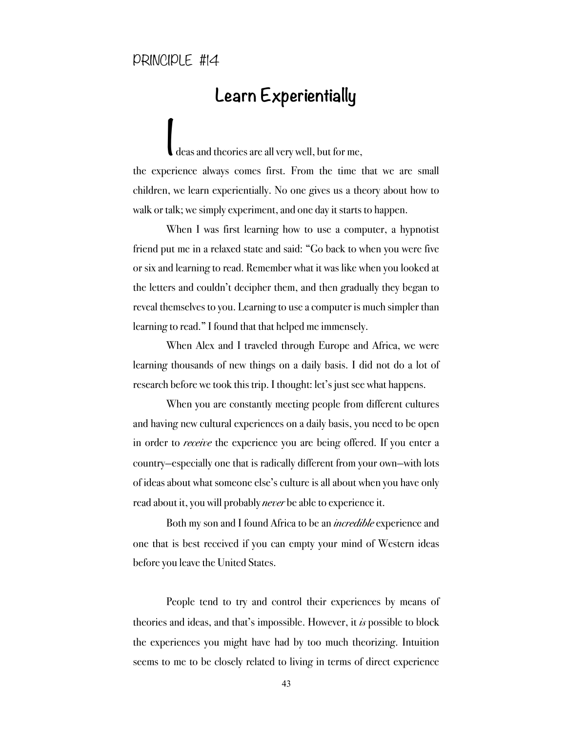PRINCIPLE #14

## Learn Experientially

Ideas and theories are all very well, but for me, the experience always comes first. From the time that we are small children, we learn experientially. No one gives us a theory about how to walk or talk; we simply experiment, and one day it starts to happen.

When I was first learning how to use a computer, a hypnotist friend put me in a relaxed state and said: "Go back to when you were five or six and learning to read. Remember what it was like when you looked at the letters and couldn't decipher them, and then gradually they began to reveal themselves to you. Learning to use a computer is much simpler than learning to read." I found that that helped me immensely.

When Alex and I traveled through Europe and Africa, we were learning thousands of new things on a daily basis. I did not do a lot of research before we took this trip. I thought: let's just see what happens.

When you are constantly meeting people from different cultures and having new cultural experiences on a daily basis, you need to be open in order to *receive* the experience you are being offered. If you enter a country—especially one that is radically different from your own—with lots of ideas about what someone else's culture is all about when you have only read about it, you will probably *never* be able to experience it.

Both my son and I found Africa to be an *incredible* experience and one that is best received if you can empty your mind of Western ideas before you leave the United States.

People tend to try and control their experiences by means of theories and ideas, and that's impossible. However, it *is* possible to block the experiences you might have had by too much theorizing. Intuition seems to me to be closely related to living in terms of direct experience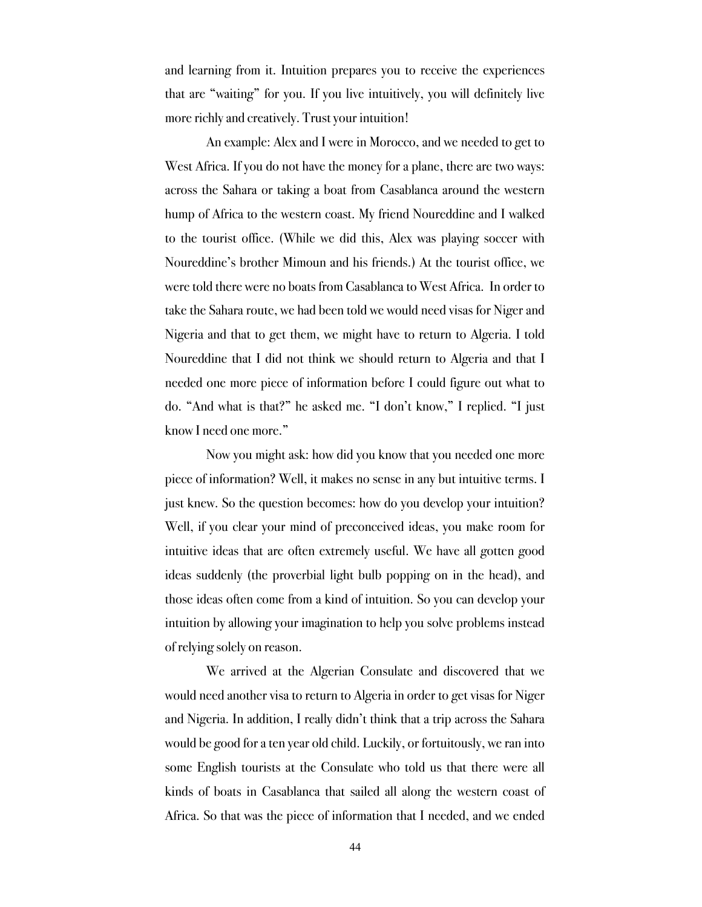and learning from it. Intuition prepares you to receive the experiences that are "waiting" for you. If you live intuitively, you will definitely live more richly and creatively. Trust your intuition!

An example: Alex and I were in Morocco, and we needed to get to West Africa. If you do not have the money for a plane, there are two ways: across the Sahara or taking a boat from Casablanca around the western hump of Africa to the western coast. My friend Noureddine and I walked to the tourist office. (While we did this, Alex was playing soccer with Noureddine's brother Mimoun and his friends.) At the tourist office, we were told there were no boats from Casablanca to West Africa. In order to take the Sahara route, we had been told we would need visas for Niger and Nigeria and that to get them, we might have to return to Algeria. I told Noureddine that I did not think we should return to Algeria and that I needed one more piece of information before I could figure out what to do. "And what is that?" he asked me. "I don't know," I replied. "I just know I need one more."

Now you might ask: how did you know that you needed one more piece of information? Well, it makes no sense in any but intuitive terms. I just knew. So the question becomes: how do you develop your intuition? Well, if you clear your mind of preconceived ideas, you make room for intuitive ideas that are often extremely useful. We have all gotten good ideas suddenly (the proverbial light bulb popping on in the head), and those ideas often come from a kind of intuition. So you can develop your intuition by allowing your imagination to help you solve problems instead of relying solely on reason.

We arrived at the Algerian Consulate and discovered that we would need another visa to return to Algeria in order to get visas for Niger and Nigeria. In addition, I really didn't think that a trip across the Sahara would be good for a ten year old child. Luckily, or fortuitously, we ran into some English tourists at the Consulate who told us that there were all kinds of boats in Casablanca that sailed all along the western coast of Africa. So that was the piece of information that I needed, and we ended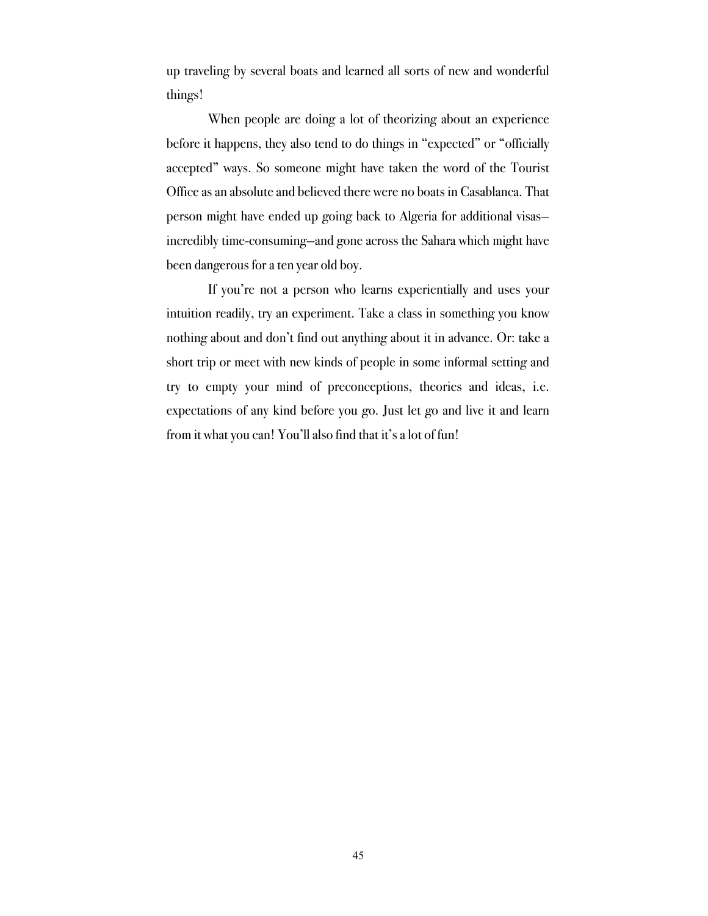up traveling by several boats and learned all sorts of new and wonderful things!

When people are doing a lot of theorizing about an experience before it happens, they also tend to do things in "expected" or "officially accepted" ways. So someone might have taken the word of the Tourist Office as an absolute and believed there were no boats in Casablanca. That person might have ended up going back to Algeria for additional visas–incredibly time-consuming–and gone across the Sahara which might have been dangerous for a ten year old boy.

If you're not a person who learns experientially and uses your intuition readily, try an experiment. Take a class in something you know nothing about and don't find out anything about it in advance. Or: take a short trip or meet with new kinds of people in some informal setting and try to empty your mind of preconceptions, theories and ideas, i.e. expectations of any kind before you go. Just let go and live it and learn from it what you can! You'll also find that it's a lot of fun!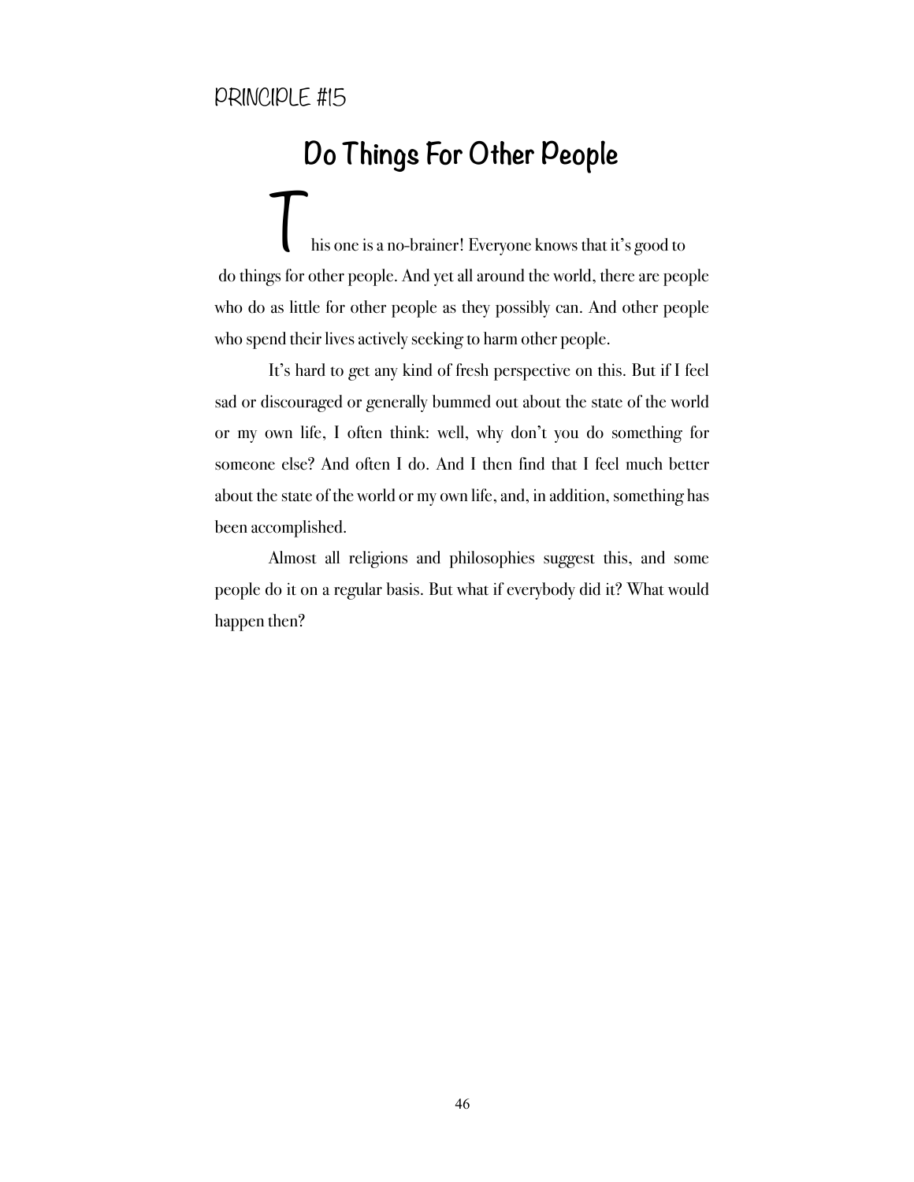PRINCIPLE #15

# Do Things For Other People

This one is a no-brainer! Everyone knows that it's good to do things for other people. And yet all around the world, there are people who do as little for other people as they possibly can. And other people who spend their lives actively seeking to harm other people.

It's hard to get any kind of fresh perspective on this. But if I feel sad or discouraged or generally bummed out about the state of the world or my own life, I often think: well, why don't you do something for someone else? And often I do. And I then find that I feel much better about the state of the world or my own life, and, in addition, something has been accomplished.

Almost all religions and philosophies suggest this, and some people do it on a regular basis. But what if everybody did it? What would happen then?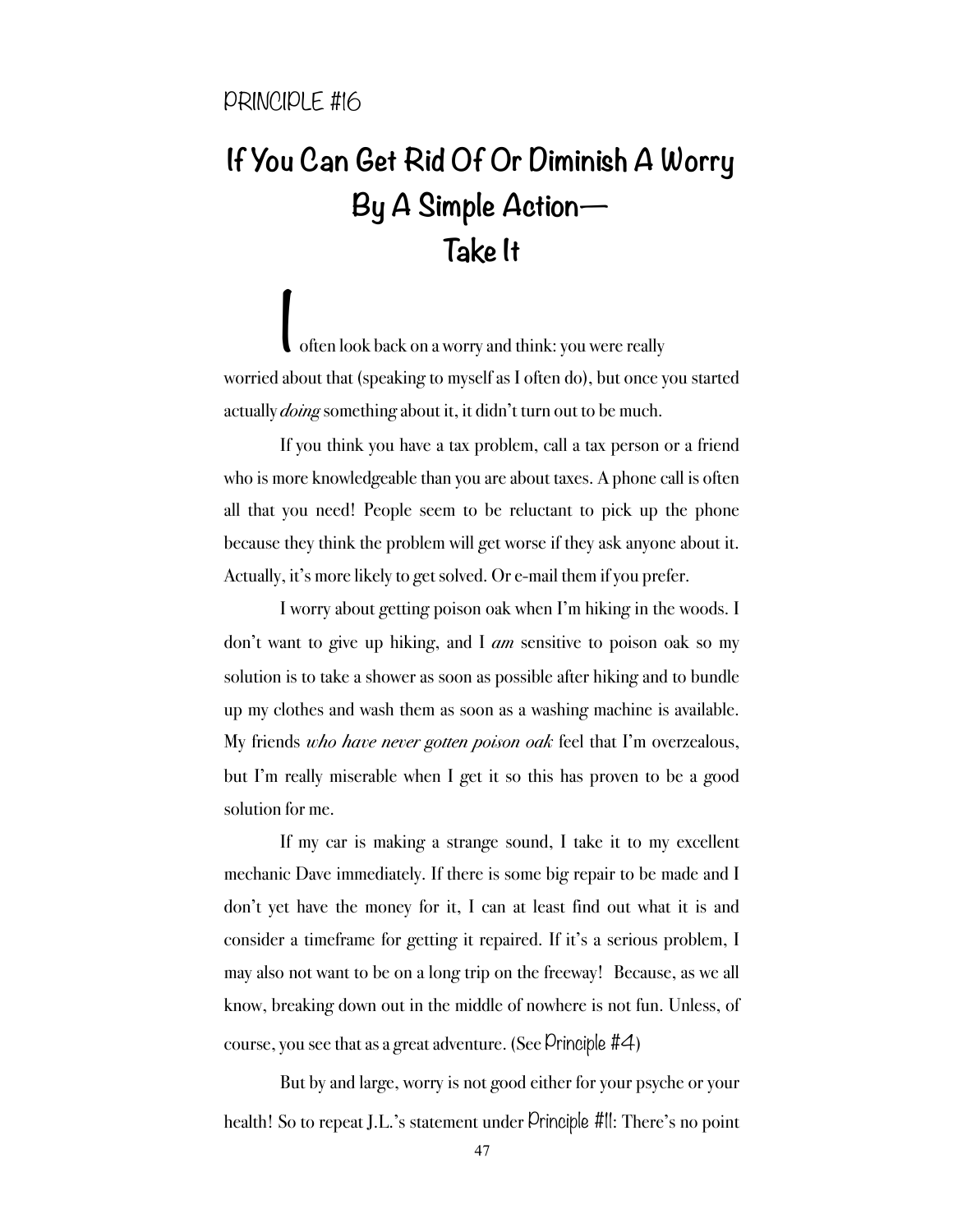PRINCIPLE #16

## If You Can Get Rid Of Or Diminish A Worry By A Simple Action— Take It

I often look back on a worry and think: you were really worried about that (speaking to myself as I often do), but once you started actually *doing* something about it, it didn't turn out to be much.

If you think you have a tax problem, call a tax person or a friend who is more knowledgeable than you are about taxes. A phone call is often all that you need! People seem to be reluctant to pick up the phone because they think the problem will get worse if they ask anyone about it. Actually, it's more likely to get solved. Or e-mail them if you prefer.

I worry about getting poison oak when I'm hiking in the woods. I don't want to give up hiking, and I *am* sensitive to poison oak so my solution is to take a shower as soon as possible after hiking and to bundle up my clothes and wash them as soon as a washing machine is available. My friends *who have never gotten poison oak* feel that I'm overzealous, but I'm really miserable when I get it so this has proven to be a good solution for me.

If my car is making a strange sound, I take it to my excellent mechanic Dave immediately. If there is some big repair to be made and I don't yet have the money for it, I can at least find out what it is and consider a timeframe for getting it repaired. If it's a serious problem, I may also not want to be on a long trip on the freeway! Because, as we all know, breaking down out in the middle of nowhere is not fun. Unless, of course, you see that as a great adventure. (See Principle #4)

But by and large, worry is not good either for your psyche or your health! So to repeat J.L.'s statement under Principle #11: There's no point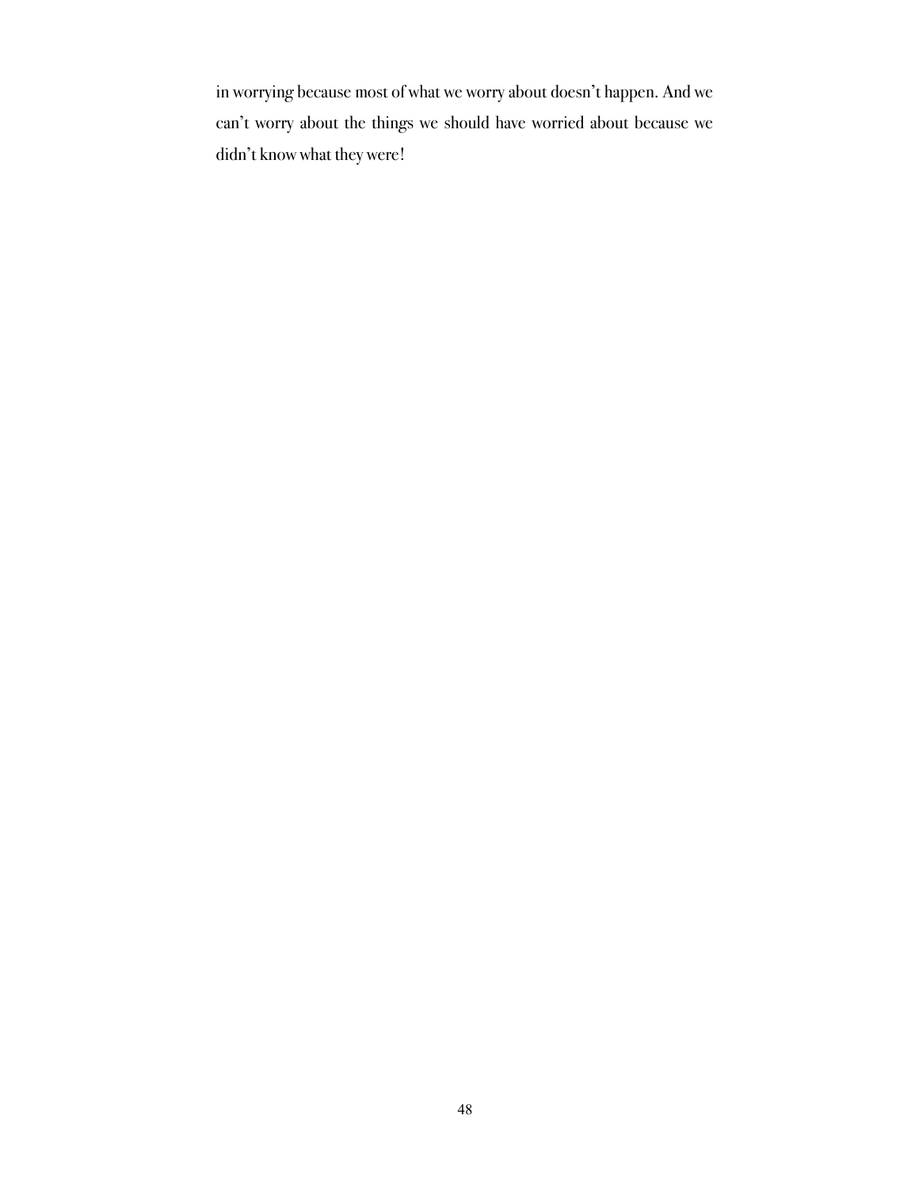in worrying because most of what we worry about doesn't happen. And we can't worry about the things we should have worried about because we didn't know what they were!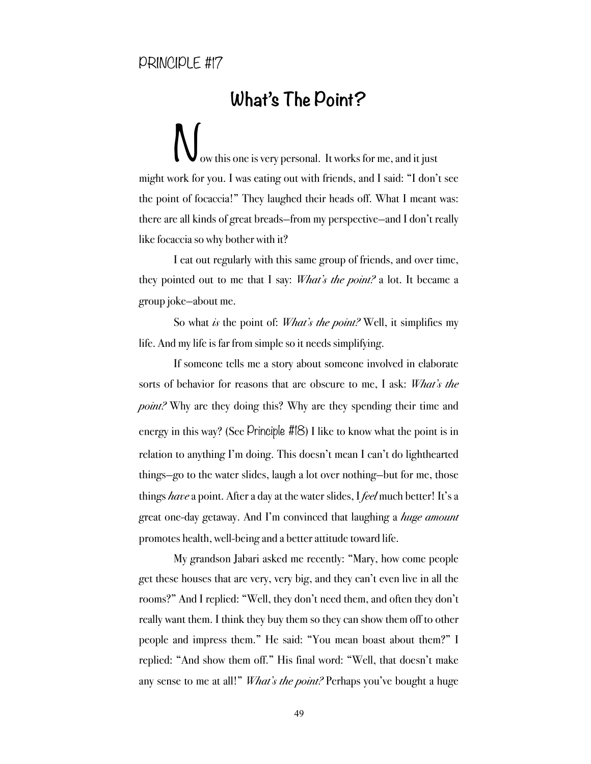PRINCIPLE #17

## What's The Point?

Now this one is very personal. It works for me, and it just might work for you. I was eating out with friends, and I said: "I don't see the point of focaccia!" They laughed their heads off. What I meant was: there are all kinds of great breads—from my perspective—and I don't really like focaccia so why bother with it?

I eat out regularly with this same group of friends, and over time, they pointed out to me that I say: *What's the point?* a lot. It became a group joke—about me.

So what *is* the point of: *What's the point?* Well, it simplifies my life. And my life is far from simple so it needs simplifying.

If someone tells me a story about someone involved in elaborate sorts of behavior for reasons that are obscure to me, I ask: *What's the point?* Why are they doing this? Why are they spending their time and energy in this way? (See Principle #18) I like to know what the point is in relation to anything I'm doing. This doesn't mean I can't do lighthearted things—go to the water slides, laugh a lot over nothing—but for me, those things *have* a point. After a day at the water slides, I *feel* much better! It's a great one-day getaway. And I'm convinced that laughing a *huge amount* promotes health, well-being and a better attitude toward life.

My grandson Jabari asked me recently: "Mary, how come people get these houses that are very, very big, and they can't even live in all the rooms?" And I replied: "Well, they don't need them, and often they don't really want them. I think they buy them so they can show them off to other people and impress them." He said: "You mean boast about them?" I replied: "And show them off." His final word: "Well, that doesn't make any sense to me at all!" *What's the point?* Perhaps you've bought a huge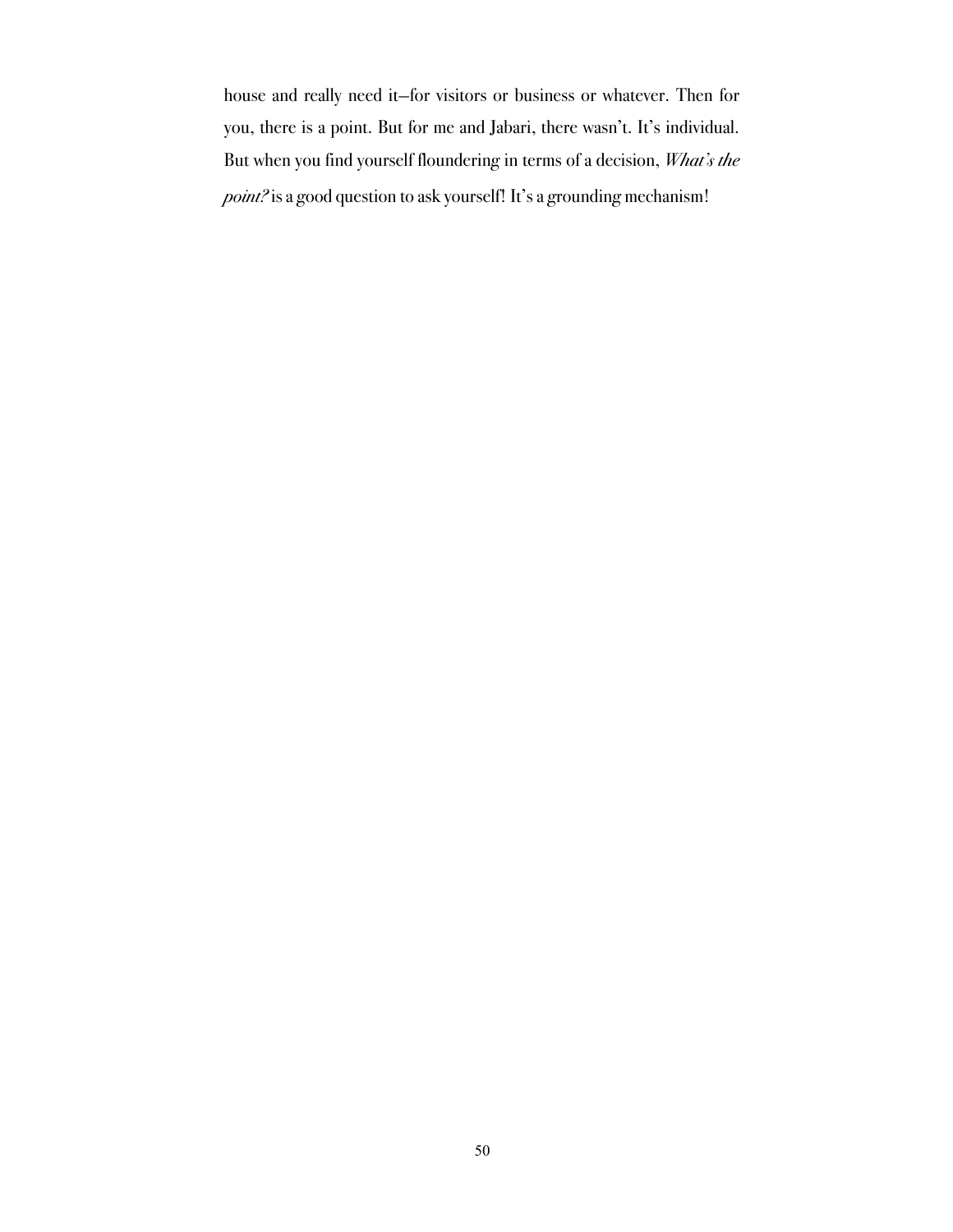house and really need it—for visitors or business or whatever. Then for you, there is a point. But for me and Jabari, there wasn't. It's individual. But when you find yourself floundering in terms of a decision, *What's the point?* is a good question to ask yourself! It's a grounding mechanism!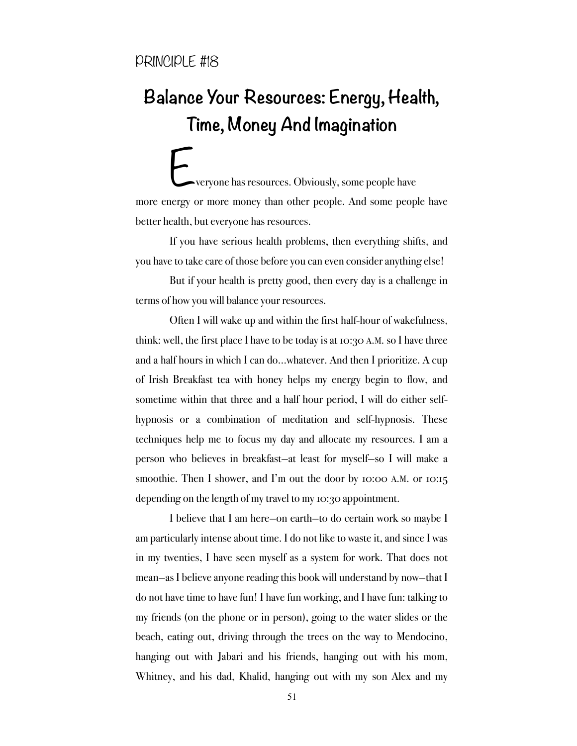PRINCIPLE #18

# Balance Your Resources: Energy, Health, Time, Money And Imagination

Everyone has resources. Obviously, some people have more energy or more money than other people. And some people have better health, but everyone has resources.

If you have serious health problems, then everything shifts, and you have to take care of those before you can even consider anything else!

But if your health is pretty good, then every day is a challenge in terms of how you will balance your resources.

Often I will wake up and within the first half-hour of wakefulness, think: well, the first place I have to be today is at 10:30 A.M. so I have three and a half hours in which I can do…whatever. And then I prioritize. A cup of Irish Breakfast tea with honey helps my energy begin to flow, and sometime within that three and a half hour period, I will do either self-hypnosis or a combination of meditation and self-hypnosis. These techniques help me to focus my day and allocate my resources. I am a person who believes in breakfast—at least for myself—so I will make a smoothie. Then I shower, and I'm out the door by 10:00 A.M. or 10:15 depending on the length of my travel to my 10:30 appointment.

I believe that I am here—on earth—to do certain work so maybe I am particularly intense about time. I do not like to waste it, and since I was in my twenties, I have seen myself as a system for work. That does not mean—as I believe anyone reading this book will understand by now—that I do not have time to have fun! I have fun working, and I have fun: talking to my friends (on the phone or in person), going to the water slides or the beach, eating out, driving through the trees on the way to Mendocino, hanging out with Jabari and his friends, hanging out with his mom, Whitney, and his dad, Khalid, hanging out with my son Alex and my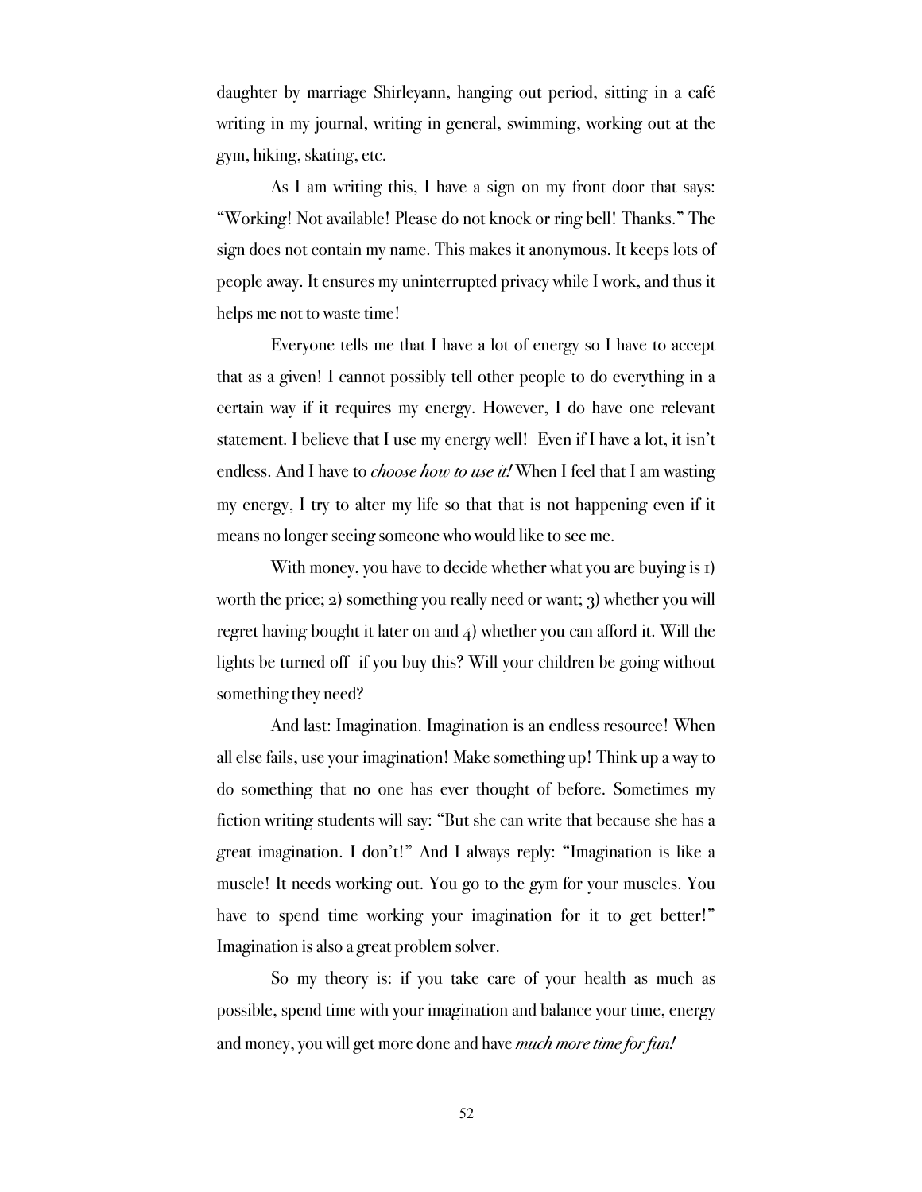daughter by marriage Shirleyann, hanging out period, sitting in a café writing in my journal, writing in general, swimming, working out at the gym, hiking, skating, etc.

As I am writing this, I have a sign on my front door that says: "Working! Not available! Please do not knock or ring bell! Thanks." The sign does not contain my name. This makes it anonymous. It keeps lots of people away. It ensures my uninterrupted privacy while I work, and thus it helps me not to waste time!

Everyone tells me that I have a lot of energy so I have to accept that as a given! I cannot possibly tell other people to do everything in a certain way if it requires my energy. However, I do have one relevant statement. I believe that I use my energy well! Even if I have a lot, it isn't endless. And I have to *choose how to use it!* When I feel that I am wasting my energy, I try to alter my life so that that is not happening even if it means no longer seeing someone who would like to see me.

With money, you have to decide whether what you are buying is 1) worth the price; 2) something you really need or want; 3) whether you will regret having bought it later on and 4) whether you can afford it. Will the lights be turned off if you buy this? Will your children be going without something they need?

And last: Imagination. Imagination is an endless resource! When all else fails, use your imagination! Make something up! Think up a way to do something that no one has ever thought of before. Sometimes my fiction writing students will say: "But she can write that because she has a great imagination. I don't!" And I always reply: "Imagination is like a muscle! It needs working out. You go to the gym for your muscles. You have to spend time working your imagination for it to get better!" Imagination is also a great problem solver.

So my theory is: if you take care of your health as much as possible, spend time with your imagination and balance your time, energy and money, you will get more done and have *much more time for fun!*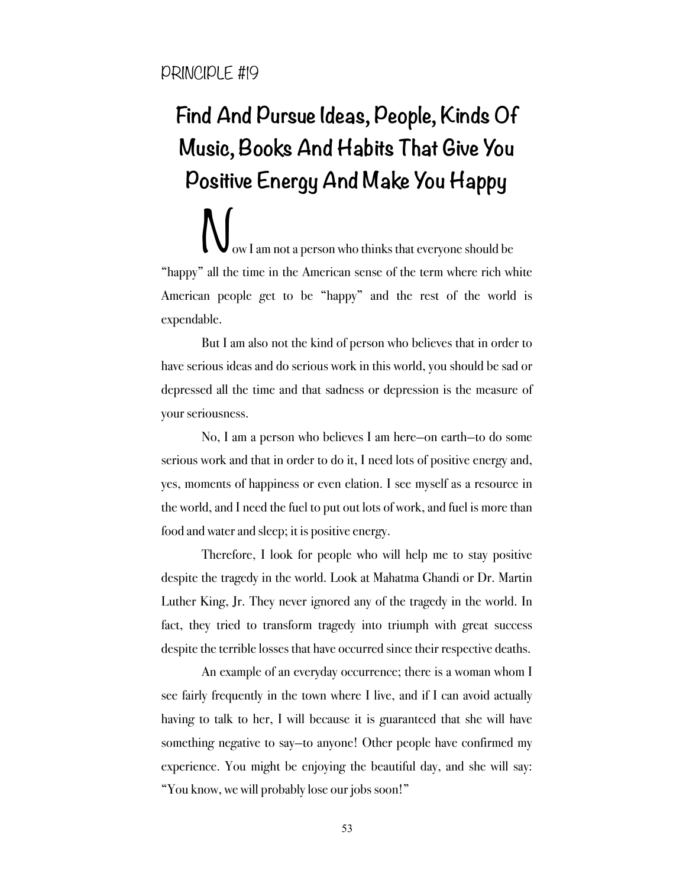PRINCIPLE #19

# Find And Pursue Ideas, People, Kinds Of Music, Books And Habits That Give You Positive Energy And Make You Happy

Now I am not a person who thinks that everyone should be "happy" all the time in the American sense of the term where rich white American people get to be "happy" and the rest of the world is expendable.

But I am also not the kind of person who believes that in order to have serious ideas and do serious work in this world, you should be sad or depressed all the time and that sadness or depression is the measure of your seriousness.

No, I am a person who believes I am here—on earth—to do some serious work and that in order to do it, I need lots of positive energy and, yes, moments of happiness or even elation. I see myself as a resource in the world, and I need the fuel to put out lots of work, and fuel is more than food and water and sleep; it is positive energy.

Therefore, I look for people who will help me to stay positive despite the tragedy in the world. Look at Mahatma Ghandi or Dr. Martin Luther King, Jr. They never ignored any of the tragedy in the world. In fact, they tried to transform tragedy into triumph with great success despite the terrible losses that have occurred since their respective deaths.

An example of an everyday occurrence; there is a woman whom I see fairly frequently in the town where I live, and if I can avoid actually having to talk to her, I will because it is guaranteed that she will have something negative to say—to anyone! Other people have confirmed my experience. You might be enjoying the beautiful day, and she will say: "You know, we will probably lose our jobs soon!"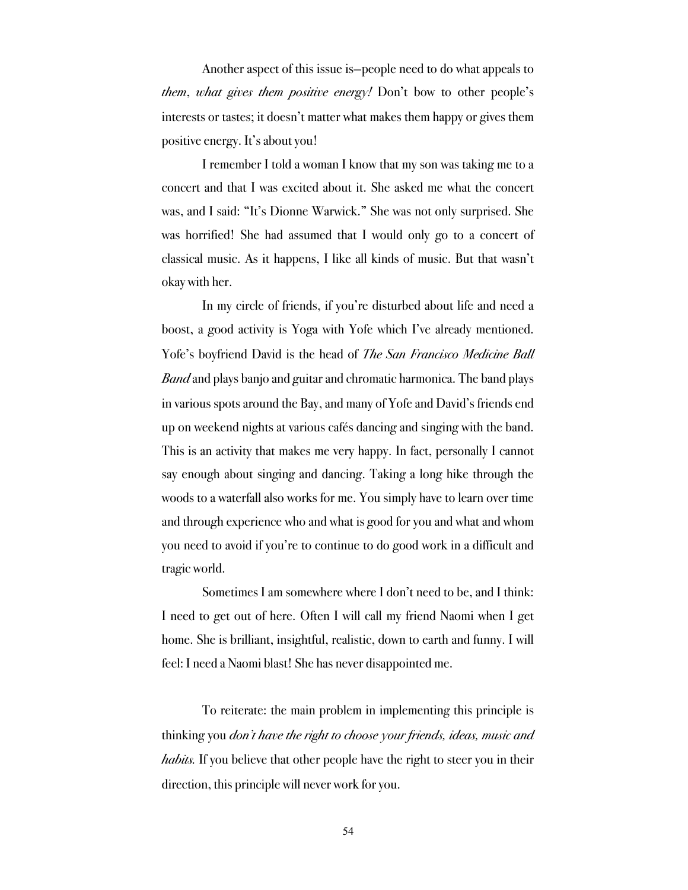Another aspect of this issue is—people need to do what appeals to *them*, *what gives them positive energy!* Don't bow to other people's interests or tastes; it doesn't matter what makes them happy or gives them positive energy. It's about you!

I remember I told a woman I know that my son was taking me to a concert and that I was excited about it. She asked me what the concert was, and I said: "It's Dionne Warwick." She was not only surprised. She was horrified! She had assumed that I would only go to a concert of classical music. As it happens, I like all kinds of music. But that wasn't okay with her.

In my circle of friends, if you're disturbed about life and need a boost, a good activity is Yoga with Yofe which I've already mentioned. Yofe's boyfriend David is the head of *The San Francisco Medicine Ball Band* and plays banjo and guitar and chromatic harmonica. The band plays in various spots around the Bay, and many of Yofe and David's friends end up on weekend nights at various cafés dancing and singing with the band. This is an activity that makes me very happy. In fact, personally I cannot say enough about singing and dancing. Taking a long hike through the woods to a waterfall also works for me. You simply have to learn over time and through experience who and what is good for you and what and whom you need to avoid if you're to continue to do good work in a difficult and tragic world.

Sometimes I am somewhere where I don't need to be, and I think: I need to get out of here. Often I will call my friend Naomi when I get home. She is brilliant, insightful, realistic, down to earth and funny. I will feel: I need a Naomi blast! She has never disappointed me.

To reiterate: the main problem in implementing this principle is thinking you *don't have the right to choose your friends, ideas, music and habits.* If you believe that other people have the right to steer you in their direction, this principle will never work for you.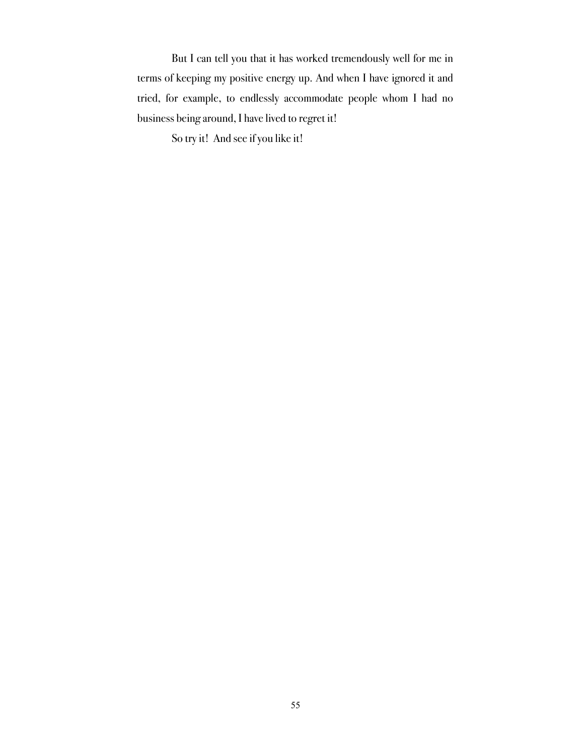But I can tell you that it has worked tremendously well for me in terms of keeping my positive energy up. And when I have ignored it and tried, for example, to endlessly accommodate people whom I had no business being around, I have lived to regret it!

So try it! And see if you like it!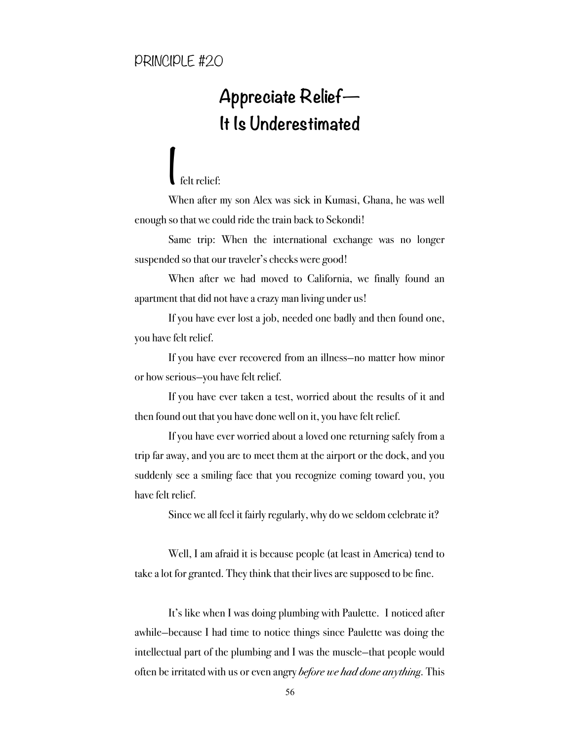PRINCIPLE #20

# Appreciate Relief— It Is Underestimated

I felt relief:

When after my son Alex was sick in Kumasi, Ghana, he was well enough so that we could ride the train back to Sekondi!

Same trip: When the international exchange was no longer suspended so that our traveler's checks were good!

When after we had moved to California, we finally found an apartment that did not have a crazy man living under us!

If you have ever lost a job, needed one badly and then found one, you have felt relief.

If you have ever recovered from an illness—no matter how minor or how serious—you have felt relief.

If you have ever taken a test, worried about the results of it and then found out that you have done well on it, you have felt relief.

If you have ever worried about a loved one returning safely from a trip far away, and you are to meet them at the airport or the dock, and you suddenly see a smiling face that you recognize coming toward you, you have felt relief.

Since we all feel it fairly regularly, why do we seldom celebrate it?

Well, I am afraid it is because people (at least in America) tend to take a lot for granted. They think that their lives are supposed to be fine.

It's like when I was doing plumbing with Paulette. I noticed after awhile—because I had time to notice things since Paulette was doing the intellectual part of the plumbing and I was the muscle—that people would often be irritated with us or even angry *before we had done anything*. This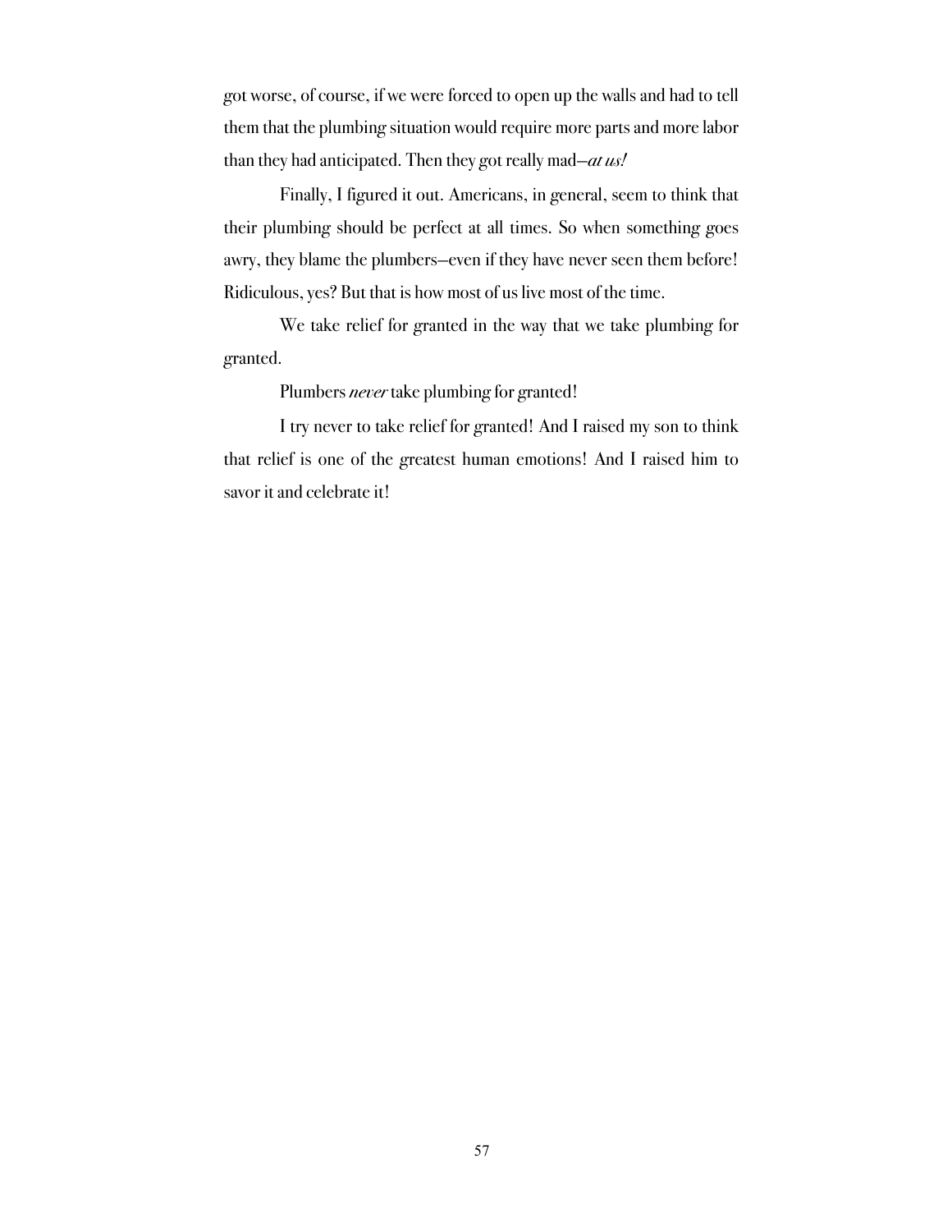got worse, of course, if we were forced to open up the walls and had to tell them that the plumbing situation would require more parts and more labor than they had anticipated. Then they got really mad—*at us!*

Finally, I figured it out. Americans, in general, seem to think that their plumbing should be perfect at all times. So when something goes awry, they blame the plumbers—even if they have never seen them before! Ridiculous, yes? But that is how most of us live most of the time.

We take relief for granted in the way that we take plumbing for granted.

Plumbers *never* take plumbing for granted!

I try never to take relief for granted! And I raised my son to think that relief is one of the greatest human emotions! And I raised him to savor it and celebrate it!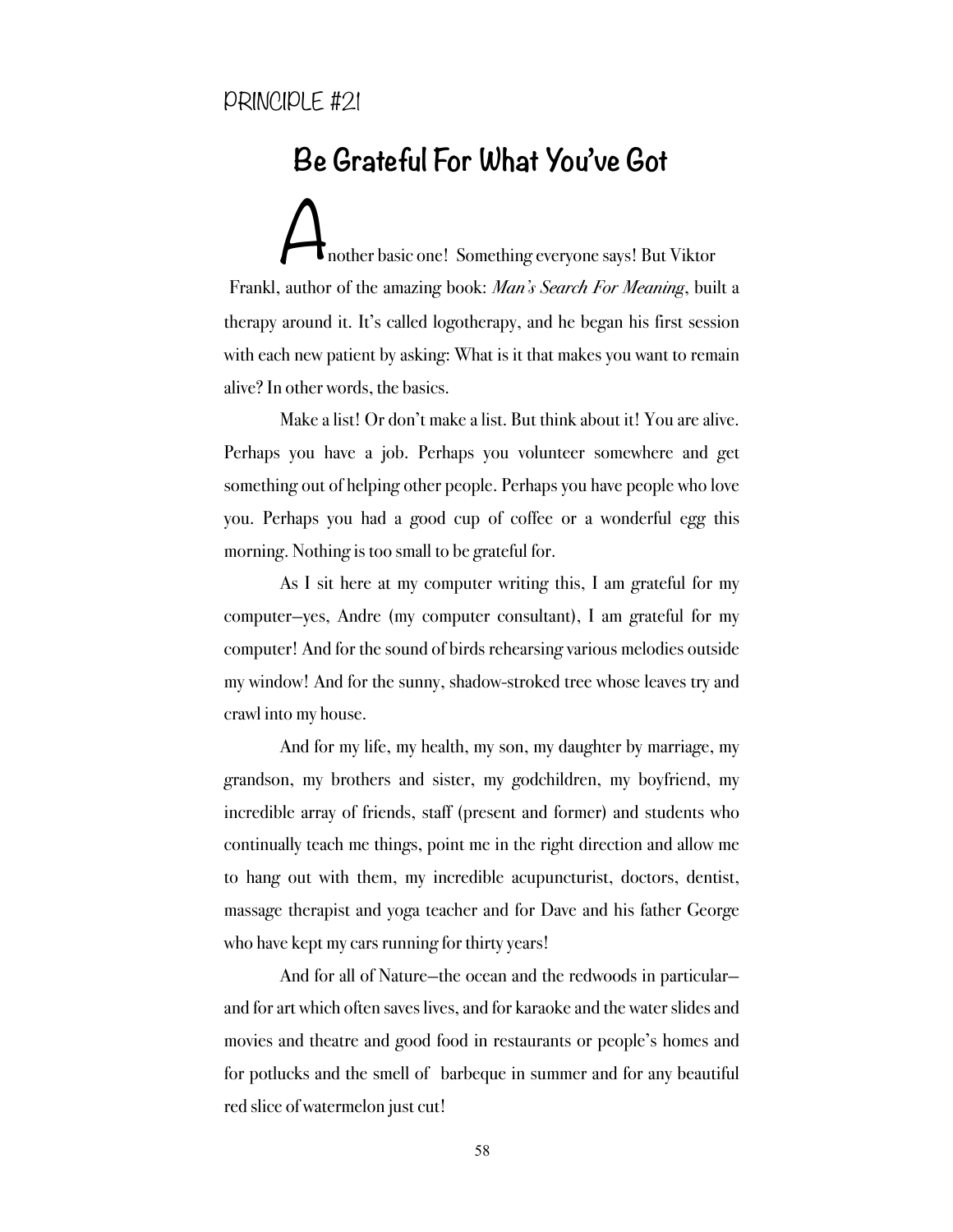PRINCIPLE #21

## Be Grateful For What You've Got

Another basic one! Something everyone says! But Viktor Frankl, author of the amazing book: *Man's Search For Meaning*, built a therapy around it. It's called logotherapy, and he began his first session with each new patient by asking: What is it that makes you want to remain alive? In other words, the basics.

Make a list! Or don't make a list. But think about it! You are alive. Perhaps you have a job. Perhaps you volunteer somewhere and get something out of helping other people. Perhaps you have people who love you. Perhaps you had a good cup of coffee or a wonderful egg this morning. Nothing is too small to be grateful for.

As I sit here at my computer writing this, I am grateful for my computer—yes, Andre (my computer consultant), I am grateful for my computer! And for the sound of birds rehearsing various melodies outside my window! And for the sunny, shadow-stroked tree whose leaves try and crawl into my house.

And for my life, my health, my son, my daughter by marriage, my grandson, my brothers and sister, my godchildren, my boyfriend, my incredible array of friends, staff (present and former) and students who continually teach me things, point me in the right direction and allow me to hang out with them, my incredible acupuncturist, doctors, dentist, massage therapist and yoga teacher and for Dave and his father George who have kept my cars running for thirty years!

And for all of Nature—the ocean and the redwoods in particular—and for art which often saves lives, and for karaoke and the water slides and movies and theatre and good food in restaurants or people's homes and for potlucks and the smell of barbeque in summer and for any beautiful red slice of watermelon just cut!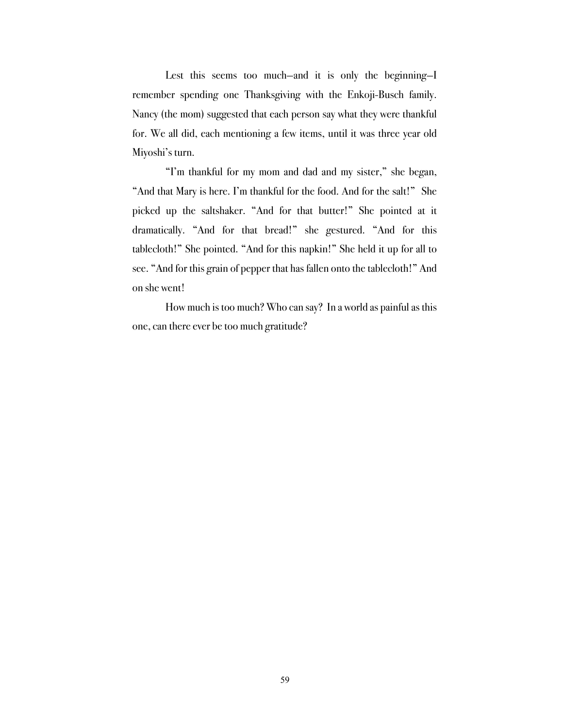Lest this seems too much—and it is only the beginning—I remember spending one Thanksgiving with the Enkoji-Busch family. Nancy (the mom) suggested that each person say what they were thankful for. We all did, each mentioning a few items, until it was three year old Miyoshi's turn.

"I'm thankful for my mom and dad and my sister," she began, "And that Mary is here. I'm thankful for the food. And for the salt!" She picked up the saltshaker. "And for that butter!" She pointed at it dramatically. "And for that bread!" she gestured. "And for this tablecloth!" She pointed. "And for this napkin!" She held it up for all to see. "And for this grain of pepper that has fallen onto the tablecloth!" And on she went!

How much is too much? Who can say? In a world as painful as this one, can there ever be too much gratitude?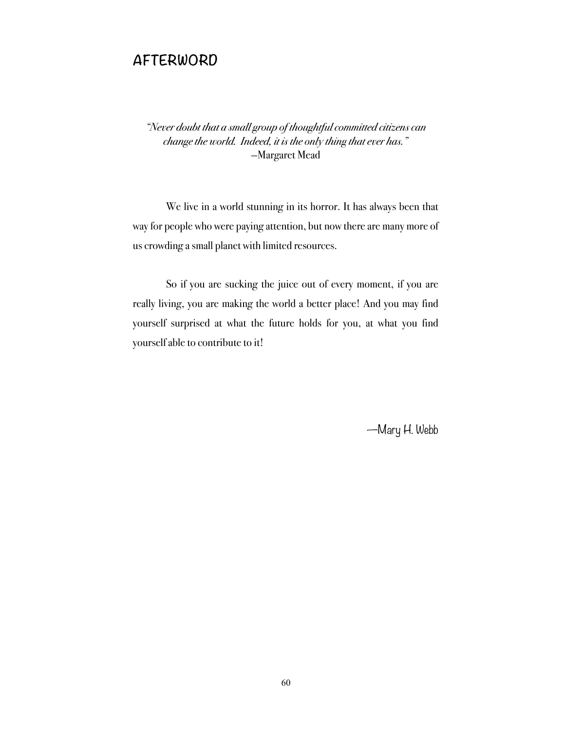## AFTERWORD

*"Never doubt that a small group of thoughtful committed citizens can change the world. Indeed, it is the only thing that ever has."*
—Margaret Mead

We live in a world stunning in its horror. It has always been that way for people who were paying attention, but now there are many more of us crowding a small planet with limited resources.

So if you are sucking the juice out of every moment, if you are really living, you are making the world a better place! And you may find yourself surprised at what the future holds for you, at what you find yourself able to contribute to it!

—Mary H. Webb